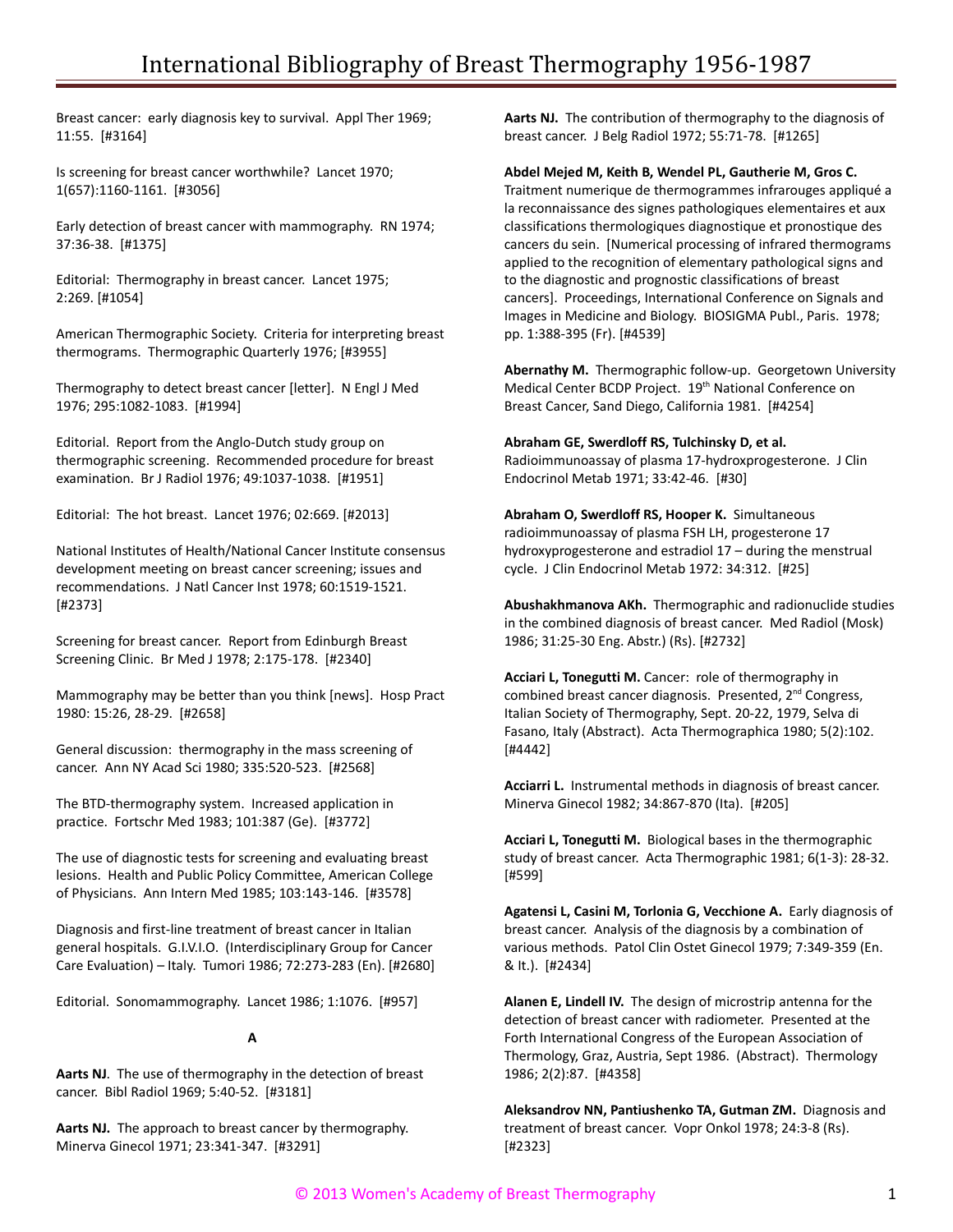Breast cancer: early diagnosis key to survival. Appl Ther 1969; 11:55. [#3164]

Is screening for breast cancer worthwhile? Lancet 1970; 1(657):1160-1161. [#3056]

Early detection of breast cancer with mammography. RN 1974; 37:36-38. [#1375]

Editorial: Thermography in breast cancer. Lancet 1975; 2:269. [#1054]

American Thermographic Society. Criteria for interpreting breast thermograms. Thermographic Quarterly 1976; [#3955]

Thermography to detect breast cancer [letter]. N Engl J Med 1976; 295:1082-1083. [#1994]

Editorial. Report from the Anglo-Dutch study group on thermographic screening. Recommended procedure for breast examination. Br J Radiol 1976; 49:1037-1038. [#1951]

Editorial: The hot breast. Lancet 1976; 02:669. [#2013]

National Institutes of Health/National Cancer Institute consensus development meeting on breast cancer screening; issues and recommendations. J Natl Cancer Inst 1978; 60:1519-1521. [#2373]

Screening for breast cancer. Report from Edinburgh Breast Screening Clinic. Br Med J 1978; 2:175-178. [#2340]

Mammography may be better than you think [news]. Hosp Pract 1980: 15:26, 28-29. [#2658]

General discussion: thermography in the mass screening of cancer. Ann NY Acad Sci 1980; 335:520-523. [#2568]

The BTD-thermography system. Increased application in practice. Fortschr Med 1983; 101:387 (Ge). [#3772]

The use of diagnostic tests for screening and evaluating breast lesions. Health and Public Policy Committee, American College of Physicians. Ann Intern Med 1985; 103:143-146. [#3578]

Diagnosis and first-line treatment of breast cancer in Italian general hospitals. G.I.V.I.O. (Interdisciplinary Group for Cancer Care Evaluation) – Italy. Tumori 1986; 72:273-283 (En). [#2680]

Editorial. Sonomammography. Lancet 1986; 1:1076. [#957]

## A

**Aarts NJ**. The use of thermography in the detection of breast cancer. Bibl Radiol 1969; 5:40-52. [#3181]

**Aarts NJ.** The approach to breast cancer by thermography. Minerva Ginecol 1971; 23:341-347. [#3291]

**Aarts NJ.** The contribution of thermography to the diagnosis of breast cancer. J Belg Radiol 1972; 55:71-78. [#1265]

**Abdel Mejed M, Keith B, Wendel PL, Gautherie M, Gros C.** Traitment numerique de thermogrammes infrarouges appliqué a la reconnaissance des signes pathologiques elementaires et aux classifications thermologiques diagnostique et pronostique des cancers du sein. [Numerical processing of infrared thermograms applied to the recognition of elementary pathological signs and to the diagnostic and prognostic classifications of breast cancers]. Proceedings, International Conference on Signals and Images in Medicine and Biology. BIOSIGMA Publ., Paris. 1978; pp. 1:388-395 (Fr). [#4539]

**Abernathy M.** Thermographic follow-up. Georgetown University Medical Center BCDP Project. 19th National Conference on Breast Cancer, Sand Diego, California 1981. [#4254]

**Abraham GE, Swerdloff RS, Tulchinsky D, et al.** Radioimmunoassay of plasma 17-hydroxprogesterone. J Clin Endocrinol Metab 1971; 33:42-46. [#30]

**Abraham O, Swerdloff RS, Hooper K.** Simultaneous radioimmunoassay of plasma FSH LH, progesterone 17 hydroxyprogesterone and estradiol 17 – during the menstrual cycle. J Clin Endocrinol Metab 1972: 34:312. [#25]

**Abushakhmanova AKh.** Thermographic and radionuclide studies in the combined diagnosis of breast cancer. Med Radiol (Mosk) 1986; 31:25-30 Eng. Abstr.) (Rs). [#2732]

**Acciari L, Tonegutti M.** Cancer: role of thermography in combined breast cancer diagnosis. Presented, 2nd Congress, Italian Society of Thermography, Sept. 20-22, 1979, Selva di Fasano, Italy (Abstract). Acta Thermographica 1980; 5(2):102. [#4442]

**Acciarri L.** Instrumental methods in diagnosis of breast cancer. Minerva Ginecol 1982; 34:867-870 (Ita). [#205]

**Acciari L, Tonegutti M.** Biological bases in the thermographic study of breast cancer. Acta Thermographic 1981; 6(1-3): 28-32. [#599]

**Agatensi L, Casini M, Torlonia G, Vecchione A.** Early diagnosis of breast cancer. Analysis of the diagnosis by a combination of various methods. Patol Clin Ostet Ginecol 1979; 7:349-359 (En. & It.). [#2434]

**Alanen E, Lindell IV.** The design of microstrip antenna for the detection of breast cancer with radiometer. Presented at the Forth International Congress of the European Association of Thermology, Graz, Austria, Sept 1986. (Abstract). Thermology 1986; 2(2):87. [#4358]

**Aleksandrov NN, Pantiushenko TA, Gutman ZM.** Diagnosis and treatment of breast cancer. Vopr Onkol 1978; 24:3-8 (Rs). [#2323]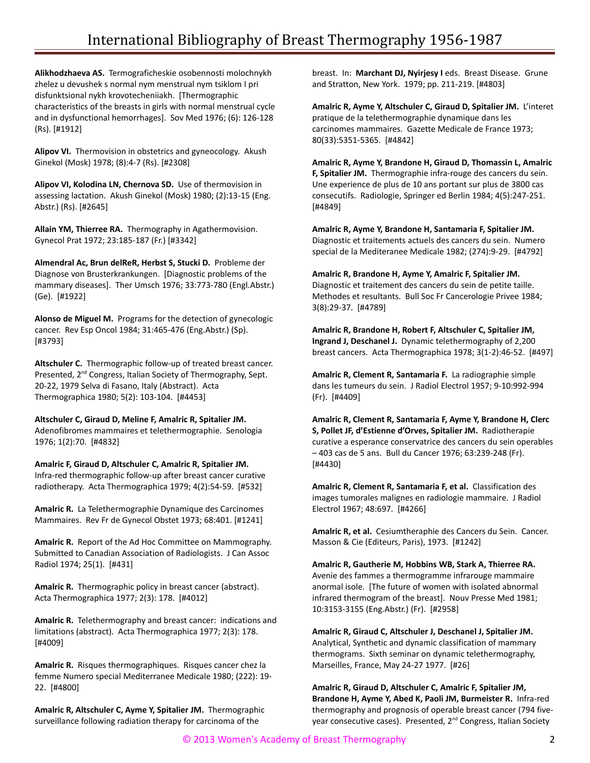**Alikhodzhaeva AS.** Termograficheskie osobennosti molochnykh zhelez u devushek s normal nym menstrual nym tsiklom I pri disfunktsional nykh krovotecheniiakh. [Thermographic characteristics of the breasts in girls with normal menstrual cycle and in dysfunctional hemorrhages]. Sov Med 1976; (6): 126-128 (Rs). [#1912]

**Alipov VI.** Thermovision in obstetrics and gyneocology. Akush Ginekol (Mosk) 1978; (8):4-7 (Rs). [#2308]

**Alipov VI, Kolodina LN, Chernova SD.** Use of thermovision in assessing lactation. Akush Ginekol (Mosk) 1980; (2):13-15 (Eng. Abstr.) (Rs). [#2645]

**Allain YM, Thierree RA.** Thermography in Agathermovision. Gynecol Prat 1972; 23:185-187 (Fr.) [#3342]

**Almendral Ac, Brun delReR, Herbst S, Stucki D.** Probleme der Diagnose von Brusterkrankungen. [Diagnostic problems of the mammary diseases]. Ther Umsch 1976; 33:773-780 (Engl.Abstr.) (Ge). [#1922]

**Alonso de Miguel M.** Programs for the detection of gynecologic cancer. Rev Esp Oncol 1984; 31:465-476 (Eng.Abstr.) (Sp). [#3793]

**Altschuler C.** Thermographic follow-up of treated breast cancer. Presented, 2nd Congress, Italian Society of Thermography, Sept. 20-22, 1979 Selva di Fasano, Italy (Abstract). Acta Thermographica 1980; 5(2): 103-104. [#4453]

**Altschuler C, Giraud D, Meline F, Amalric R, Spitalier JM.** Adenofibromes mammaires et telethermographie. Senologia 1976; 1(2):70. [#4832]

**Amalric F, Giraud D, Altschuler C, Amalric R, Spitalier JM.** Infra-red thermographic follow-up after breast cancer curative radiotherapy. Acta Thermographica 1979; 4(2):54-59. [#532]

**Amalric R.** La Telethermographie Dynamique des Carcinomes Mammaires. Rev Fr de Gynecol Obstet 1973; 68:401. [#1241]

**Amalric R.** Report of the Ad Hoc Committee on Mammography. Submitted to Canadian Association of Radiologists. J Can Assoc Radiol 1974; 25(1). [#431]

**Amalric R.** Thermographic policy in breast cancer (abstract). Acta Thermographica 1977; 2(3): 178. [#4012]

**Amalric R.** Telethermography and breast cancer: indications and limitations (abstract). Acta Thermographica 1977; 2(3): 178. [#4009]

**Amalric R.** Risques thermographiques. Risques cancer chez la femme Numero special Mediterranee Medicale 1980; (222): 19-22. [#4800]

**Amalric R, Altschuler C, Ayme Y, Spitalier JM.** Thermographic surveillance following radiation therapy for carcinoma of the breast. In: **Marchant DJ, Nyirjesy I** eds. Breast Disease. Grune and Stratton, New York. 1979; pp. 211-219. [#4803]

**Amalric R, Ayme Y, Altschuler C, Giraud D, Spitalier JM.** L'interet pratique de la telethermographie dynamique dans les carcinomes mammaires. Gazette Medicale de France 1973; 80(33):5351-5365. [#4842]

**Amalric R, Ayme Y, Brandone H, Giraud D, Thomassin L, Amalric F, Spitalier JM.** Thermographie infra-rouge des cancers du sein. Une experience de plus de 10 ans portant sur plus de 3800 cas consecutifs. Radiologie, Springer ed Berlin 1984; 4(5):247-251. [#4849]

**Amalric R, Ayme Y, Brandone H, Santamaria F, Spitalier JM.** Diagnostic et traitements actuels des cancers du sein. Numero special de la Mediteranee Medicale 1982; (274):9-29. [#4792]

**Amalric R, Brandone H, Ayme Y, Amalric F, Spitalier JM.** Diagnostic et traitement des cancers du sein de petite taille. Methodes et resultants. Bull Soc Fr Cancerologie Privee 1984; 3(8):29-37. [#4789]

**Amalric R, Brandone H, Robert F, Altschuler C, Spitalier JM, Ingrand J, Deschanel J.** Dynamic telethermography of 2,200 breast cancers. Acta Thermographica 1978; 3(1-2):46-52. [#497]

**Amalric R, Clement R, Santamaria F.** La radiographie simple dans les tumeurs du sein. J Radiol Electrol 1957; 9-10:992-994 (Fr). [#4409]

**Amalric R, Clement R, Santamaria F, Ayme Y, Brandone H, Clerc S, Pollet JF, d'Estienne d'Orves, Spitalier JM.** Radiotherapie curative a esperance conservatrice des cancers du sein operables – 403 cas de 5 ans. Bull du Cancer 1976; 63:239-248 (Fr). [#4430]

**Amalric R, Clement R, Santamaria F, et al.** Classification des images tumorales malignes en radiologie mammaire. J Radiol Electrol 1967; 48:697. [#4266]

**Amalric R, et al.** Cesiumtheraphie des Cancers du Sein. Cancer. Masson & Cie (Editeurs, Paris), 1973. [#1242]

**Amalric R, Gautherie M, Hobbins WB, Stark A, Thierree RA.** Avenie des fammes a thermogramme infrarouge mammaire anormal isole. [The future of women with isolated abnormal infrared thermogram of the breast]. Nouv Presse Med 1981; 10:3153-3155 (Eng.Abstr.) (Fr). [#2958]

**Amalric R, Giraud C, Altschuler J, Deschanel J, Spitalier JM.** Analytical, Synthetic and dynamic classification of mammary thermograms. Sixth seminar on dynamic telethermography, Marseilles, France, May 24-27 1977. [#26]

**Amalric R, Giraud D, Altschuler C, Amalric F, Spitalier JM, Brandone H, Ayme Y, Abed K, Paoli JM, Burmeister R.** Infra-red thermography and prognosis of operable breast cancer (794 five-year consecutive cases). Presented, 2nd Congress, Italian Society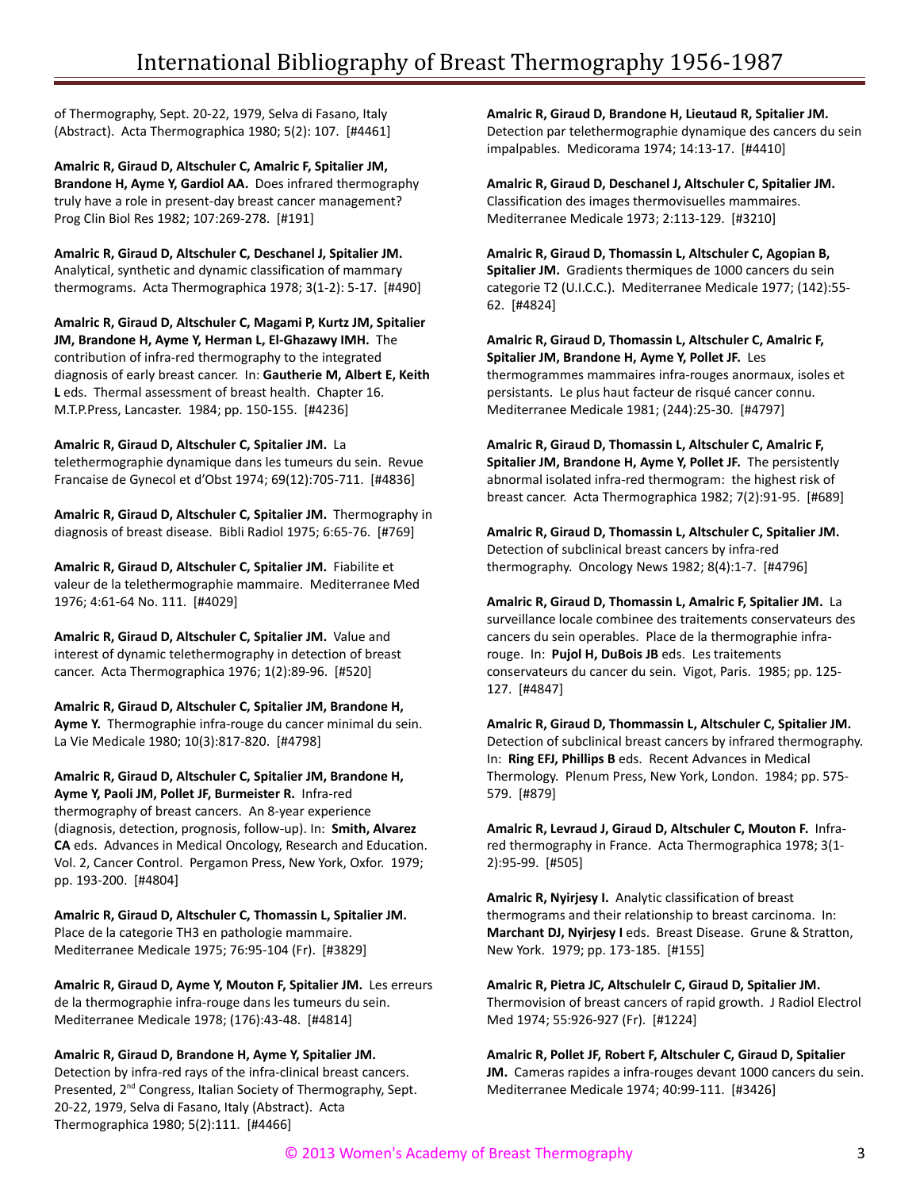of Thermography, Sept. 20-22, 1979, Selva di Fasano, Italy (Abstract). Acta Thermographica 1980; 5(2): 107. [#4461]

**Amalric R, Giraud D, Altschuler C, Amalric F, Spitalier JM, Brandone H, Ayme Y, Gardiol AA.** Does infrared thermography truly have a role in present-day breast cancer management? Prog Clin Biol Res 1982; 107:269-278. [#191]

**Amalric R, Giraud D, Altschuler C, Deschanel J, Spitalier JM.** Analytical, synthetic and dynamic classification of mammary thermograms. Acta Thermographica 1978; 3(1-2): 5-17. [#490]

**Amalric R, Giraud D, Altschuler C, Magami P, Kurtz JM, Spitalier JM, Brandone H, Ayme Y, Herman L, El-Ghazawy IMH.** The contribution of infra-red thermography to the integrated diagnosis of early breast cancer. In: **Gautherie M, Albert E, Keith L** eds. Thermal assessment of breast health. Chapter 16. M.T.P.Press, Lancaster. 1984; pp. 150-155. [#4236]

**Amalric R, Giraud D, Altschuler C, Spitalier JM.** La telethermographie dynamique dans les tumeurs du sein. Revue Francaise de Gynecol et d'Obst 1974; 69(12):705-711. [#4836]

**Amalric R, Giraud D, Altschuler C, Spitalier JM.** Thermography in diagnosis of breast disease. Bibli Radiol 1975; 6:65-76. [#769]

**Amalric R, Giraud D, Altschuler C, Spitalier JM.** Fiabilite et valeur de la telethermographie mammaire. Mediterranee Med 1976; 4:61-64 No. 111. [#4029]

**Amalric R, Giraud D, Altschuler C, Spitalier JM.** Value and interest of dynamic telethermography in detection of breast cancer. Acta Thermographica 1976; 1(2):89-96. [#520]

**Amalric R, Giraud D, Altschuler C, Spitalier JM, Brandone H, Ayme Y.** Thermographie infra-rouge du cancer minimal du sein. La Vie Medicale 1980; 10(3):817-820. [#4798]

**Amalric R, Giraud D, Altschuler C, Spitalier JM, Brandone H, Ayme Y, Paoli JM, Pollet JF, Burmeister R.** Infra-red thermography of breast cancers. An 8-year experience (diagnosis, detection, prognosis, follow-up). In: **Smith, Alvarez CA** eds. Advances in Medical Oncology, Research and Education. Vol. 2, Cancer Control. Pergamon Press, New York, Oxfor. 1979; pp. 193-200. [#4804]

**Amalric R, Giraud D, Altschuler C, Thomassin L, Spitalier JM.** Place de la categorie TH3 en pathologie mammaire. Mediterranee Medicale 1975; 76:95-104 (Fr). [#3829]

**Amalric R, Giraud D, Ayme Y, Mouton F, Spitalier JM.** Les erreurs de la thermographie infra-rouge dans les tumeurs du sein. Mediterranee Medicale 1978; (176):43-48. [#4814]

**Amalric R, Giraud D, Brandone H, Ayme Y, Spitalier JM.** Detection by infra-red rays of the infra-clinical breast cancers. Presented, 2nd Congress, Italian Society of Thermography, Sept. 20-22, 1979, Selva di Fasano, Italy (Abstract). Acta Thermographica 1980; 5(2):111. [#4466]

**Amalric R, Giraud D, Brandone H, Lieutaud R, Spitalier JM.** Detection par telethermographie dynamique des cancers du sein impalpables. Medicorama 1974; 14:13-17. [#4410]

**Amalric R, Giraud D, Deschanel J, Altschuler C, Spitalier JM.** Classification des images thermovisuelles mammaires. Mediterranee Medicale 1973; 2:113-129. [#3210]

**Amalric R, Giraud D, Thomassin L, Altschuler C, Agopian B, Spitalier JM.** Gradients thermiques de 1000 cancers du sein categorie T2 (U.I.C.C.). Mediterranee Medicale 1977; (142):55-62. [#4824]

**Amalric R, Giraud D, Thomassin L, Altschuler C, Amalric F, Spitalier JM, Brandone H, Ayme Y, Pollet JF.** Les thermogrammes mammaires infra-rouges anormaux, isoles et persistants. Le plus haut facteur de risqué cancer connu. Mediterranee Medicale 1981; (244):25-30. [#4797]

**Amalric R, Giraud D, Thomassin L, Altschuler C, Amalric F, Spitalier JM, Brandone H, Ayme Y, Pollet JF.** The persistently abnormal isolated infra-red thermogram: the highest risk of breast cancer. Acta Thermographica 1982; 7(2):91-95. [#689]

**Amalric R, Giraud D, Thomassin L, Altschuler C, Spitalier JM.** Detection of subclinical breast cancers by infra-red thermography. Oncology News 1982; 8(4):1-7. [#4796]

**Amalric R, Giraud D, Thomassin L, Amalric F, Spitalier JM.** La surveillance locale combinee des traitements conservateurs des cancers du sein operables. Place de la thermographie infra-rouge. In: **Pujol H, DuBois JB** eds. Les traitements conservateurs du cancer du sein. Vigot, Paris. 1985; pp. 125-127. [#4847]

**Amalric R, Giraud D, Thommassin L, Altschuler C, Spitalier JM.** Detection of subclinical breast cancers by infrared thermography. In: **Ring EFJ, Phillips B** eds. Recent Advances in Medical Thermology. Plenum Press, New York, London. 1984; pp. 575-579. [#879]

**Amalric R, Levraud J, Giraud D, Altschuler C, Mouton F.** Infra-red thermography in France. Acta Thermographica 1978; 3(1-2):95-99. [#505]

**Amalric R, Nyirjesy I.** Analytic classification of breast thermograms and their relationship to breast carcinoma. In: **Marchant DJ, Nyirjesy I** eds. Breast Disease. Grune & Stratton, New York. 1979; pp. 173-185. [#155]

**Amalric R, Pietra JC, Altschulelr C, Giraud D, Spitalier JM.** Thermovision of breast cancers of rapid growth. J Radiol Electrol Med 1974; 55:926-927 (Fr). [#1224]

**Amalric R, Pollet JF, Robert F, Altschuler C, Giraud D, Spitalier JM.** Cameras rapides a infra-rouges devant 1000 cancers du sein. Mediterranee Medicale 1974; 40:99-111. [#3426]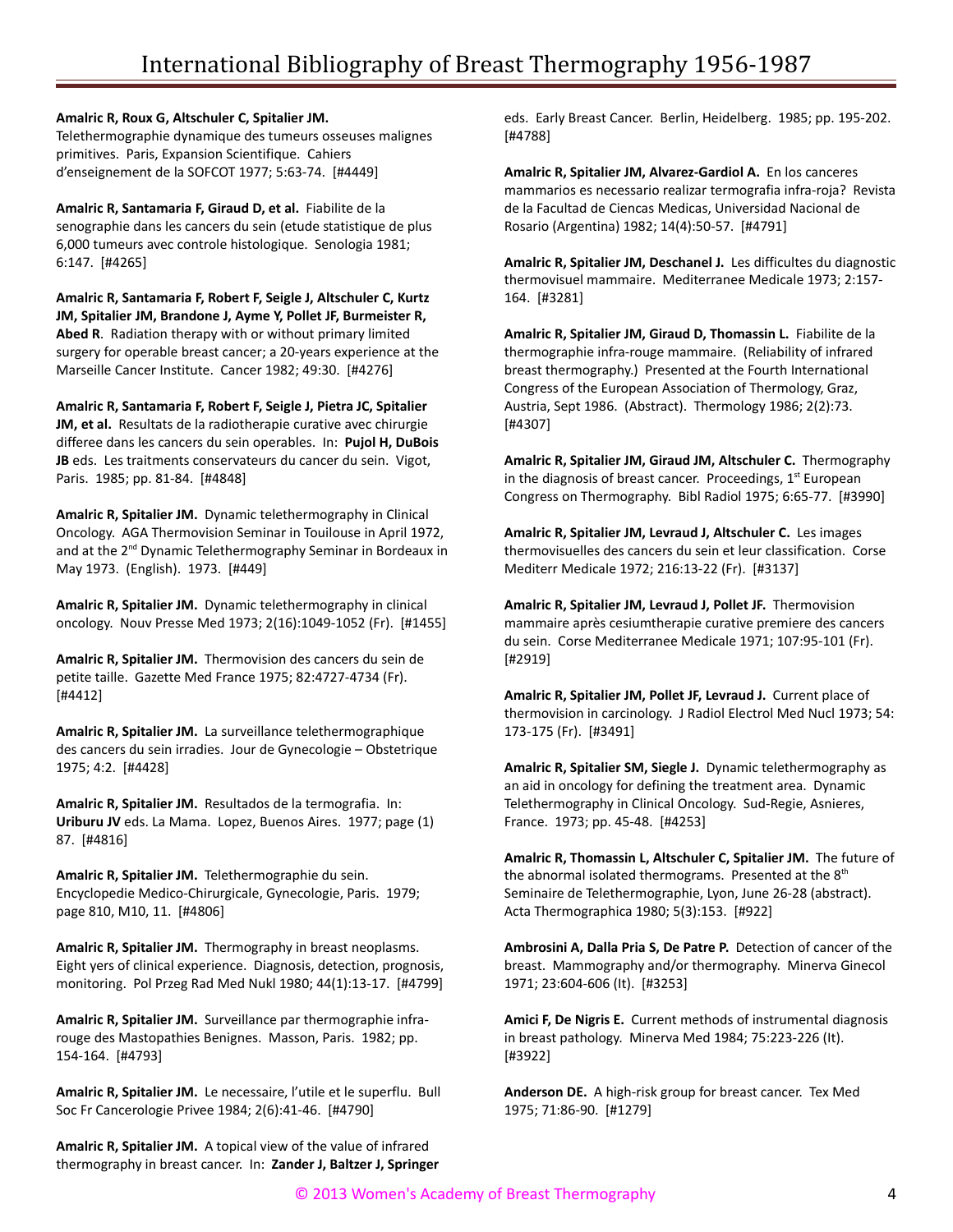**Amalric R, Roux G, Altschuler C, Spitalier JM.** Telethermographie dynamique des tumeurs osseuses malignes primitives. Paris, Expansion Scientifique. Cahiers d'enseignement de la SOFCOT 1977; 5:63-74. [#4449]

**Amalric R, Santamaria F, Giraud D, et al.** Fiabilite de la senographie dans les cancers du sein (etude statistique de plus 6,000 tumeurs avec controle histologique. Senologia 1981; 6:147. [#4265]

**Amalric R, Santamaria F, Robert F, Seigle J, Altschuler C, Kurtz JM, Spitalier JM, Brandone J, Ayme Y, Pollet JF, Burmeister R, Abed R**. Radiation therapy with or without primary limited surgery for operable breast cancer; a 20-years experience at the Marseille Cancer Institute. Cancer 1982; 49:30. [#4276]

**Amalric R, Santamaria F, Robert F, Seigle J, Pietra JC, Spitalier JM, et al.** Resultats de la radiotherapie curative avec chirurgie differee dans les cancers du sein operables. In: **Pujol H, DuBois JB** eds. Les traitments conservateurs du cancer du sein. Vigot, Paris. 1985; pp. 81-84. [#4848]

**Amalric R, Spitalier JM.** Dynamic telethermography in Clinical Oncology. AGA Thermovision Seminar in Touilouse in April 1972, and at the 2nd Dynamic Telethermography Seminar in Bordeaux in May 1973. (English). 1973. [#449]

**Amalric R, Spitalier JM.** Dynamic telethermography in clinical oncology. Nouv Presse Med 1973; 2(16):1049-1052 (Fr). [#1455]

**Amalric R, Spitalier JM.** Thermovision des cancers du sein de petite taille. Gazette Med France 1975; 82:4727-4734 (Fr). [#4412]

**Amalric R, Spitalier JM.** La surveillance telethermographique des cancers du sein irradies. Jour de Gynecologie – Obstetrique 1975; 4:2. [#4428]

**Amalric R, Spitalier JM.** Resultados de la termografia. In: **Uriburu JV** eds. La Mama. Lopez, Buenos Aires. 1977; page (1) 87. [#4816]

**Amalric R, Spitalier JM.** Telethermographie du sein. Encyclopedie Medico-Chirurgicale, Gynecologie, Paris. 1979; page 810, M10, 11. [#4806]

**Amalric R, Spitalier JM.** Thermography in breast neoplasms. Eight yers of clinical experience. Diagnosis, detection, prognosis, monitoring. Pol Przeg Rad Med Nukl 1980; 44(1):13-17. [#4799]

**Amalric R, Spitalier JM.** Surveillance par thermographie infra-rouge des Mastopathies Benignes. Masson, Paris. 1982; pp. 154-164. [#4793]

**Amalric R, Spitalier JM.** Le necessaire, l'utile et le superflu. Bull Soc Fr Cancerologie Privee 1984; 2(6):41-46. [#4790]

**Amalric R, Spitalier JM.** A topical view of the value of infrared thermography in breast cancer. In: **Zander J, Baltzer J, Springer** eds. Early Breast Cancer. Berlin, Heidelberg. 1985; pp. 195-202. [#4788]

**Amalric R, Spitalier JM, Alvarez-Gardiol A.** En los canceres mammarios es necessario realizar termografia infra-roja? Revista de la Facultad de Ciencas Medicas, Universidad Nacional de Rosario (Argentina) 1982; 14(4):50-57. [#4791]

**Amalric R, Spitalier JM, Deschanel J.** Les difficultes du diagnostic thermovisuel mammaire. Mediterranee Medicale 1973; 2:157-164. [#3281]

**Amalric R, Spitalier JM, Giraud D, Thomassin L.** Fiabilite de la thermographie infra-rouge mammaire. (Reliability of infrared breast thermography.) Presented at the Fourth International Congress of the European Association of Thermology, Graz, Austria, Sept 1986. (Abstract). Thermology 1986; 2(2):73. [#4307]

**Amalric R, Spitalier JM, Giraud JM, Altschuler C.** Thermography in the diagnosis of breast cancer. Proceedings, 1st European Congress on Thermography. Bibl Radiol 1975; 6:65-77. [#3990]

**Amalric R, Spitalier JM, Levraud J, Altschuler C.** Les images thermovisuelles des cancers du sein et leur classification. Corse Mediterr Medicale 1972; 216:13-22 (Fr). [#3137]

**Amalric R, Spitalier JM, Levraud J, Pollet JF.** Thermovision mammaire après cesiumtherapie curative premiere des cancers du sein. Corse Mediterranee Medicale 1971; 107:95-101 (Fr). [#2919]

**Amalric R, Spitalier JM, Pollet JF, Levraud J.** Current place of thermovision in carcinology. J Radiol Electrol Med Nucl 1973; 54: 173-175 (Fr). [#3491]

**Amalric R, Spitalier SM, Siegle J.** Dynamic telethermography as an aid in oncology for defining the treatment area. Dynamic Telethermography in Clinical Oncology. Sud-Regie, Asnieres, France. 1973; pp. 45-48. [#4253]

**Amalric R, Thomassin L, Altschuler C, Spitalier JM.** The future of the abnormal isolated thermograms. Presented at the 8th Seminaire de Telethermographie, Lyon, June 26-28 (abstract). Acta Thermographica 1980; 5(3):153. [#922]

**Ambrosini A, Dalla Pria S, De Patre P.** Detection of cancer of the breast. Mammography and/or thermography. Minerva Ginecol 1971; 23:604-606 (It). [#3253]

**Amici F, De Nigris E.** Current methods of instrumental diagnosis in breast pathology. Minerva Med 1984; 75:223-226 (It). [#3922]

**Anderson DE.** A high-risk group for breast cancer. Tex Med 1975; 71:86-90. [#1279]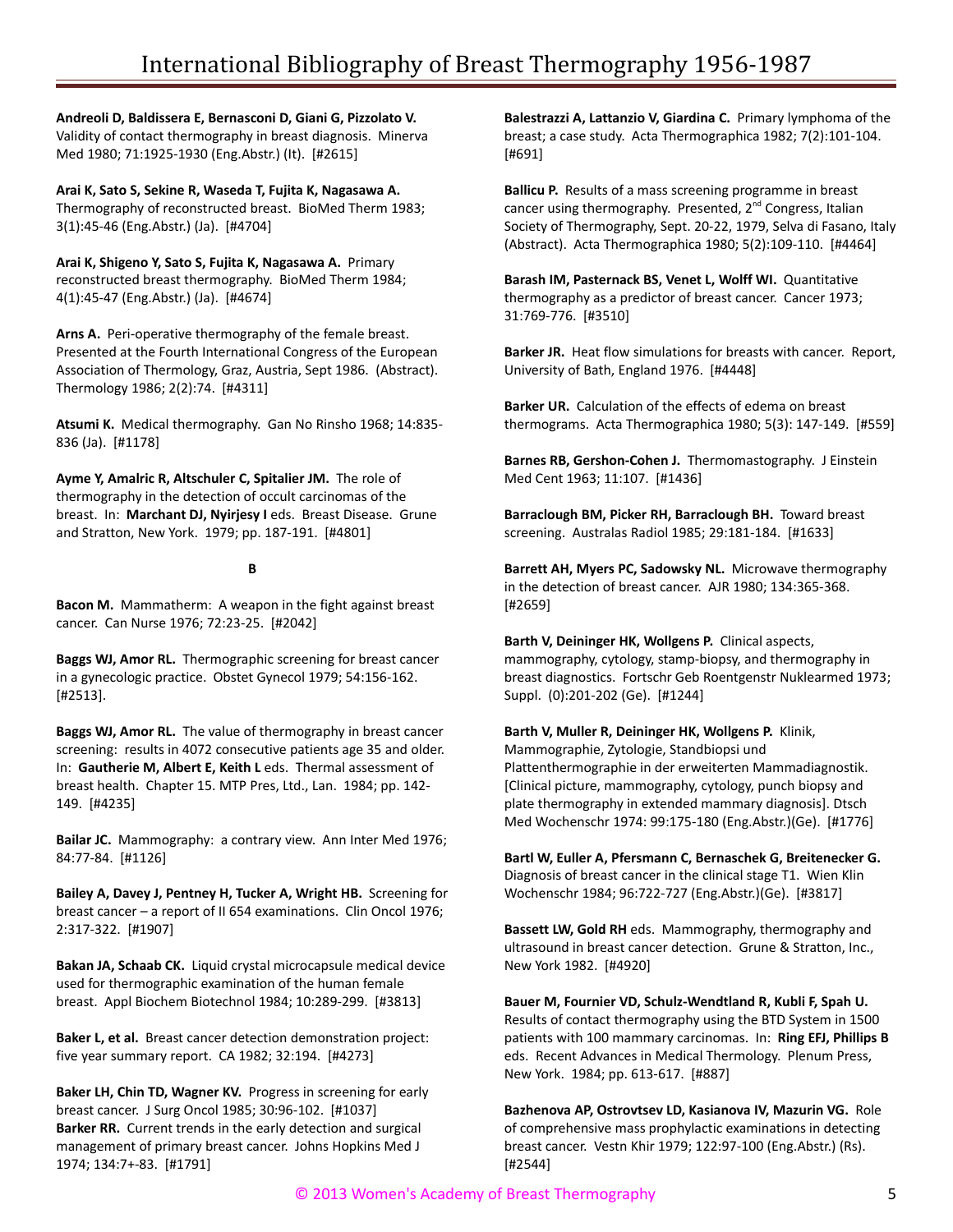**Andreoli D, Baldissera E, Bernasconi D, Giani G, Pizzolato V.** Validity of contact thermography in breast diagnosis. Minerva Med 1980; 71:1925-1930 (Eng.Abstr.) (It). [#2615]

**Arai K, Sato S, Sekine R, Waseda T, Fujita K, Nagasawa A.** Thermography of reconstructed breast. BioMed Therm 1983; 3(1):45-46 (Eng.Abstr.) (Ja). [#4704]

**Arai K, Shigeno Y, Sato S, Fujita K, Nagasawa A.** Primary reconstructed breast thermography. BioMed Therm 1984; 4(1):45-47 (Eng.Abstr.) (Ja). [#4674]

**Arns A.** Peri-operative thermography of the female breast. Presented at the Fourth International Congress of the European Association of Thermology, Graz, Austria, Sept 1986. (Abstract). Thermology 1986; 2(2):74. [#4311]

**Atsumi K.** Medical thermography. Gan No Rinsho 1968; 14:835-836 (Ja). [#1178]

**Ayme Y, Amalric R, Altschuler C, Spitalier JM.** The role of thermography in the detection of occult carcinomas of the breast. In: **Marchant DJ, Nyirjesy I** eds. Breast Disease. Grune and Stratton, New York. 1979; pp. 187-191. [#4801]

**B**

**Bacon M.** Mammatherm: A weapon in the fight against breast cancer. Can Nurse 1976; 72:23-25. [#2042]

**Baggs WJ, Amor RL.** Thermographic screening for breast cancer in a gynecologic practice. Obstet Gynecol 1979; 54:156-162. [#2513].

**Baggs WJ, Amor RL.** The value of thermography in breast cancer screening: results in 4072 consecutive patients age 35 and older. In: **Gautherie M, Albert E, Keith L** eds. Thermal assessment of breast health. Chapter 15. MTP Pres, Ltd., Lan. 1984; pp. 142-149. [#4235]

**Bailar JC.** Mammography: a contrary view. Ann Inter Med 1976; 84:77-84. [#1126]

**Bailey A, Davey J, Pentney H, Tucker A, Wright HB.** Screening for breast cancer – a report of II 654 examinations. Clin Oncol 1976; 2:317-322. [#1907]

**Bakan JA, Schaab CK.** Liquid crystal microcapsule medical device used for thermographic examination of the human female breast. Appl Biochem Biotechnol 1984; 10:289-299. [#3813]

**Baker L, et al.** Breast cancer detection demonstration project: five year summary report. CA 1982; 32:194. [#4273]

**Baker LH, Chin TD, Wagner KV.** Progress in screening for early breast cancer. J Surg Oncol 1985; 30:96-102. [#1037]

**Barker RR.** Current trends in the early detection and surgical management of primary breast cancer. Johns Hopkins Med J 1974; 134:7+-83. [#1791]

**Balestrazzi A, Lattanzio V, Giardina C.** Primary lymphoma of the breast; a case study. Acta Thermographica 1982; 7(2):101-104. [#691]

**Ballicu P.** Results of a mass screening programme in breast cancer using thermography. Presented, 2nd Congress, Italian Society of Thermography, Sept. 20-22, 1979, Selva di Fasano, Italy (Abstract). Acta Thermographica 1980; 5(2):109-110. [#4464]

**Barash IM, Pasternack BS, Venet L, Wolff WI.** Quantitative thermography as a predictor of breast cancer. Cancer 1973; 31:769-776. [#3510]

**Barker JR.** Heat flow simulations for breasts with cancer. Report, University of Bath, England 1976. [#4448]

**Barker UR.** Calculation of the effects of edema on breast thermograms. Acta Thermographica 1980; 5(3): 147-149. [#559]

**Barnes RB, Gershon-Cohen J.** Thermomastography. J Einstein Med Cent 1963; 11:107. [#1436]

**Barraclough BM, Picker RH, Barraclough BH.** Toward breast screening. Australas Radiol 1985; 29:181-184. [#1633]

**Barrett AH, Myers PC, Sadowsky NL.** Microwave thermography in the detection of breast cancer. AJR 1980; 134:365-368. [#2659]

**Barth V, Deininger HK, Wollgens P.** Clinical aspects, mammography, cytology, stamp-biopsy, and thermography in breast diagnostics. Fortschr Geb Roentgenstr Nuklearmed 1973; Suppl. (0):201-202 (Ge). [#1244]

**Barth V, Muller R, Deininger HK, Wollgens P.** Klinik, Mammographie, Zytologie, Standbiopsi und Plattenthermographie in der erweiterten Mammadiagnostik. [Clinical picture, mammography, cytology, punch biopsy and plate thermography in extended mammary diagnosis]. Dtsch Med Wochenschr 1974: 99:175-180 (Eng.Abstr.)(Ge). [#1776]

**Bartl W, Euller A, Pfersmann C, Bernaschek G, Breitenecker G.** Diagnosis of breast cancer in the clinical stage T1. Wien Klin Wochenschr 1984; 96:722-727 (Eng.Abstr.)(Ge). [#3817]

**Bassett LW, Gold RH** eds. Mammography, thermography and ultrasound in breast cancer detection. Grune & Stratton, Inc., New York 1982. [#4920]

**Bauer M, Fournier VD, Schulz-Wendtland R, Kubli F, Spah U.** Results of contact thermography using the BTD System in 1500 patients with 100 mammary carcinomas. In: **Ring EFJ, Phillips B** eds. Recent Advances in Medical Thermology. Plenum Press, New York. 1984; pp. 613-617. [#887]

**Bazhenova AP, Ostrovtsev LD, Kasianova IV, Mazurin VG.** Role of comprehensive mass prophylactic examinations in detecting breast cancer. Vestn Khir 1979; 122:97-100 (Eng.Abstr.) (Rs). [#2544]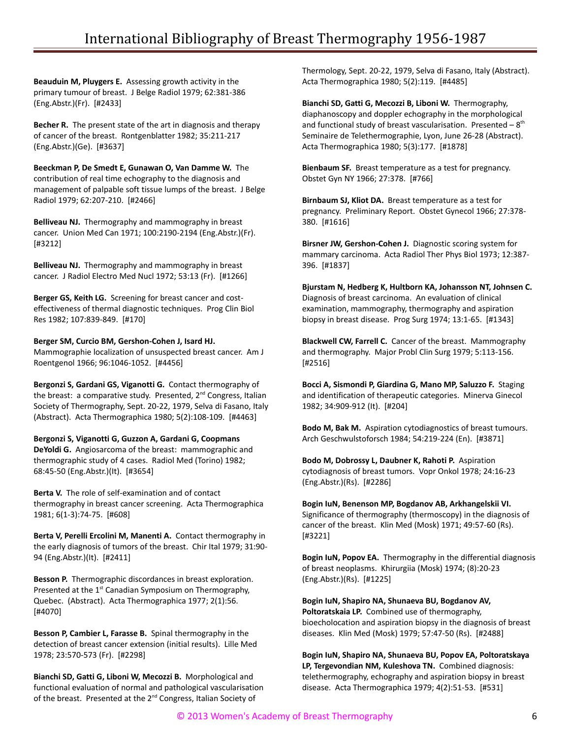**Beauduin M, Pluygers E.** Assessing growth activity in the primary tumour of breast. J Belge Radiol 1979; 62:381-386 (Eng.Abstr.)(Fr). [#2433]

**Becher R.** The present state of the art in diagnosis and therapy of cancer of the breast. Rontgenblatter 1982; 35:211-217 (Eng.Abstr.)(Ge). [#3637]

**Beeckman P, De Smedt E, Gunawan O, Van Damme W.** The contribution of real time echography to the diagnosis and management of palpable soft tissue lumps of the breast. J Belge Radiol 1979; 62:207-210. [#2466]

**Belliveau NJ.** Thermography and mammography in breast cancer. Union Med Can 1971; 100:2190-2194 (Eng.Abstr.)(Fr). [#3212]

**Belliveau NJ.** Thermography and mammography in breast cancer. J Radiol Electro Med Nucl 1972; 53:13 (Fr). [#1266]

**Berger GS, Keith LG.** Screening for breast cancer and cost-effectiveness of thermal diagnostic techniques. Prog Clin Biol Res 1982; 107:839-849. [#170]

**Berger SM, Curcio BM, Gershon-Cohen J, Isard HJ.** Mammographie localization of unsuspected breast cancer. Am J Roentgenol 1966; 96:1046-1052. [#4456]

**Bergonzi S, Gardani GS, Viganotti G.** Contact thermography of the breast: a comparative study. Presented, 2nd Congress, Italian Society of Thermography, Sept. 20-22, 1979, Selva di Fasano, Italy (Abstract). Acta Thermographica 1980; 5(2):108-109. [#4463]

**Bergonzi S, Viganotti G, Guzzon A, Gardani G, Coopmans DeYoldi G.** Angiosarcoma of the breast: mammographic and thermographic study of 4 cases. Radiol Med (Torino) 1982; 68:45-50 (Eng.Abstr.)(It). [#3654]

**Berta V.** The role of self-examination and of contact thermography in breast cancer screening. Acta Thermographica 1981; 6(1-3):74-75. [#608]

**Berta V, Perelli Ercolini M, Manenti A.** Contact thermography in the early diagnosis of tumors of the breast. Chir Ital 1979; 31:90-94 (Eng.Abstr.)(It). [#2411]

**Besson P.** Thermographic discordances in breast exploration. Presented at the 1st Canadian Symposium on Thermography, Quebec. (Abstract). Acta Thermographica 1977; 2(1):56. [#4070]

**Besson P, Cambier L, Farasse B.** Spinal thermography in the detection of breast cancer extension (initial results). Lille Med 1978; 23:570-573 (Fr). [#2298]

**Bianchi SD, Gatti G, Liboni W, Mecozzi B.** Morphological and functional evaluation of normal and pathological vascularisation of the breast. Presented at the 2nd Congress, Italian Society of Thermology, Sept. 20-22, 1979, Selva di Fasano, Italy (Abstract). Acta Thermographica 1980; 5(2):119. [#4485]

**Bianchi SD, Gatti G, Mecozzi B, Liboni W.** Thermography, diaphanoscopy and doppler echography in the morphological and functional study of breast vascularisation. Presented – 8th Seminaire de Telethermographie, Lyon, June 26-28 (Abstract). Acta Thermographica 1980; 5(3):177. [#1878]

**Bienbaum SF.** Breast temperature as a test for pregnancy. Obstet Gyn NY 1966; 27:378. [#766]

**Birnbaum SJ, Kliot DA.** Breast temperature as a test for pregnancy. Preliminary Report. Obstet Gynecol 1966; 27:378-380. [#1616]

**Birsner JW, Gershon-Cohen J.** Diagnostic scoring system for mammary carcinoma. Acta Radiol Ther Phys Biol 1973; 12:387-396. [#1837]

**Bjurstam N, Hedberg K, Hultborn KA, Johansson NT, Johnsen C.** Diagnosis of breast carcinoma. An evaluation of clinical examination, mammography, thermography and aspiration biopsy in breast disease. Prog Surg 1974; 13:1-65. [#1343]

**Blackwell CW, Farrell C.** Cancer of the breast. Mammography and thermography. Major Probl Clin Surg 1979; 5:113-156. [#2516]

**Bocci A, Sismondi P, Giardina G, Mano MP, Saluzzo F.** Staging and identification of therapeutic categories. Minerva Ginecol 1982; 34:909-912 (It). [#204]

**Bodo M, Bak M.** Aspiration cytodiagnostics of breast tumours. Arch Geschwulstoforsch 1984; 54:219-224 (En). [#3871]

**Bodo M, Dobrossy L, Daubner K, Rahoti P.** Aspiration cytodiagnosis of breast tumors. Vopr Onkol 1978; 24:16-23 (Eng.Abstr.)(Rs). [#2286]

**Bogin IuN, Benenson MP, Bogdanov AB, Arkhangelskii VI.** Significance of thermography (thermoscopy) in the diagnosis of cancer of the breast. Klin Med (Mosk) 1971; 49:57-60 (Rs). [#3221]

**Bogin IuN, Popov EA.** Thermography in the differential diagnosis of breast neoplasms. Khirurgiia (Mosk) 1974; (8):20-23 (Eng.Abstr.)(Rs). [#1225]

**Bogin IuN, Shapiro NA, Shunaeva BU, Bogdanov AV, Poltoratskaia LP.** Combined use of thermography, bioecholocation and aspiration biopsy in the diagnosis of breast diseases. Klin Med (Mosk) 1979; 57:47-50 (Rs). [#2488]

**Bogin IuN, Shapiro NA, Shunaeva BU, Popov EA, Poltoratskaya LP, Tergevondian NM, Kuleshova TN.** Combined diagnosis: telethermography, echography and aspiration biopsy in breast disease. Acta Thermographica 1979; 4(2):51-53. [#531]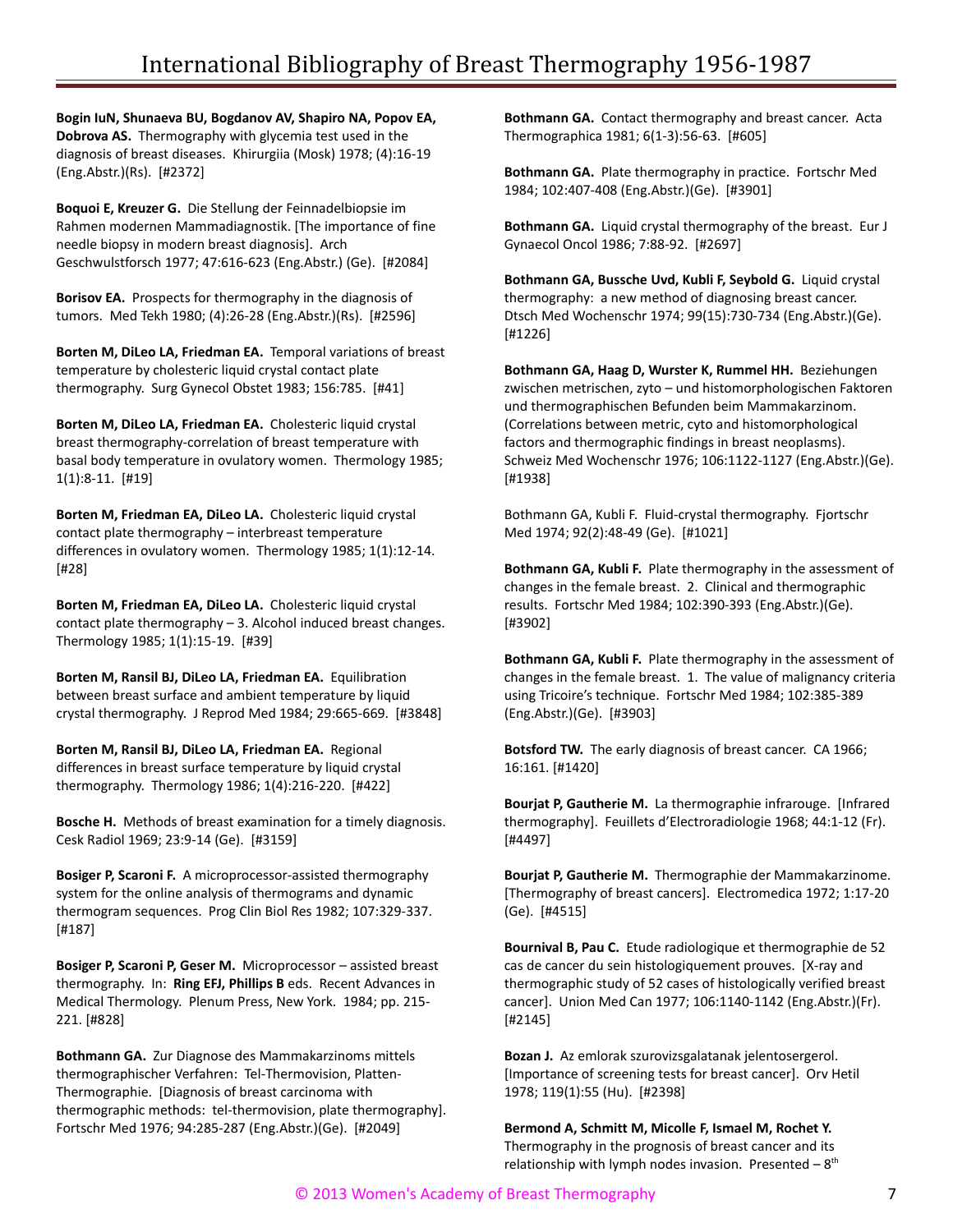**Bogin IuN, Shunaeva BU, Bogdanov AV, Shapiro NA, Popov EA, Dobrova AS.** Thermography with glycemia test used in the diagnosis of breast diseases. Khirurgiia (Mosk) 1978; (4):16-19 (Eng.Abstr.)(Rs). [#2372]

**Boquoi E, Kreuzer G.** Die Stellung der Feinnadelbiopsie im Rahmen modernen Mammadiagnostik. [The importance of fine needle biopsy in modern breast diagnosis]. Arch Geschwulstforsch 1977; 47:616-623 (Eng.Abstr.) (Ge). [#2084]

**Borisov EA.** Prospects for thermography in the diagnosis of tumors. Med Tekh 1980; (4):26-28 (Eng.Abstr.)(Rs). [#2596]

**Borten M, DiLeo LA, Friedman EA.** Temporal variations of breast temperature by cholesteric liquid crystal contact plate thermography. Surg Gynecol Obstet 1983; 156:785. [#41]

**Borten M, DiLeo LA, Friedman EA.** Cholesteric liquid crystal breast thermography-correlation of breast temperature with basal body temperature in ovulatory women. Thermology 1985; 1(1):8-11. [#19]

**Borten M, Friedman EA, DiLeo LA.** Cholesteric liquid crystal contact plate thermography – interbreast temperature differences in ovulatory women. Thermology 1985; 1(1):12-14. [#28]

**Borten M, Friedman EA, DiLeo LA.** Cholesteric liquid crystal contact plate thermography – 3. Alcohol induced breast changes. Thermology 1985; 1(1):15-19. [#39]

**Borten M, Ransil BJ, DiLeo LA, Friedman EA.** Equilibration between breast surface and ambient temperature by liquid crystal thermography. J Reprod Med 1984; 29:665-669. [#3848]

**Borten M, Ransil BJ, DiLeo LA, Friedman EA.** Regional differences in breast surface temperature by liquid crystal thermography. Thermology 1986; 1(4):216-220. [#422]

**Bosche H.** Methods of breast examination for a timely diagnosis. Cesk Radiol 1969; 23:9-14 (Ge). [#3159]

**Bosiger P, Scaroni F.** A microprocessor-assisted thermography system for the online analysis of thermograms and dynamic thermogram sequences. Prog Clin Biol Res 1982; 107:329-337. [#187]

**Bosiger P, Scaroni P, Geser M.** Microprocessor – assisted breast thermography. In: **Ring EFJ, Phillips B** eds. Recent Advances in Medical Thermology. Plenum Press, New York. 1984; pp. 215-221. [#828]

**Bothmann GA.** Zur Diagnose des Mammakarzinoms mittels thermographischer Verfahren: Tel-Thermovision, Platten-Thermographie. [Diagnosis of breast carcinoma with thermographic methods: tel-thermovision, plate thermography]. Fortschr Med 1976; 94:285-287 (Eng.Abstr.)(Ge). [#2049]

**Bothmann GA.** Contact thermography and breast cancer. Acta Thermographica 1981; 6(1-3):56-63. [#605]

**Bothmann GA.** Plate thermography in practice. Fortschr Med 1984; 102:407-408 (Eng.Abstr.)(Ge). [#3901]

**Bothmann GA.** Liquid crystal thermography of the breast. Eur J Gynaecol Oncol 1986; 7:88-92. [#2697]

**Bothmann GA, Bussche Uvd, Kubli F, Seybold G.** Liquid crystal thermography: a new method of diagnosing breast cancer. Dtsch Med Wochenschr 1974; 99(15):730-734 (Eng.Abstr.)(Ge). [#1226]

**Bothmann GA, Haag D, Wurster K, Rummel HH.** Beziehungen zwischen metrischen, zyto – und histomorphologischen Faktoren und thermographischen Befunden beim Mammakarzinom. (Correlations between metric, cyto and histomorphological factors and thermographic findings in breast neoplasms). Schweiz Med Wochenschr 1976; 106:1122-1127 (Eng.Abstr.)(Ge). [#1938]

Bothmann GA, Kubli F. Fluid-crystal thermography. Fjortschr Med 1974; 92(2):48-49 (Ge). [#1021]

**Bothmann GA, Kubli F.** Plate thermography in the assessment of changes in the female breast. 2. Clinical and thermographic results. Fortschr Med 1984; 102:390-393 (Eng.Abstr.)(Ge). [#3902]

**Bothmann GA, Kubli F.** Plate thermography in the assessment of changes in the female breast. 1. The value of malignancy criteria using Tricoire's technique. Fortschr Med 1984; 102:385-389 (Eng.Abstr.)(Ge). [#3903]

**Botsford TW.** The early diagnosis of breast cancer. CA 1966; 16:161. [#1420]

**Bourjat P, Gautherie M.** La thermographie infrarouge. [Infrared thermography]. Feuillets d'Electroradiologie 1968; 44:1-12 (Fr). [#4497]

**Bourjat P, Gautherie M.** Thermographie der Mammakarzinome. [Thermography of breast cancers]. Electromedica 1972; 1:17-20 (Ge). [#4515]

**Bournival B, Pau C.** Etude radiologique et thermographie de 52 cas de cancer du sein histologiquement prouves. [X-ray and thermographic study of 52 cases of histologically verified breast cancer]. Union Med Can 1977; 106:1140-1142 (Eng.Abstr.)(Fr). [#2145]

**Bozan J.** Az emlorak szurovizsgalatanak jelentosergerol. [Importance of screening tests for breast cancer]. Orv Hetil 1978; 119(1):55 (Hu). [#2398]

**Bermond A, Schmitt M, Micolle F, Ismael M, Rochet Y.** Thermography in the prognosis of breast cancer and its relationship with lymph nodes invasion. Presented – 8[th]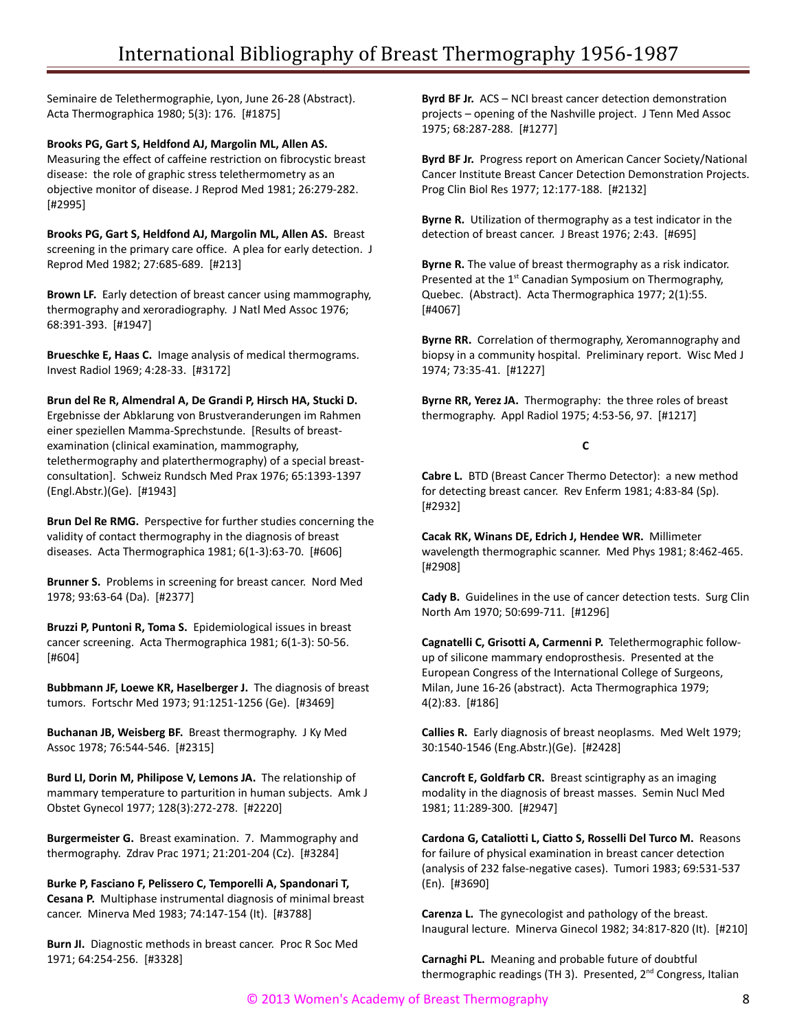Seminaire de Telethermographie, Lyon, June 26-28 (Abstract). Acta Thermographica 1980; 5(3): 176. [#1875]

**Brooks PG, Gart S, Heldfond AJ, Margolin ML, Allen AS.** Measuring the effect of caffeine restriction on fibrocystic breast disease: the role of graphic stress telethermometry as an objective monitor of disease. J Reprod Med 1981; 26:279-282. [#2995]

**Brooks PG, Gart S, Heldfond AJ, Margolin ML, Allen AS.** Breast screening in the primary care office. A plea for early detection. J Reprod Med 1982; 27:685-689. [#213]

**Brown LF.** Early detection of breast cancer using mammography, thermography and xeroradiography. J Natl Med Assoc 1976; 68:391-393. [#1947]

**Brueschke E, Haas C.** Image analysis of medical thermograms. Invest Radiol 1969; 4:28-33. [#3172]

**Brun del Re R, Almendral A, De Grandi P, Hirsch HA, Stucki D.** Ergebnisse der Abklarung von Brustveranderungen im Rahmen einer speziellen Mamma-Sprechstunde. [Results of breast-examination (clinical examination, mammography, telethermography and platerthermography) of a special breast-consultation]. Schweiz Rundsch Med Prax 1976; 65:1393-1397 (Engl.Abstr.)(Ge). [#1943]

**Brun Del Re RMG.** Perspective for further studies concerning the validity of contact thermography in the diagnosis of breast diseases. Acta Thermographica 1981; 6(1-3):63-70. [#606]

**Brunner S.** Problems in screening for breast cancer. Nord Med 1978; 93:63-64 (Da). [#2377]

**Bruzzi P, Puntoni R, Toma S.** Epidemiological issues in breast cancer screening. Acta Thermographica 1981; 6(1-3): 50-56. [#604]

**Bubbmann JF, Loewe KR, Haselberger J.** The diagnosis of breast tumors. Fortschr Med 1973; 91:1251-1256 (Ge). [#3469]

**Buchanan JB, Weisberg BF.** Breast thermography. J Ky Med Assoc 1978; 76:544-546. [#2315]

**Burd LI, Dorin M, Philipose V, Lemons JA.** The relationship of mammary temperature to parturition in human subjects. Amk J Obstet Gynecol 1977; 128(3):272-278. [#2220]

**Burgermeister G.** Breast examination. 7. Mammography and thermography. Zdrav Prac 1971; 21:201-204 (Cz). [#3284]

**Burke P, Fasciano F, Pelissero C, Temporelli A, Spandonari T, Cesana P.** Multiphase instrumental diagnosis of minimal breast cancer. Minerva Med 1983; 74:147-154 (It). [#3788]

**Burn JI.** Diagnostic methods in breast cancer. Proc R Soc Med 1971; 64:254-256. [#3328]

**Byrd BF Jr.** ACS – NCI breast cancer detection demonstration projects – opening of the Nashville project. J Tenn Med Assoc 1975; 68:287-288. [#1277]

**Byrd BF Jr.** Progress report on American Cancer Society/National Cancer Institute Breast Cancer Detection Demonstration Projects. Prog Clin Biol Res 1977; 12:177-188. [#2132]

**Byrne R.** Utilization of thermography as a test indicator in the detection of breast cancer. J Breast 1976; 2:43. [#695]

**Byrne R.** The value of breast thermography as a risk indicator. Presented at the 1st Canadian Symposium on Thermography, Quebec. (Abstract). Acta Thermographica 1977; 2(1):55. [#4067]

**Byrne RR.** Correlation of thermography, Xeromannography and biopsy in a community hospital. Preliminary report. Wisc Med J 1974; 73:35-41. [#1227]

**Byrne RR, Yerez JA.** Thermography: the three roles of breast thermography. Appl Radiol 1975; 4:53-56, 97. [#1217]

## C

**Cabre L.** BTD (Breast Cancer Thermo Detector): a new method for detecting breast cancer. Rev Enferm 1981; 4:83-84 (Sp). [#2932]

**Cacak RK, Winans DE, Edrich J, Hendee WR.** Millimeter wavelength thermographic scanner. Med Phys 1981; 8:462-465. [#2908]

**Cady B.** Guidelines in the use of cancer detection tests. Surg Clin North Am 1970; 50:699-711. [#1296]

**Cagnatelli C, Grisotti A, Carmenni P.** Telethermographic follow-up of silicone mammary endoprosthesis. Presented at the European Congress of the International College of Surgeons, Milan, June 16-26 (abstract). Acta Thermographica 1979; 4(2):83. [#186]

**Callies R.** Early diagnosis of breast neoplasms. Med Welt 1979; 30:1540-1546 (Eng.Abstr.)(Ge). [#2428]

**Cancroft E, Goldfarb CR.** Breast scintigraphy as an imaging modality in the diagnosis of breast masses. Semin Nucl Med 1981; 11:289-300. [#2947]

**Cardona G, Cataliotti L, Ciatto S, Rosselli Del Turco M.** Reasons for failure of physical examination in breast cancer detection (analysis of 232 false-negative cases). Tumori 1983; 69:531-537 (En). [#3690]

**Carenza L.** The gynecologist and pathology of the breast. Inaugural lecture. Minerva Ginecol 1982; 34:817-820 (It). [#210]

**Carnaghi PL.** Meaning and probable future of doubtful thermographic readings (TH 3). Presented, 2nd Congress, Italian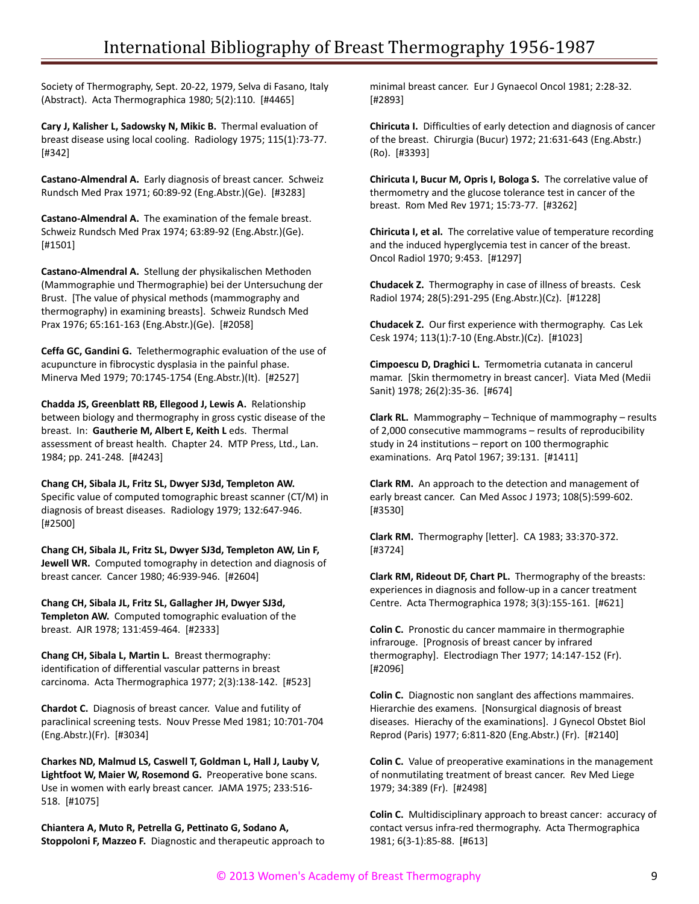Society of Thermography, Sept. 20-22, 1979, Selva di Fasano, Italy (Abstract). Acta Thermographica 1980; 5(2):110. [#4465]

**Cary J, Kalisher L, Sadowsky N, Mikic B.** Thermal evaluation of breast disease using local cooling. Radiology 1975; 115(1):73-77. [#342]

**Castano-Almendral A.** Early diagnosis of breast cancer. Schweiz Rundsch Med Prax 1971; 60:89-92 (Eng.Abstr.)(Ge). [#3283]

**Castano-Almendral A.** The examination of the female breast. Schweiz Rundsch Med Prax 1974; 63:89-92 (Eng.Abstr.)(Ge). [#1501]

**Castano-Almendral A.** Stellung der physikalischen Methoden (Mammographie und Thermographie) bei der Untersuchung der Brust. [The value of physical methods (mammography and thermography) in examining breasts]. Schweiz Rundsch Med Prax 1976; 65:161-163 (Eng.Abstr.)(Ge). [#2058]

**Ceffa GC, Gandini G.** Telethermographic evaluation of the use of acupuncture in fibrocystic dysplasia in the painful phase. Minerva Med 1979; 70:1745-1754 (Eng.Abstr.)(It). [#2527]

**Chadda JS, Greenblatt RB, Ellegood J, Lewis A.** Relationship between biology and thermography in gross cystic disease of the breast. In: **Gautherie M, Albert E, Keith L** eds. Thermal assessment of breast health. Chapter 24. MTP Press, Ltd., Lan. 1984; pp. 241-248. [#4243]

**Chang CH, Sibala JL, Fritz SL, Dwyer SJ3d, Templeton AW.** Specific value of computed tomographic breast scanner (CT/M) in diagnosis of breast diseases. Radiology 1979; 132:647-946. [#2500]

**Chang CH, Sibala JL, Fritz SL, Dwyer SJ3d, Templeton AW, Lin F, Jewell WR.** Computed tomography in detection and diagnosis of breast cancer. Cancer 1980; 46:939-946. [#2604]

**Chang CH, Sibala JL, Fritz SL, Gallagher JH, Dwyer SJ3d, Templeton AW.** Computed tomographic evaluation of the breast. AJR 1978; 131:459-464. [#2333]

**Chang CH, Sibala L, Martin L.** Breast thermography: identification of differential vascular patterns in breast carcinoma. Acta Thermographica 1977; 2(3):138-142. [#523]

**Chardot C.** Diagnosis of breast cancer. Value and futility of paraclinical screening tests. Nouv Presse Med 1981; 10:701-704 (Eng.Abstr.)(Fr). [#3034]

**Charkes ND, Malmud LS, Caswell T, Goldman L, Hall J, Lauby V, Lightfoot W, Maier W, Rosemond G.** Preoperative bone scans. Use in women with early breast cancer. JAMA 1975; 233:516-518. [#1075]

**Chiantera A, Muto R, Petrella G, Pettinato G, Sodano A, Stoppoloni F, Mazzeo F.** Diagnostic and therapeutic approach to minimal breast cancer. Eur J Gynaecol Oncol 1981; 2:28-32. [#2893]

**Chiricuta I.** Difficulties of early detection and diagnosis of cancer of the breast. Chirurgia (Bucur) 1972; 21:631-643 (Eng.Abstr.)(Ro). [#3393]

**Chiricuta I, Bucur M, Opris I, Bologa S.** The correlative value of thermometry and the glucose tolerance test in cancer of the breast. Rom Med Rev 1971; 15:73-77. [#3262]

**Chiricuta I, et al.** The correlative value of temperature recording and the induced hyperglycemia test in cancer of the breast. Oncol Radiol 1970; 9:453. [#1297]

**Chudacek Z.** Thermography in case of illness of breasts. Cesk Radiol 1974; 28(5):291-295 (Eng.Abstr.)(Cz). [#1228]

**Chudacek Z.** Our first experience with thermography. Cas Lek Cesk 1974; 113(1):7-10 (Eng.Abstr.)(Cz). [#1023]

**Cimpoescu D, Draghici L.** Termometria cutanata in cancerul mamar. [Skin thermometry in breast cancer]. Viata Med (Medii Sanit) 1978; 26(2):35-36. [#674]

**Clark RL.** Mammography – Technique of mammography – results of 2,000 consecutive mammograms – results of reproducibility study in 24 institutions – report on 100 thermographic examinations. Arq Patol 1967; 39:131. [#1411]

**Clark RM.** An approach to the detection and management of early breast cancer. Can Med Assoc J 1973; 108(5):599-602. [#3530]

**Clark RM.** Thermography [letter]. CA 1983; 33:370-372. [#3724]

**Clark RM, Rideout DF, Chart PL.** Thermography of the breasts: experiences in diagnosis and follow-up in a cancer treatment Centre. Acta Thermographica 1978; 3(3):155-161. [#621]

**Colin C.** Pronostic du cancer mammaire in thermographie infrarouge. [Prognosis of breast cancer by infrared thermography]. Electrodiagn Ther 1977; 14:147-152 (Fr). [#2096]

**Colin C.** Diagnostic non sanglant des affections mammaires. Hierarchie des examens. [Nonsurgical diagnosis of breast diseases. Hierachy of the examinations]. J Gynecol Obstet Biol Reprod (Paris) 1977; 6:811-820 (Eng.Abstr.) (Fr). [#2140]

**Colin C.** Value of preoperative examinations in the management of nonmutilating treatment of breast cancer. Rev Med Liege 1979; 34:389 (Fr). [#2498]

**Colin C.** Multidisciplinary approach to breast cancer: accuracy of contact versus infra-red thermography. Acta Thermographica 1981; 6(3-1):85-88. [#613]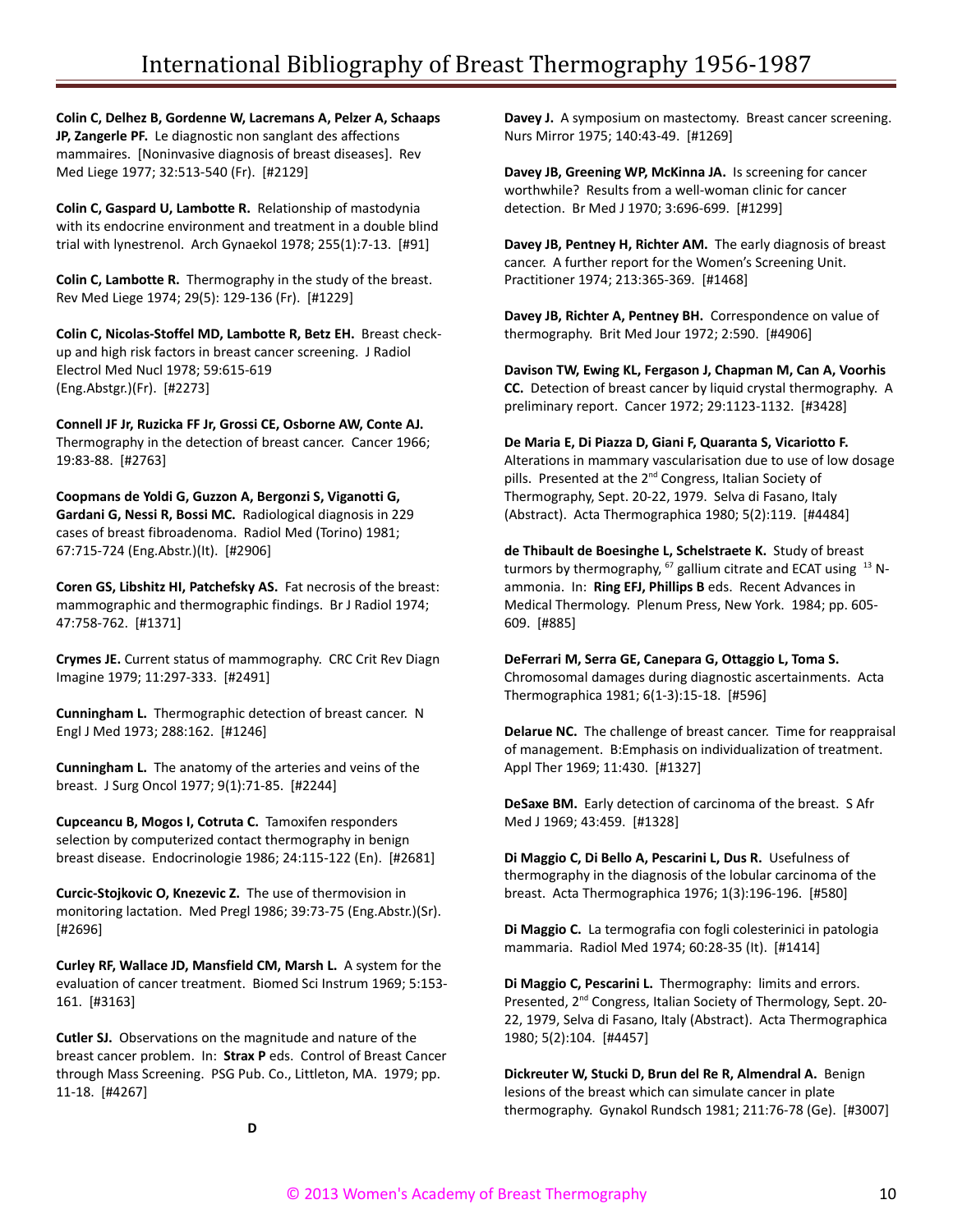**Colin C, Delhez B, Gordenne W, Lacremans A, Pelzer A, Schaaps JP, Zangerle PF.** Le diagnostic non sanglant des affections mammaires. [Noninvasive diagnosis of breast diseases]. Rev Med Liege 1977; 32:513-540 (Fr). [#2129]

**Colin C, Gaspard U, Lambotte R.** Relationship of mastodynia with its endocrine environment and treatment in a double blind trial with lynestrenol. Arch Gynaekol 1978; 255(1):7-13. [#91]

**Colin C, Lambotte R.** Thermography in the study of the breast. Rev Med Liege 1974; 29(5): 129-136 (Fr). [#1229]

**Colin C, Nicolas-Stoffel MD, Lambotte R, Betz EH.** Breast check-up and high risk factors in breast cancer screening. J Radiol Electrol Med Nucl 1978; 59:615-619 (Eng.Abstgr.)(Fr). [#2273]

**Connell JF Jr, Ruzicka FF Jr, Grossi CE, Osborne AW, Conte AJ.** Thermography in the detection of breast cancer. Cancer 1966; 19:83-88. [#2763]

**Coopmans de Yoldi G, Guzzon A, Bergonzi S, Viganotti G, Gardani G, Nessi R, Bossi MC.** Radiological diagnosis in 229 cases of breast fibroadenoma. Radiol Med (Torino) 1981; 67:715-724 (Eng.Abstr.)(It). [#2906]

**Coren GS, Libshitz HI, Patchefsky AS.** Fat necrosis of the breast: mammographic and thermographic findings. Br J Radiol 1974; 47:758-762. [#1371]

**Crymes JE.** Current status of mammography. CRC Crit Rev Diagn Imagine 1979; 11:297-333. [#2491]

**Cunningham L.** Thermographic detection of breast cancer. N Engl J Med 1973; 288:162. [#1246]

**Cunningham L.** The anatomy of the arteries and veins of the breast. J Surg Oncol 1977; 9(1):71-85. [#2244]

**Cupceancu B, Mogos I, Cotruta C.** Tamoxifen responders selection by computerized contact thermography in benign breast disease. Endocrinologie 1986; 24:115-122 (En). [#2681]

**Curcic-Stojkovic O, Knezevic Z.** The use of thermovision in monitoring lactation. Med Pregl 1986; 39:73-75 (Eng.Abstr.)(Sr). [#2696]

**Curley RF, Wallace JD, Mansfield CM, Marsh L.** A system for the evaluation of cancer treatment. Biomed Sci Instrum 1969; 5:153-161. [#3163]

**Cutler SJ.** Observations on the magnitude and nature of the breast cancer problem. In: **Strax P** eds. Control of Breast Cancer through Mass Screening. PSG Pub. Co., Littleton, MA. 1979; pp. 11-18. [#4267]

## D

**Davey J.** A symposium on mastectomy. Breast cancer screening. Nurs Mirror 1975; 140:43-49. [#1269]

**Davey JB, Greening WP, McKinna JA.** Is screening for cancer worthwhile? Results from a well-woman clinic for cancer detection. Br Med J 1970; 3:696-699. [#1299]

**Davey JB, Pentney H, Richter AM.** The early diagnosis of breast cancer. A further report for the Women's Screening Unit. Practitioner 1974; 213:365-369. [#1468]

**Davey JB, Richter A, Pentney BH.** Correspondence on value of thermography. Brit Med Jour 1972; 2:590. [#4906]

**Davison TW, Ewing KL, Fergason J, Chapman M, Can A, Voorhis CC.** Detection of breast cancer by liquid crystal thermography. A preliminary report. Cancer 1972; 29:1123-1132. [#3428]

**De Maria E, Di Piazza D, Giani F, Quaranta S, Vicariotto F.** Alterations in mammary vascularisation due to use of low dosage pills. Presented at the 2nd Congress, Italian Society of Thermography, Sept. 20-22, 1979. Selva di Fasano, Italy (Abstract). Acta Thermographica 1980; 5(2):119. [#4484]

**de Thibault de Boesinghe L, Schelstraete K.** Study of breast turmors by thermography, $^{67}$ gallium citrate and ECAT using $^{13}$ N-ammonia. In: **Ring EFJ, Phillips B** eds. Recent Advances in Medical Thermology. Plenum Press, New York. 1984; pp. 605-609. [#885]

**DeFerrari M, Serra GE, Canepara G, Ottaggio L, Toma S.** Chromosomal damages during diagnostic ascertainments. Acta Thermographica 1981; 6(1-3):15-18. [#596]

**Delarue NC.** The challenge of breast cancer. Time for reappraisal of management. B:Emphasis on individualization of treatment. Appl Ther 1969; 11:430. [#1327]

**DeSaxe BM.** Early detection of carcinoma of the breast. S Afr Med J 1969; 43:459. [#1328]

**Di Maggio C, Di Bello A, Pescarini L, Dus R.** Usefulness of thermography in the diagnosis of the lobular carcinoma of the breast. Acta Thermographica 1976; 1(3):196-196. [#580]

**Di Maggio C.** La termografia con fogli colesterinici in patologia mammaria. Radiol Med 1974; 60:28-35 (It). [#1414]

**Di Maggio C, Pescarini L.** Thermography: limits and errors. Presented, 2nd Congress, Italian Society of Thermology, Sept. 20-22, 1979, Selva di Fasano, Italy (Abstract). Acta Thermographica 1980; 5(2):104. [#4457]

**Dickreuter W, Stucki D, Brun del Re R, Almendral A.** Benign lesions of the breast which can simulate cancer in plate thermography. Gynakol Rundsch 1981; 211:76-78 (Ge). [#3007]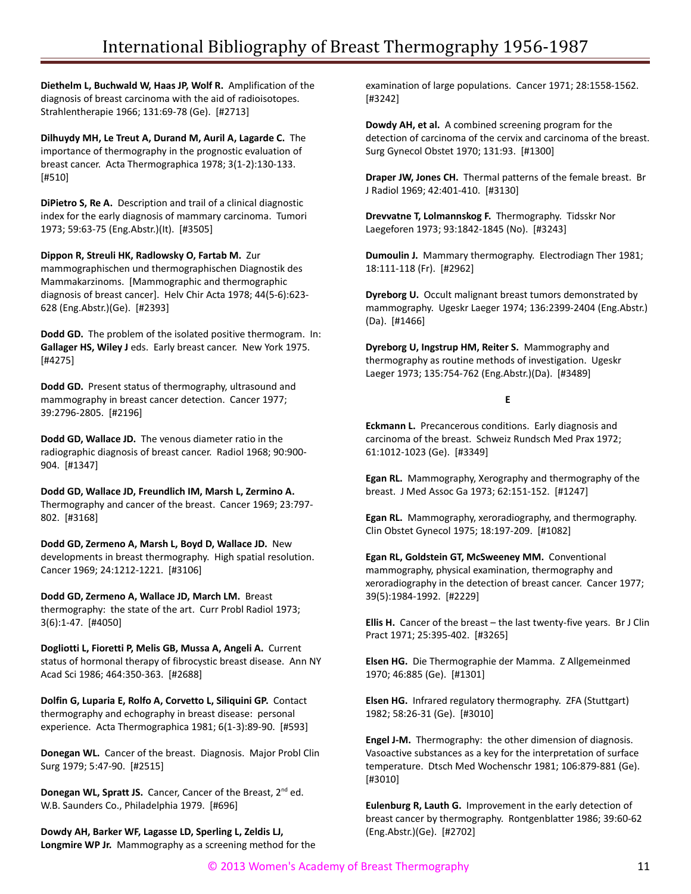**Diethelm L, Buchwald W, Haas JP, Wolf R.** Amplification of the diagnosis of breast carcinoma with the aid of radioisotopes. Strahlentherapie 1966; 131:69-78 (Ge). [#2713]

**Dilhuydy MH, Le Treut A, Durand M, Auril A, Lagarde C.** The importance of thermography in the prognostic evaluation of breast cancer. Acta Thermographica 1978; 3(1-2):130-133. [#510]

**DiPietro S, Re A.** Description and trail of a clinical diagnostic index for the early diagnosis of mammary carcinoma. Tumori 1973; 59:63-75 (Eng.Abstr.)(It). [#3505]

**Dippon R, Streuli HK, Radlowsky O, Fartab M.** Zur mammographischen und thermographischen Diagnostik des Mammakarzinoms. [Mammographic and thermographic diagnosis of breast cancer]. Helv Chir Acta 1978; 44(5-6):623-628 (Eng.Abstr.)(Ge). [#2393]

**Dodd GD.** The problem of the isolated positive thermogram. In: **Gallager HS, Wiley J** eds. Early breast cancer. New York 1975. [#4275]

**Dodd GD.** Present status of thermography, ultrasound and mammography in breast cancer detection. Cancer 1977; 39:2796-2805. [#2196]

**Dodd GD, Wallace JD.** The venous diameter ratio in the radiographic diagnosis of breast cancer. Radiol 1968; 90:900-904. [#1347]

**Dodd GD, Wallace JD, Freundlich IM, Marsh L, Zermino A.** Thermography and cancer of the breast. Cancer 1969; 23:797-802. [#3168]

**Dodd GD, Zermeno A, Marsh L, Boyd D, Wallace JD.** New developments in breast thermography. High spatial resolution. Cancer 1969; 24:1212-1221. [#3106]

**Dodd GD, Zermeno A, Wallace JD, March LM.** Breast thermography: the state of the art. Curr Probl Radiol 1973; 3(6):1-47. [#4050]

**Dogliotti L, Fioretti P, Melis GB, Mussa A, Angeli A.** Current status of hormonal therapy of fibrocystic breast disease. Ann NY Acad Sci 1986; 464:350-363. [#2688]

**Dolfin G, Luparia E, Rolfo A, Corvetto L, Siliquini GP.** Contact thermography and echography in breast disease: personal experience. Acta Thermographica 1981; 6(1-3):89-90. [#593]

**Donegan WL.** Cancer of the breast. Diagnosis. Major Probl Clin Surg 1979; 5:47-90. [#2515]

**Donegan WL, Spratt JS.** Cancer, Cancer of the Breast, 2nd ed. W.B. Saunders Co., Philadelphia 1979. [#696]

**Dowdy AH, Barker WF, Lagasse LD, Sperling L, Zeldis LJ, Longmire WP Jr.** Mammography as a screening method for the examination of large populations. Cancer 1971; 28:1558-1562. [#3242]

**Dowdy AH, et al.** A combined screening program for the detection of carcinoma of the cervix and carcinoma of the breast. Surg Gynecol Obstet 1970; 131:93. [#1300]

**Draper JW, Jones CH.** Thermal patterns of the female breast. Br J Radiol 1969; 42:401-410. [#3130]

**Drevvatne T, Lolmannskog F.** Thermography. Tidsskr Nor Laegeforen 1973; 93:1842-1845 (No). [#3243]

**Dumoulin J.** Mammary thermography. Electrodiagn Ther 1981; 18:111-118 (Fr). [#2962]

**Dyreborg U.** Occult malignant breast tumors demonstrated by mammography. Ugeskr Laeger 1974; 136:2399-2404 (Eng.Abstr.)(Da). [#1466]

**Dyreborg U, Ingstrup HM, Reiter S.** Mammography and thermography as routine methods of investigation. Ugeskr Laeger 1973; 135:754-762 (Eng.Abstr.)(Da). [#3489]

## E

**Eckmann L.** Precancerous conditions. Early diagnosis and carcinoma of the breast. Schweiz Rundsch Med Prax 1972; 61:1012-1023 (Ge). [#3349]

**Egan RL.** Mammography, Xerography and thermography of the breast. J Med Assoc Ga 1973; 62:151-152. [#1247]

**Egan RL.** Mammography, xeroradiography, and thermography. Clin Obstet Gynecol 1975; 18:197-209. [#1082]

**Egan RL, Goldstein GT, McSweeney MM.** Conventional mammography, physical examination, thermography and xeroradiography in the detection of breast cancer. Cancer 1977; 39(5):1984-1992. [#2229]

**Ellis H.** Cancer of the breast – the last twenty-five years. Br J Clin Pract 1971; 25:395-402. [#3265]

**Elsen HG.** Die Thermographie der Mamma. Z Allgemeinmed 1970; 46:885 (Ge). [#1301]

**Elsen HG.** Infrared regulatory thermography. ZFA (Stuttgart) 1982; 58:26-31 (Ge). [#3010]

**Engel J-M.** Thermography: the other dimension of diagnosis. Vasoactive substances as a key for the interpretation of surface temperature. Dtsch Med Wochenschr 1981; 106:879-881 (Ge). [#3010]

**Eulenburg R, Lauth G.** Improvement in the early detection of breast cancer by thermography. Rontgenblatter 1986; 39:60-62 (Eng.Abstr.)(Ge). [#2702]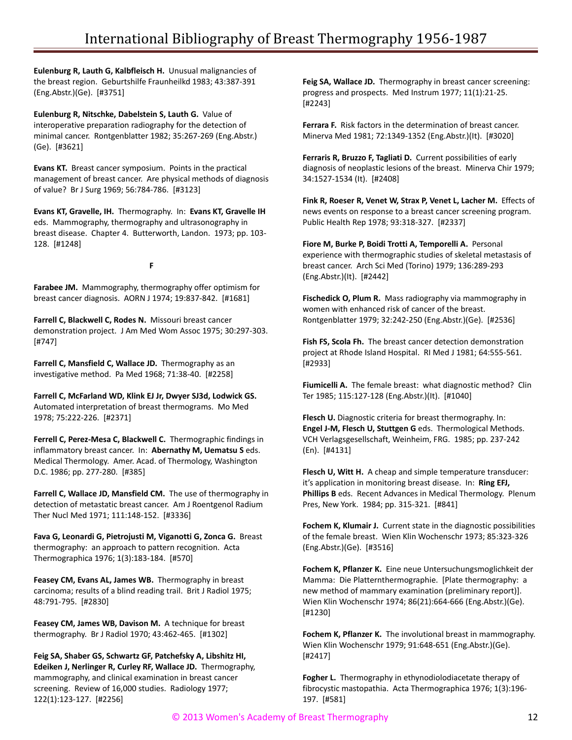**Eulenburg R, Lauth G, Kalbfleisch H.** Unusual malignancies of the breast region. Geburtshilfe Fraunheilkd 1983; 43:387-391 (Eng.Abstr.)(Ge). [#3751]

**Eulenburg R, Nitschke, Dabelstein S, Lauth G.** Value of interoperative preparation radiography for the detection of minimal cancer. Rontgenblatter 1982; 35:267-269 (Eng.Abstr.) (Ge). [#3621]

**Evans KT.** Breast cancer symposium. Points in the practical management of breast cancer. Are physical methods of diagnosis of value? Br J Surg 1969; 56:784-786. [#3123]

**Evans KT, Gravelle, IH.** Thermography. In: **Evans KT, Gravelle IH** eds. Mammography, thermography and ultrasonography in breast disease. Chapter 4. Butterworth, Landon. 1973; pp. 103-128. [#1248]

**F**

**Farabee JM.** Mammography, thermography offer optimism for breast cancer diagnosis. AORN J 1974; 19:837-842. [#1681]

**Farrell C, Blackwell C, Rodes N.** Missouri breast cancer demonstration project. J Am Med Wom Assoc 1975; 30:297-303. [#747]

**Farrell C, Mansfield C, Wallace JD.** Thermography as an investigative method. Pa Med 1968; 71:38-40. [#2258]

**Farrell C, McFarland WD, Klink EJ Jr, Dwyer SJ3d, Lodwick GS.** Automated interpretation of breast thermograms. Mo Med 1978; 75:222-226. [#2371]

**Ferrell C, Perez-Mesa C, Blackwell C.** Thermographic findings in inflammatory breast cancer. In: **Abernathy M, Uematsu S** eds. Medical Thermology. Amer. Acad. of Thermology, Washington D.C. 1986; pp. 277-280. [#385]

**Farrell C, Wallace JD, Mansfield CM.** The use of thermography in detection of metastatic breast cancer. Am J Roentgenol Radium Ther Nucl Med 1971; 111:148-152. [#3336]

**Fava G, Leonardi G, Pietrojusti M, Viganotti G, Zonca G.** Breast thermography: an approach to pattern recognition. Acta Thermographica 1976; 1(3):183-184. [#570]

**Feasey CM, Evans AL, James WB.** Thermography in breast carcinoma; results of a blind reading trail. Brit J Radiol 1975; 48:791-795. [#2830]

**Feasey CM, James WB, Davison M.** A technique for breast thermography. Br J Radiol 1970; 43:462-465. [#1302]

**Feig SA, Shaber GS, Schwartz GF, Patchefsky A, Libshitz HI, Edeiken J, Nerlinger R, Curley RF, Wallace JD.** Thermography, mammography, and clinical examination in breast cancer screening. Review of 16,000 studies. Radiology 1977; 122(1):123-127. [#2256]

**Feig SA, Wallace JD.** Thermography in breast cancer screening: progress and prospects. Med Instrum 1977; 11(1):21-25. [#2243]

**Ferrara F.** Risk factors in the determination of breast cancer. Minerva Med 1981; 72:1349-1352 (Eng.Abstr.)(It). [#3020]

**Ferraris R, Bruzzo F, Tagliati D.** Current possibilities of early diagnosis of neoplastic lesions of the breast. Minerva Chir 1979; 34:1527-1534 (It). [#2408]

**Fink R, Roeser R, Venet W, Strax P, Venet L, Lacher M.** Effects of news events on response to a breast cancer screening program. Public Health Rep 1978; 93:318-327. [#2337]

**Fiore M, Burke P, Boidi Trotti A, Temporelli A.** Personal experience with thermographic studies of skeletal metastasis of breast cancer. Arch Sci Med (Torino) 1979; 136:289-293 (Eng.Abstr.)(It). [#2442]

**Fischedick O, Plum R.** Mass radiography via mammography in women with enhanced risk of cancer of the breast. Rontgenblatter 1979; 32:242-250 (Eng.Abstr.)(Ge). [#2536]

**Fish FS, Scola Fh.** The breast cancer detection demonstration project at Rhode Island Hospital. RI Med J 1981; 64:555-561. [#2933]

**Fiumicelli A.** The female breast: what diagnostic method? Clin Ter 1985; 115:127-128 (Eng.Abstr.)(It). [#1040]

**Flesch U.** Diagnostic criteria for breast thermography. In: **Engel J-M, Flesch U, Stuttgen G** eds. Thermological Methods. VCH Verlagsgesellschaft, Weinheim, FRG. 1985; pp. 237-242 (En). [#4131]

**Flesch U, Witt H.** A cheap and simple temperature transducer: it's application in monitoring breast disease. In: **Ring EFJ, Phillips B** eds. Recent Advances in Medical Thermology. Plenum Pres, New York. 1984; pp. 315-321. [#841]

**Fochem K, Klumair J.** Current state in the diagnostic possibilities of the female breast. Wien Klin Wochenschr 1973; 85:323-326 (Eng.Abstr.)(Ge). [#3516]

**Fochem K, Pflanzer K.** Eine neue Untersuchungsmoglichkeit der Mamma: Die Platternthermographie. [Plate thermography: a new method of mammary examination (preliminary report)]. Wien Klin Wochenschr 1974; 86(21):664-666 (Eng.Abstr.)(Ge). [#1230]

**Fochem K, Pflanzer K.** The involutional breast in mammography. Wien Klin Wochenschr 1979; 91:648-651 (Eng.Abstr.)(Ge). [#2417]

**Fogher L.** Thermography in ethynodiolodiacetate therapy of fibrocystic mastopathia. Acta Thermographica 1976; 1(3):196-197. [#581]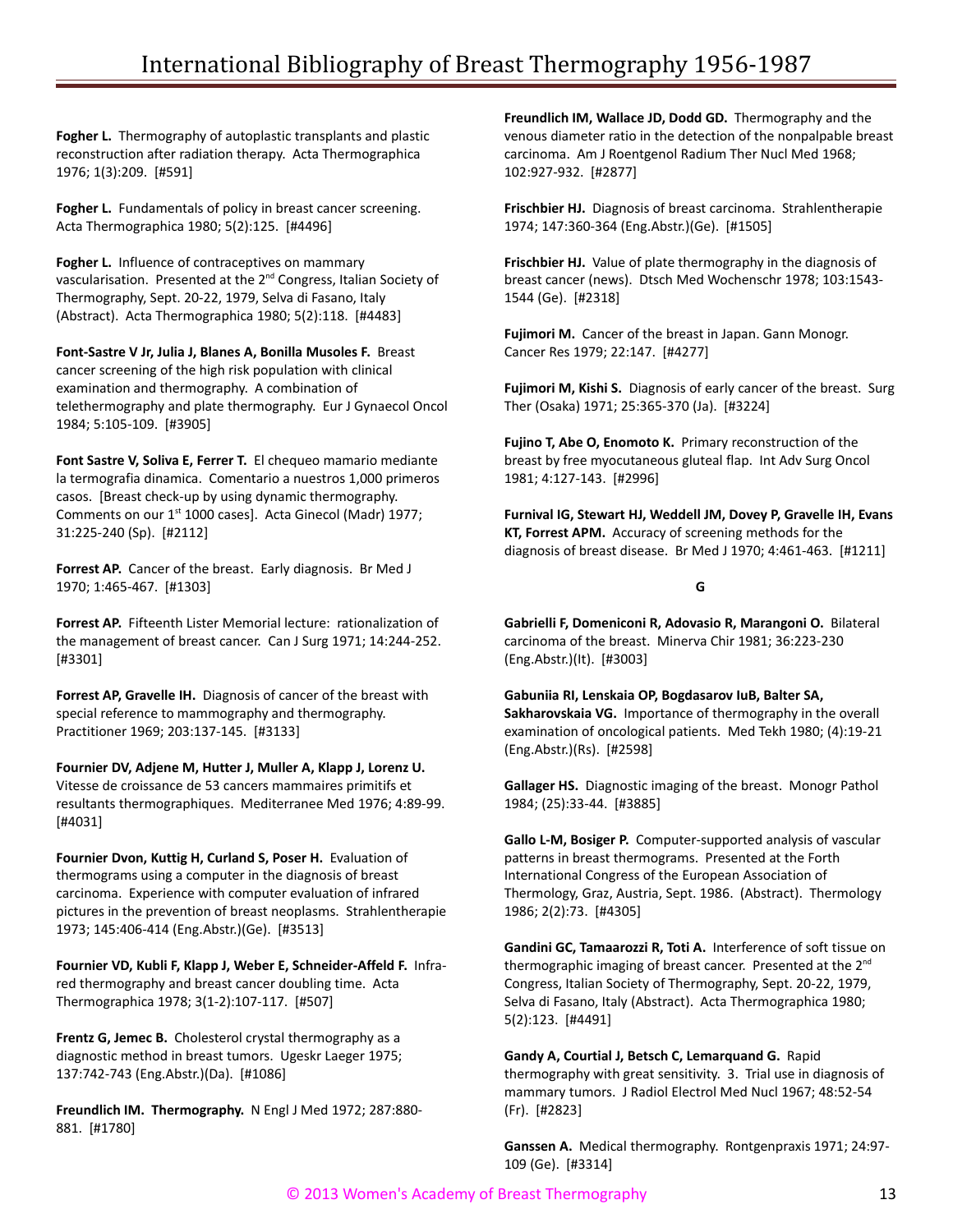**Fogher L.** Thermography of autoplastic transplants and plastic reconstruction after radiation therapy. Acta Thermographica 1976; 1(3):209. [#591]

**Fogher L.** Fundamentals of policy in breast cancer screening. Acta Thermographica 1980; 5(2):125. [#4496]

**Fogher L.** Influence of contraceptives on mammary vascularisation. Presented at the 2nd Congress, Italian Society of Thermography, Sept. 20-22, 1979, Selva di Fasano, Italy (Abstract). Acta Thermographica 1980; 5(2):118. [#4483]

**Font-Sastre V Jr, Julia J, Blanes A, Bonilla Musoles F.** Breast cancer screening of the high risk population with clinical examination and thermography. A combination of telethermography and plate thermography. Eur J Gynaecol Oncol 1984; 5:105-109. [#3905]

**Font Sastre V, Soliva E, Ferrer T.** El chequeo mamario mediante la termografia dinamica. Comentario a nuestros 1,000 primeros casos. [Breast check-up by using dynamic thermography. Comments on our 1st 1000 cases]. Acta Ginecol (Madr) 1977; 31:225-240 (Sp). [#2112]

**Forrest AP.** Cancer of the breast. Early diagnosis. Br Med J 1970; 1:465-467. [#1303]

**Forrest AP.** Fifteenth Lister Memorial lecture: rationalization of the management of breast cancer. Can J Surg 1971; 14:244-252. [#3301]

**Forrest AP, Gravelle IH.** Diagnosis of cancer of the breast with special reference to mammography and thermography. Practitioner 1969; 203:137-145. [#3133]

**Fournier DV, Adjene M, Hutter J, Muller A, Klapp J, Lorenz U.** Vitesse de croissance de 53 cancers mammaires primitifs et resultants thermographiques. Mediterranee Med 1976; 4:89-99. [#4031]

**Fournier Dvon, Kuttig H, Curland S, Poser H.** Evaluation of thermograms using a computer in the diagnosis of breast carcinoma. Experience with computer evaluation of infrared pictures in the prevention of breast neoplasms. Strahlentherapie 1973; 145:406-414 (Eng.Abstr.)(Ge). [#3513]

**Fournier VD, Kubli F, Klapp J, Weber E, Schneider-Affeld F.** Infra-red thermography and breast cancer doubling time. Acta Thermographica 1978; 3(1-2):107-117. [#507]

**Frentz G, Jemec B.** Cholesterol crystal thermography as a diagnostic method in breast tumors. Ugeskr Laeger 1975; 137:742-743 (Eng.Abstr.)(Da). [#1086]

**Freundlich IM. Thermography.** N Engl J Med 1972; 287:880-881. [#1780]

**Freundlich IM, Wallace JD, Dodd GD.** Thermography and the venous diameter ratio in the detection of the nonpalpable breast carcinoma. Am J Roentgenol Radium Ther Nucl Med 1968; 102:927-932. [#2877]

**Frischbier HJ.** Diagnosis of breast carcinoma. Strahlentherapie 1974; 147:360-364 (Eng.Abstr.)(Ge). [#1505]

**Frischbier HJ.** Value of plate thermography in the diagnosis of breast cancer (news). Dtsch Med Wochenschr 1978; 103:1543-1544 (Ge). [#2318]

**Fujimori M.** Cancer of the breast in Japan. Gann Monogr. Cancer Res 1979; 22:147. [#4277]

**Fujimori M, Kishi S.** Diagnosis of early cancer of the breast. Surg Ther (Osaka) 1971; 25:365-370 (Ja). [#3224]

**Fujino T, Abe O, Enomoto K.** Primary reconstruction of the breast by free myocutaneous gluteal flap. Int Adv Surg Oncol 1981; 4:127-143. [#2996]

**Furnival IG, Stewart HJ, Weddell JM, Dovey P, Gravelle IH, Evans KT, Forrest APM.** Accuracy of screening methods for the diagnosis of breast disease. Br Med J 1970; 4:461-463. [#1211]

## G

**Gabrielli F, Domeniconi R, Adovasio R, Marangoni O.** Bilateral carcinoma of the breast. Minerva Chir 1981; 36:223-230 (Eng.Abstr.)(It). [#3003]

**Gabuniia RI, Lenskaia OP, Bogdasarov IuB, Balter SA, Sakharovskaia VG.** Importance of thermography in the overall examination of oncological patients. Med Tekh 1980; (4):19-21 (Eng.Abstr.)(Rs). [#2598]

**Gallager HS.** Diagnostic imaging of the breast. Monogr Pathol 1984; (25):33-44. [#3885]

**Gallo L-M, Bosiger P.** Computer-supported analysis of vascular patterns in breast thermograms. Presented at the Forth International Congress of the European Association of Thermology, Graz, Austria, Sept. 1986. (Abstract). Thermology 1986; 2(2):73. [#4305]

**Gandini GC, Tamaarozzi R, Toti A.** Interference of soft tissue on thermographic imaging of breast cancer. Presented at the 2nd Congress, Italian Society of Thermography, Sept. 20-22, 1979, Selva di Fasano, Italy (Abstract). Acta Thermographica 1980; 5(2):123. [#4491]

**Gandy A, Courtial J, Betsch C, Lemarquand G.** Rapid thermography with great sensitivity. 3. Trial use in diagnosis of mammary tumors. J Radiol Electrol Med Nucl 1967; 48:52-54 (Fr). [#2823]

**Ganssen A.** Medical thermography. Rontgenpraxis 1971; 24:97-109 (Ge). [#3314]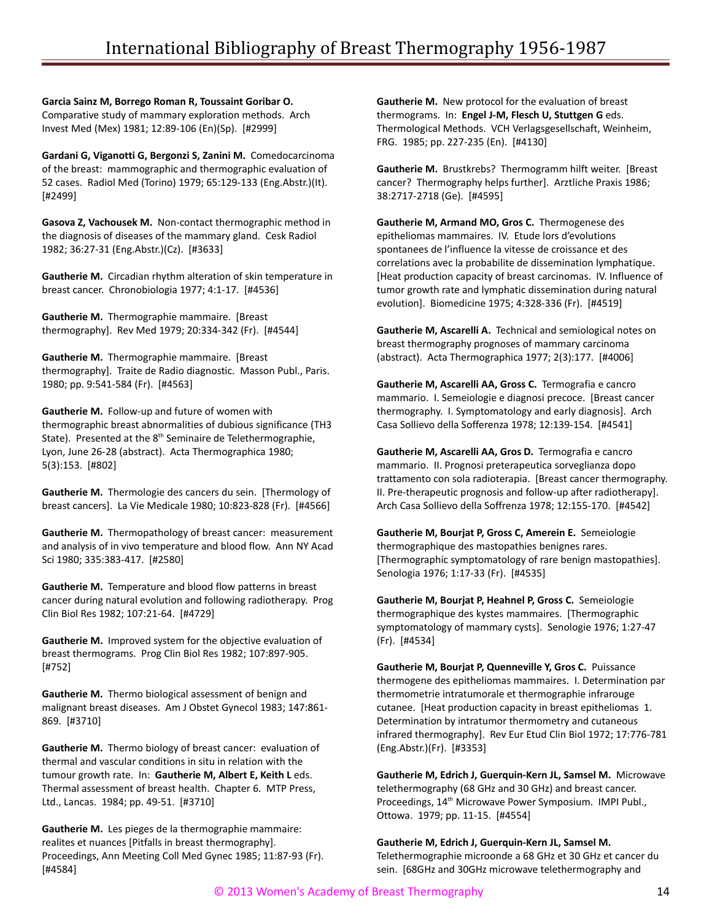**Garcia Sainz M, Borrego Roman R, Toussaint Goribar O.** Comparative study of mammary exploration methods. Arch Invest Med (Mex) 1981; 12:89-106 (En)(Sp). [#2999]

**Gardani G, Viganotti G, Bergonzi S, Zanini M.** Comedocarcinoma of the breast: mammographic and thermographic evaluation of 52 cases. Radiol Med (Torino) 1979; 65:129-133 (Eng.Abstr.)(It). [#2499]

**Gasova Z, Vachousek M.** Non-contact thermographic method in the diagnosis of diseases of the mammary gland. Cesk Radiol 1982; 36:27-31 (Eng.Abstr.)(Cz). [#3633]

**Gautherie M.** Circadian rhythm alteration of skin temperature in breast cancer. Chronobiologia 1977; 4:1-17. [#4536]

**Gautherie M.** Thermographie mammaire. [Breast thermography]. Rev Med 1979; 20:334-342 (Fr). [#4544]

**Gautherie M.** Thermographie mammaire. [Breast thermography]. Traite de Radio diagnostic. Masson Publ., Paris. 1980; pp. 9:541-584 (Fr). [#4563]

**Gautherie M.** Follow-up and future of women with thermographic breast abnormalities of dubious significance (TH3 State). Presented at the 8th Seminaire de Telethermographie, Lyon, June 26-28 (abstract). Acta Thermographica 1980; 5(3):153. [#802]

**Gautherie M.** Thermologie des cancers du sein. [Thermology of breast cancers]. La Vie Medicale 1980; 10:823-828 (Fr). [#4566]

**Gautherie M.** Thermopathology of breast cancer: measurement and analysis of in vivo temperature and blood flow. Ann NY Acad Sci 1980; 335:383-417. [#2580]

**Gautherie M.** Temperature and blood flow patterns in breast cancer during natural evolution and following radiotherapy. Prog Clin Biol Res 1982; 107:21-64. [#4729]

**Gautherie M.** Improved system for the objective evaluation of breast thermograms. Prog Clin Biol Res 1982; 107:897-905. [#752]

**Gautherie M.** Thermo biological assessment of benign and malignant breast diseases. Am J Obstet Gynecol 1983; 147:861-869. [#3710]

**Gautherie M.** Thermo biology of breast cancer: evaluation of thermal and vascular conditions in situ in relation with the tumour growth rate. In: **Gautherie M, Albert E, Keith L** eds. Thermal assessment of breast health. Chapter 6. MTP Press, Ltd., Lancas. 1984; pp. 49-51. [#3710]

**Gautherie M.** Les pieges de la thermographie mammaire: realites et nuances [Pitfalls in breast thermography]. Proceedings, Ann Meeting Coll Med Gynec 1985; 11:87-93 (Fr). [#4584]

**Gautherie M.** New protocol for the evaluation of breast thermograms. In: **Engel J-M, Flesch U, Stuttgen G** eds. Thermological Methods. VCH Verlagsgesellschaft, Weinheim, FRG. 1985; pp. 227-235 (En). [#4130]

**Gautherie M.** Brustkrebs? Thermogramm hilft weiter. [Breast cancer? Thermography helps further]. Arztliche Praxis 1986; 38:2717-2718 (Ge). [#4595]

**Gautherie M, Armand MO, Gros C.** Thermogenese des epitheliomas mammaires. IV. Etude lors d'evolutions spontanees de l'influence la vitesse de croissance et des correlations avec la probabilite de dissemination lymphatique. [Heat production capacity of breast carcinomas. IV. Influence of tumor growth rate and lymphatic dissemination during natural evolution]. Biomedicine 1975; 4:328-336 (Fr). [#4519]

**Gautherie M, Ascarelli A.** Technical and semiological notes on breast thermography prognoses of mammary carcinoma (abstract). Acta Thermographica 1977; 2(3):177. [#4006]

**Gautherie M, Ascarelli AA, Gross C.** Termografia e cancro mammario. I. Semeiologie e diagnosi precoce. [Breast cancer thermography. I. Symptomatology and early diagnosis]. Arch Casa Sollievo della Sofferenza 1978; 12:139-154. [#4541]

**Gautherie M, Ascarelli AA, Gros D.** Termografia e cancro mammario. II. Prognosi preterapeutica sorveglianza dopo trattamento con sola radioterapia. [Breast cancer thermography. II. Pre-therapeutic prognosis and follow-up after radiotherapy]. Arch Casa Sollievo della Soffrenza 1978; 12:155-170. [#4542]

**Gautherie M, Bourjat P, Gross C, Amerein E.** Semeiologie thermographique des mastopathies benignes rares. [Thermographic symptomatology of rare benign mastopathies]. Senologia 1976; 1:17-33 (Fr). [#4535]

**Gautherie M, Bourjat P, Heahnel P, Gross C.** Semeiologie thermographique des kystes mammaires. [Thermographic symptomatology of mammary cysts]. Senologie 1976; 1:27-47 (Fr). [#4534]

**Gautherie M, Bourjat P, Quenneville Y, Gros C.** Puissance thermogene des epitheliomas mammaires. I. Determination par thermometrie intratumorale et thermographie infrarouge cutanee. [Heat production capacity in breast epitheliomas 1. Determination by intratumor thermometry and cutaneous infrared thermography]. Rev Eur Etud Clin Biol 1972; 17:776-781 (Eng.Abstr.)(Fr). [#3353]

**Gautherie M, Edrich J, Guerquin-Kern JL, Samsel M.** Microwave telethermography (68 GHz and 30 GHz) and breast cancer. Proceedings, 14th Microwave Power Symposium. IMPI Publ., Ottowa. 1979; pp. 11-15. [#4554]

**Gautherie M, Edrich J, Guerquin-Kern JL, Samsel M.** Telethermographie microonde a 68 GHz et 30 GHz et cancer du sein. [68GHz and 30GHz microwave telethermography and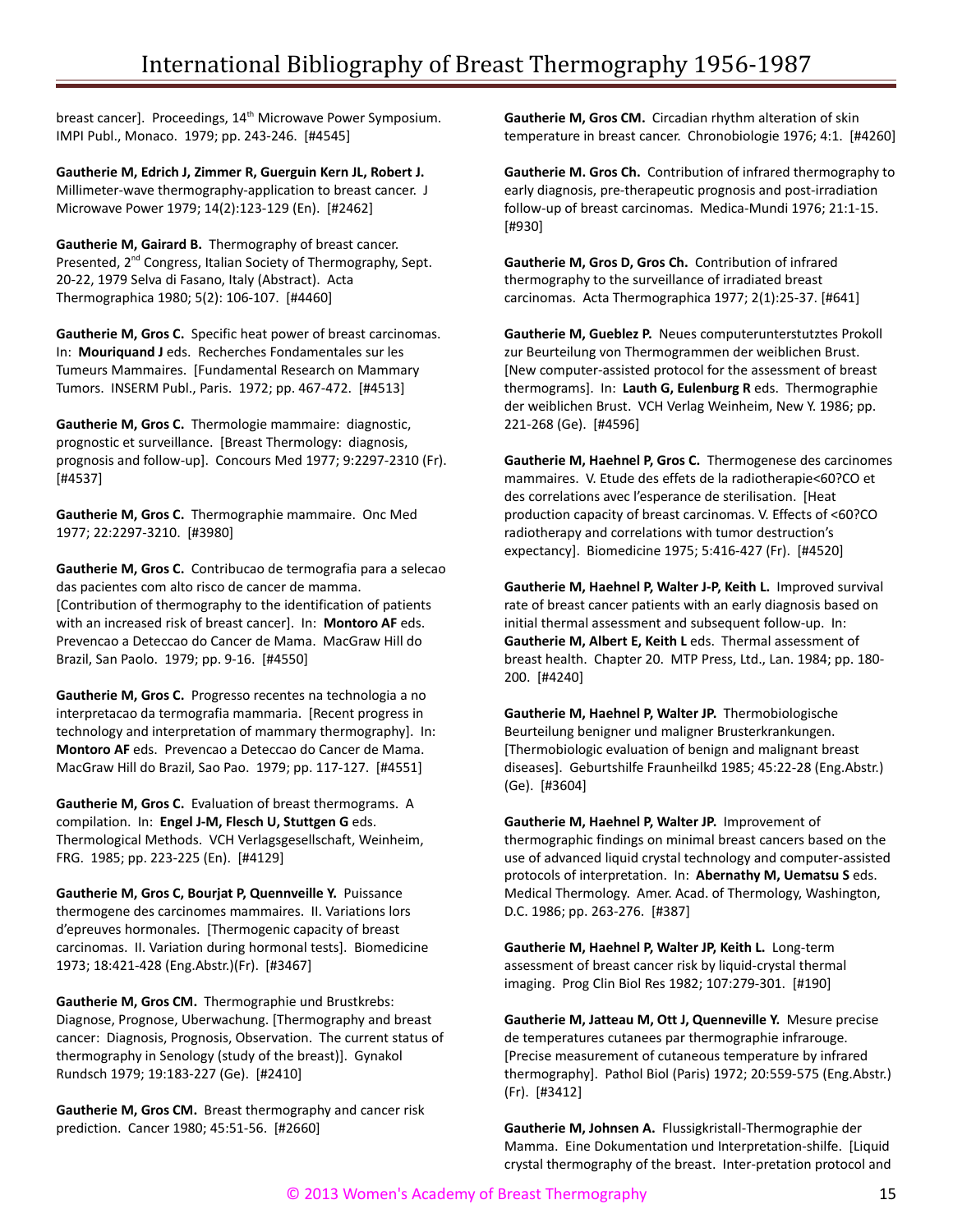breast cancer]. Proceedings, 14th Microwave Power Symposium. IMPI Publ., Monaco. 1979; pp. 243-246. [#4545]

**Gautherie M, Edrich J, Zimmer R, Guerguin Kern JL, Robert J.** Millimeter-wave thermography-application to breast cancer. J Microwave Power 1979; 14(2):123-129 (En). [#2462]

**Gautherie M, Gairard B.** Thermography of breast cancer. Presented, 2nd Congress, Italian Society of Thermography, Sept. 20-22, 1979 Selva di Fasano, Italy (Abstract). Acta Thermographica 1980; 5(2): 106-107. [#4460]

**Gautherie M, Gros C.** Specific heat power of breast carcinomas. In: **Mouriquand J** eds. Recherches Fondamentales sur les Tumeurs Mammaires. [Fundamental Research on Mammary Tumors. INSERM Publ., Paris. 1972; pp. 467-472. [#4513]

**Gautherie M, Gros C.** Thermologie mammaire: diagnostic, prognostic et surveillance. [Breast Thermology: diagnosis, prognosis and follow-up]. Concours Med 1977; 9:2297-2310 (Fr). [#4537]

**Gautherie M, Gros C.** Thermographie mammaire. Onc Med 1977; 22:2297-3210. [#3980]

**Gautherie M, Gros C.** Contribucao de termografia para a selecao das pacientes com alto risco de cancer de mamma. [Contribution of thermography to the identification of patients with an increased risk of breast cancer]. In: **Montoro AF** eds. Prevencao a Deteccao do Cancer de Mama. MacGraw Hill do Brazil, San Paolo. 1979; pp. 9-16. [#4550]

**Gautherie M, Gros C.** Progresso recentes na technologia a no interpretacao da termografia mammaria. [Recent progress in technology and interpretation of mammary thermography]. In: **Montoro AF** eds. Prevencao a Deteccao do Cancer de Mama. MacGraw Hill do Brazil, Sao Pao. 1979; pp. 117-127. [#4551]

**Gautherie M, Gros C.** Evaluation of breast thermograms. A compilation. In: **Engel J-M, Flesch U, Stuttgen G** eds. Thermological Methods. VCH Verlagsgesellschaft, Weinheim, FRG. 1985; pp. 223-225 (En). [#4129]

**Gautherie M, Gros C, Bourjat P, Quennveille Y.** Puissance thermogene des carcinomes mammaires. II. Variations lors d'epreuves hormonales. [Thermogenic capacity of breast carcinomas. II. Variation during hormonal tests]. Biomedicine 1973; 18:421-428 (Eng.Abstr.)(Fr). [#3467]

**Gautherie M, Gros CM.** Thermographie und Brustkrebs: Diagnose, Prognose, Uberwachung. [Thermography and breast cancer: Diagnosis, Prognosis, Observation. The current status of thermography in Senology (study of the breast)]. Gynakol Rundsch 1979; 19:183-227 (Ge). [#2410]

**Gautherie M, Gros CM.** Breast thermography and cancer risk prediction. Cancer 1980; 45:51-56. [#2660]

**Gautherie M, Gros CM.** Circadian rhythm alteration of skin temperature in breast cancer. Chronobiologie 1976; 4:1. [#4260]

**Gautherie M. Gros Ch.** Contribution of infrared thermography to early diagnosis, pre-therapeutic prognosis and post-irradiation follow-up of breast carcinomas. Medica-Mundi 1976; 21:1-15. [#930]

**Gautherie M, Gros D, Gros Ch.** Contribution of infrared thermography to the surveillance of irradiated breast carcinomas. Acta Thermographica 1977; 2(1):25-37. [#641]

**Gautherie M, Gueblez P.** Neues computerunterstutztes Prokoll zur Beurteilung von Thermogrammen der weiblichen Brust. [New computer-assisted protocol for the assessment of breast thermograms]. In: **Lauth G, Eulenburg R** eds. Thermographie der weiblichen Brust. VCH Verlag Weinheim, New Y. 1986; pp. 221-268 (Ge). [#4596]

**Gautherie M, Haehnel P, Gros C.** Thermogenese des carcinomes mammaires. V. Etude des effets de la radiotherapie<60?CO et des correlations avec l'esperance de sterilisation. [Heat production capacity of breast carcinomas. V. Effects of <60?CO radiotherapy and correlations with tumor destruction's expectancy]. Biomedicine 1975; 5:416-427 (Fr). [#4520]

**Gautherie M, Haehnel P, Walter J-P, Keith L.** Improved survival rate of breast cancer patients with an early diagnosis based on initial thermal assessment and subsequent follow-up. In: **Gautherie M, Albert E, Keith L** eds. Thermal assessment of breast health. Chapter 20. MTP Press, Ltd., Lan. 1984; pp. 180-200. [#4240]

**Gautherie M, Haehnel P, Walter JP.** Thermobiologische Beurteilung benigner und maligner Brusterkrankungen. [Thermobiologic evaluation of benign and malignant breast diseases]. Geburtshilfe Fraunheilkd 1985; 45:22-28 (Eng.Abstr.) (Ge). [#3604]

**Gautherie M, Haehnel P, Walter JP.** Improvement of thermographic findings on minimal breast cancers based on the use of advanced liquid crystal technology and computer-assisted protocols of interpretation. In: **Abernathy M, Uematsu S** eds. Medical Thermology. Amer. Acad. of Thermology, Washington, D.C. 1986; pp. 263-276. [#387]

**Gautherie M, Haehnel P, Walter JP, Keith L.** Long-term assessment of breast cancer risk by liquid-crystal thermal imaging. Prog Clin Biol Res 1982; 107:279-301. [#190]

**Gautherie M, Jatteau M, Ott J, Quenneville Y.** Mesure precise de temperatures cutanees par thermographie infrarouge. [Precise measurement of cutaneous temperature by infrared thermography]. Pathol Biol (Paris) 1972; 20:559-575 (Eng.Abstr.) (Fr). [#3412]

**Gautherie M, Johnsen A.** Flussigkristall-Thermographie der Mamma. Eine Dokumentation und Interpretation-shilfe. [Liquid crystal thermography of the breast. Inter-pretation protocol and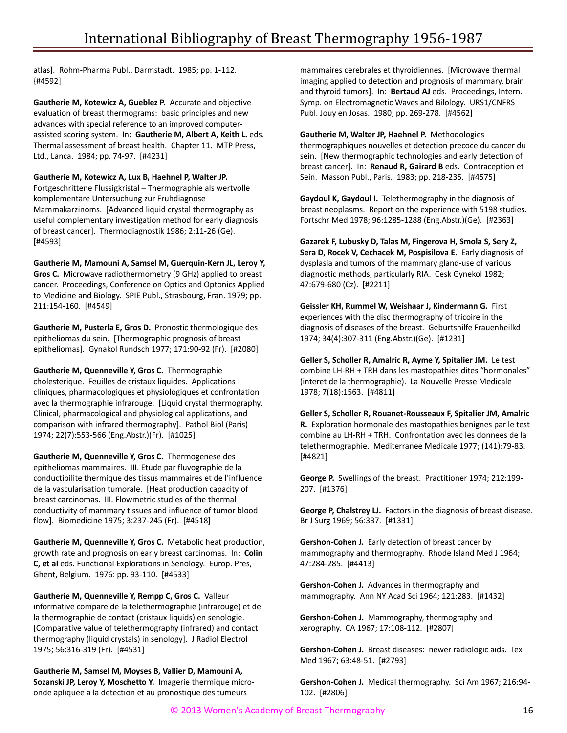atlas]. Rohm-Pharma Publ., Darmstadt. 1985; pp. 1-112. {#4592]

**Gautherie M, Kotewicz A, Gueblez P.** Accurate and objective evaluation of breast thermograms: basic principles and new advances with special reference to an improved computer-assisted scoring system. In: **Gautherie M, Albert A, Keith L.** eds. Thermal assessment of breast health. Chapter 11. MTP Press, Ltd., Lanca. 1984; pp. 74-97. [#4231]

**Gautherie M, Kotewicz A, Lux B, Haehnel P, Walter JP.** Fortgeschrittene Flussigkristal – Thermographie als wertvolle komplementare Untersuchung zur Fruhdiagnose Mammakarzinoms. [Advanced liquid crystal thermography as useful complementary investigation method for early diagnosis of breast cancer]. Thermodiagnostik 1986; 2:11-26 (Ge). [#4593]

**Gautherie M, Mamouni A, Samsel M, Guerquin-Kern JL, Leroy Y, Gros C.** Microwave radiothermometry (9 GHz) applied to breast cancer. Proceedings, Conference on Optics and Optonics Applied to Medicine and Biology. SPIE Publ., Strasbourg, Fran. 1979; pp. 211:154-160. [#4549]

**Gautherie M, Pusterla E, Gros D.** Pronostic thermologique des epitheliomas du sein. [Thermographic prognosis of breast epitheliomas]. Gynakol Rundsch 1977; 171:90-92 (Fr). [#2080]

**Gautherie M, Quenneville Y, Gros C.** Thermographie cholesterique. Feuilles de cristaux liquides. Applications cliniques, pharmacologiques et physiologiques et confrontation avec la thermographie infrarouge. [Liquid crystal thermography. Clinical, pharmacological and physiological applications, and comparison with infrared thermography]. Pathol Biol (Paris) 1974; 22(7):553-566 (Eng.Abstr.)(Fr). [#1025]

**Gautherie M, Quenneville Y, Gros C.** Thermogenese des epitheliomas mammaires. III. Etude par fluvographie de la conductibilite thermique des tissus mammaires et de l'influence de la vascularisation tumorale. [Heat production capacity of breast carcinomas. III. Flowmetric studies of the thermal conductivity of mammary tissues and influence of tumor blood flow]. Biomedicine 1975; 3:237-245 (Fr). [#4518]

**Gautherie M, Quenneville Y, Gros C.** Metabolic heat production, growth rate and prognosis on early breast carcinomas. In: **Colin C, et al** eds. Functional Explorations in Senology. Europ. Pres, Ghent, Belgium. 1976: pp. 93-110. [#4533]

**Gautherie M, Quenneville Y, Rempp C, Gros C.** Valleur informative compare de la telethermographie (infrarouge) et de la thermographie de contact (cristaux liquids) en senologie. [Comparative value of telethermography (infrared) and contact thermography (liquid crystals) in senology]. J Radiol Electrol 1975; 56:316-319 (Fr). [#4531]

**Gautherie M, Samsel M, Moyses B, Vallier D, Mamouni A, Sozanski JP, Leroy Y, Moschetto Y.** Imagerie thermique micro-onde apliquee a la detection et au pronostique des tumeurs mammaires cerebrales et thyroidiennes. [Microwave thermal imaging applied to detection and prognosis of mammary, brain and thyroid tumors]. In: **Bertaud AJ** eds. Proceedings, Intern. Symp. on Electromagnetic Waves and Bilology. URS1/CNFRS Publ. Jouy en Josas. 1980; pp. 269-278. [#4562]

**Gautherie M, Walter JP, Haehnel P.** Methodologies thermographiques nouvelles et detection precoce du cancer du sein. [New thermographic technologies and early detection of breast cancer]. In: **Renaud R, Gairard B** eds. Contraception et Sein. Masson Publ., Paris. 1983; pp. 218-235. [#4575]

**Gaydoul K, Gaydoul I.** Telethermography in the diagnosis of breast neoplasms. Report on the experience with 5198 studies. Fortschr Med 1978; 96:1285-1288 (Eng.Abstr.)(Ge). [#2363]

**Gazarek F, Lubusky D, Talas M, Fingerova H, Smola S, Sery Z, Sera D, Rocek V, Cechacek M, Pospisilova E.** Early diagnosis of dysplasia and tumors of the mammary gland-use of various diagnostic methods, particularly RIA. Cesk Gynekol 1982; 47:679-680 (Cz). [#2211]

**Geissler KH, Rummel W, Weishaar J, Kindermann G.** First experiences with the disc thermography of tricoire in the diagnosis of diseases of the breast. Geburtshilfe Frauenheilkd 1974; 34(4):307-311 (Eng.Abstr.)(Ge). [#1231]

**Geller S, Scholler R, Amalric R, Ayme Y, Spitalier JM.** Le test combine LH-RH + TRH dans les mastopathies dites "hormonales" (interet de la thermographie). La Nouvelle Presse Medicale 1978; 7(18):1563. [#4811]

**Geller S, Scholler R, Rouanet-Rousseaux F, Spitalier JM, Amalric R.** Exploration hormonale des mastopathies benignes par le test combine au LH-RH + TRH. Confrontation avec les donnees de la telethermographie. Mediterranee Medicale 1977; (141):79-83. [#4821]

**George P.** Swellings of the breast. Practitioner 1974; 212:199-207. [#1376]

**George P, Chalstrey LJ.** Factors in the diagnosis of breast disease. Br J Surg 1969; 56:337. [#1331]

**Gershon-Cohen J.** Early detection of breast cancer by mammography and thermography. Rhode Island Med J 1964; 47:284-285. [#4413]

**Gershon-Cohen J.** Advances in thermography and mammography. Ann NY Acad Sci 1964; 121:283. [#1432]

**Gershon-Cohen J.** Mammography, thermography and xerography. CA 1967; 17:108-112. [#2807]

**Gershon-Cohen J.** Breast diseases: newer radiologic aids. Tex Med 1967; 63:48-51. [#2793]

**Gershon-Cohen J.** Medical thermography. Sci Am 1967; 216:94-102. [#2806]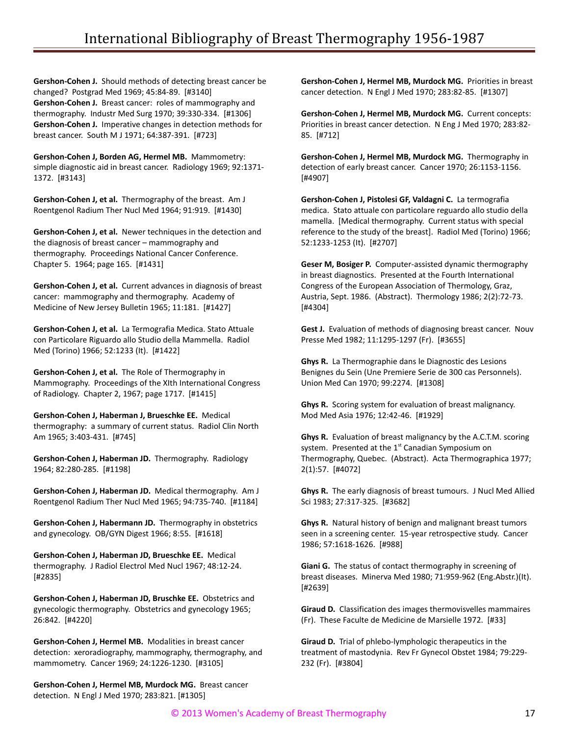**Gershon-Cohen J.** Should methods of detecting breast cancer be changed? Postgrad Med 1969; 45:84-89. [#3140]
**Gershon-Cohen J.** Breast cancer: roles of mammography and thermography. Industr Med Surg 1970; 39:330-334. [#1306]
**Gershon-Cohen J.** Imperative changes in detection methods for breast cancer. South M J 1971; 64:387-391. [#723]

**Gershon-Cohen J, Borden AG, Hermel MB.** Mammometry: simple diagnostic aid in breast cancer. Radiology 1969; 92:1371-1372. [#3143]

**Gershon-Cohen J, et al.** Thermography of the breast. Am J Roentgenol Radium Ther Nucl Med 1964; 91:919. [#1430]

**Gershon-Cohen J, et al.** Newer techniques in the detection and the diagnosis of breast cancer – mammography and thermography. Proceedings National Cancer Conference. Chapter 5. 1964; page 165. [#1431]

**Gershon-Cohen J, et al.** Current advances in diagnosis of breast cancer: mammography and thermography. Academy of Medicine of New Jersey Bulletin 1965; 11:181. [#1427]

**Gershon-Cohen J, et al.** La Termografia Medica. Stato Attuale con Particolare Riguardo allo Studio della Mammella. Radiol Med (Torino) 1966; 52:1233 (It). [#1422]

**Gershon-Cohen J, et al.** The Role of Thermography in Mammography. Proceedings of the XIth International Congress of Radiology. Chapter 2, 1967; page 1717. [#1415]

**Gershon-Cohen J, Haberman J, Brueschke EE.** Medical thermography: a summary of current status. Radiol Clin North Am 1965; 3:403-431. [#745]

**Gershon-Cohen J, Haberman JD.** Thermography. Radiology 1964; 82:280-285. [#1198]

**Gershon-Cohen J, Haberman JD.** Medical thermography. Am J Roentgenol Radium Ther Nucl Med 1965; 94:735-740. [#1184]

**Gershon-Cohen J, Habermann JD.** Thermography in obstetrics and gynecology. OB/GYN Digest 1966; 8:55. [#1618]

**Gershon-Cohen J, Haberman JD, Brueschke EE.** Medical thermography. J Radiol Electrol Med Nucl 1967; 48:12-24. [#2835]

**Gershon-Cohen J, Haberman JD, Bruschke EE.** Obstetrics and gynecologic thermography. Obstetrics and gynecology 1965; 26:842. [#4220]

**Gershon-Cohen J, Hermel MB.** Modalities in breast cancer detection: xeroradiography, mammography, thermography, and mammometry. Cancer 1969; 24:1226-1230. [#3105]

**Gershon-Cohen J, Hermel MB, Murdock MG.** Breast cancer detection. N Engl J Med 1970; 283:821. [#1305]

**Gershon-Cohen J, Hermel MB, Murdock MG.** Priorities in breast cancer detection. N Engl J Med 1970; 283:82-85. [#1307]

**Gershon-Cohen J, Hermel MB, Murdock MG.** Current concepts: Priorities in breast cancer detection. N Eng J Med 1970; 283:82-85. [#712]

**Gershon-Cohen J, Hermel MB, Murdock MG.** Thermography in detection of early breast cancer. Cancer 1970; 26:1153-1156. [#4907]

**Gershon-Cohen J, Pistolesi GF, Valdagni C.** La termografia medica. Stato attuale con particolare reguardo allo studio della mamella. [Medical thermography. Current status with special reference to the study of the breast]. Radiol Med (Torino) 1966; 52:1233-1253 (It). [#2707]

**Geser M, Bosiger P.** Computer-assisted dynamic thermography in breast diagnostics. Presented at the Fourth International Congress of the European Association of Thermology, Graz, Austria, Sept. 1986. (Abstract). Thermology 1986; 2(2):72-73. [#4304]

**Gest J.** Evaluation of methods of diagnosing breast cancer. Nouv Presse Med 1982; 11:1295-1297 (Fr). [#3655]

**Ghys R.** La Thermographie dans le Diagnostic des Lesions Benignes du Sein (Une Premiere Serie de 300 cas Personnels). Union Med Can 1970; 99:2274. [#1308]

**Ghys R.** Scoring system for evaluation of breast malignancy. Mod Med Asia 1976; 12:42-46. [#1929]

**Ghys R.** Evaluation of breast malignancy by the A.C.T.M. scoring system. Presented at the 1st Canadian Symposium on Thermography, Quebec. (Abstract). Acta Thermographica 1977; 2(1):57. [#4072]

**Ghys R.** The early diagnosis of breast tumours. J Nucl Med Allied Sci 1983; 27:317-325. [#3682]

**Ghys R.** Natural history of benign and malignant breast tumors seen in a screening center. 15-year retrospective study. Cancer 1986; 57:1618-1626. [#988]

**Giani G.** The status of contact thermography in screening of breast diseases. Minerva Med 1980; 71:959-962 (Eng.Abstr.)(It). [#2639]

**Giraud D.** Classification des images thermovisvelles mammaires (Fr). These Faculte de Medicine de Marsielle 1972. [#33]

**Giraud D.** Trial of phlebo-lymphologic therapeutics in the treatment of mastodynia. Rev Fr Gynecol Obstet 1984; 79:229-232 (Fr). [#3804]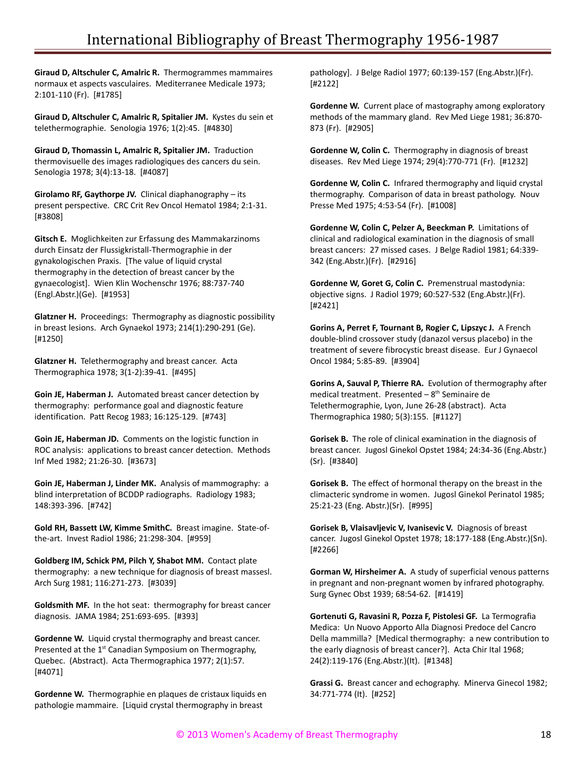**Giraud D, Altschuler C, Amalric R.** Thermogrammes mammaires normaux et aspects vasculaires. Mediterranee Medicale 1973; 2:101-110 (Fr). [#1785]

**Giraud D, Altschuler C, Amalric R, Spitalier JM.** Kystes du sein et telethermographie. Senologia 1976; 1(2):45. [#4830]

**Giraud D, Thomassin L, Amalric R, Spitalier JM.** Traduction thermovisuelle des images radiologiques des cancers du sein. Senologia 1978; 3(4):13-18. [#4087]

**Girolamo RF, Gaythorpe JV.** Clinical diaphanography – its present perspective. CRC Crit Rev Oncol Hematol 1984; 2:1-31. [#3808]

**Gitsch E.** Moglichkeiten zur Erfassung des Mammakarzinoms durch Einsatz der Flussigkristall-Thermographie in der gynakologischen Praxis. [The value of liquid crystal thermography in the detection of breast cancer by the gynaecologist]. Wien Klin Wochenschr 1976; 88:737-740 (Engl.Abstr.)(Ge). [#1953]

**Glatzner H.** Proceedings: Thermography as diagnostic possibility in breast lesions. Arch Gynaekol 1973; 214(1):290-291 (Ge). [#1250]

**Glatzner H.** Telethermography and breast cancer. Acta Thermographica 1978; 3(1-2):39-41. [#495]

**Goin JE, Haberman J.** Automated breast cancer detection by thermography: performance goal and diagnostic feature identification. Patt Recog 1983; 16:125-129. [#743]

**Goin JE, Haberman JD.** Comments on the logistic function in ROC analysis: applications to breast cancer detection. Methods Inf Med 1982; 21:26-30. [#3673]

**Goin JE, Haberman J, Linder MK.** Analysis of mammography: a blind interpretation of BCDDP radiographs. Radiology 1983; 148:393-396. [#742]

**Gold RH, Bassett LW, Kimme SmithC.** Breast imagine. State-of-the-art. Invest Radiol 1986; 21:298-304. [#959]

**Goldberg IM, Schick PM, Pilch Y, Shabot MM.** Contact plate thermography: a new technique for diagnosis of breast massesl. Arch Surg 1981; 116:271-273. [#3039]

**Goldsmith MF.** In the hot seat: thermography for breast cancer diagnosis. JAMA 1984; 251:693-695. [#393]

**Gordenne W.** Liquid crystal thermography and breast cancer. Presented at the 1st Canadian Symposium on Thermography, Quebec. (Abstract). Acta Thermographica 1977; 2(1):57. [#4071]

**Gordenne W.** Thermographie en plaques de cristaux liquids en pathologie mammaire. [Liquid crystal thermography in breast pathology]. J Belge Radiol 1977; 60:139-157 (Eng.Abstr.)(Fr). [#2122]

**Gordenne W.** Current place of mastography among exploratory methods of the mammary gland. Rev Med Liege 1981; 36:870-873 (Fr). [#2905]

**Gordenne W, Colin C.** Thermography in diagnosis of breast diseases. Rev Med Liege 1974; 29(4):770-771 (Fr). [#1232]

**Gordenne W, Colin C.** Infrared thermography and liquid crystal thermography. Comparison of data in breast pathology. Nouv Presse Med 1975; 4:53-54 (Fr). [#1008]

**Gordenne W, Colin C, Pelzer A, Beeckman P.** Limitations of clinical and radiological examination in the diagnosis of small breast cancers: 27 missed cases. J Belge Radiol 1981; 64:339-342 (Eng.Abstr.)(Fr). [#2916]

**Gordenne W, Goret G, Colin C.** Premenstrual mastodynia: objective signs. J Radiol 1979; 60:527-532 (Eng.Abstr.)(Fr). [#2421]

**Gorins A, Perret F, Tournant B, Rogier C, Lipszyc J.** A French double-blind crossover study (danazol versus placebo) in the treatment of severe fibrocystic breast disease. Eur J Gynaecol Oncol 1984; 5:85-89. [#3904]

**Gorins A, Sauval P, Thierre RA.** Evolution of thermography after medical treatment. Presented – 8th Seminaire de Telethermographie, Lyon, June 26-28 (abstract). Acta Thermographica 1980; 5(3):155. [#1127]

**Gorisek B.** The role of clinical examination in the diagnosis of breast cancer. Jugosl Ginekol Opstet 1984; 24:34-36 (Eng.Abstr.)(Sr). [#3840]

**Gorisek B.** The effect of hormonal therapy on the breast in the climacteric syndrome in women. Jugosl Ginekol Perinatol 1985; 25:21-23 (Eng. Abstr.)(Sr). [#995]

**Gorisek B, Vlaisavljevic V, Ivanisevic V.** Diagnosis of breast cancer. Jugosl Ginekol Opstet 1978; 18:177-188 (Eng.Abstr.)(Sn). [#2266]

**Gorman W, Hirsheimer A.** A study of superficial venous patterns in pregnant and non-pregnant women by infrared photography. Surg Gynec Obst 1939; 68:54-62. [#1419]

**Gortenuti G, Ravasini R, Pozza F, Pistolesi GF.** La Termografia Medica: Un Nuovo Apporto Alla Diagnosi Predoce del Cancro Della mammilla? [Medical thermography: a new contribution to the early diagnosis of breast cancer?]. Acta Chir Ital 1968; 24(2):119-176 (Eng.Abstr.)(It). [#1348]

**Grassi G.** Breast cancer and echography. Minerva Ginecol 1982; 34:771-774 (It). [#252]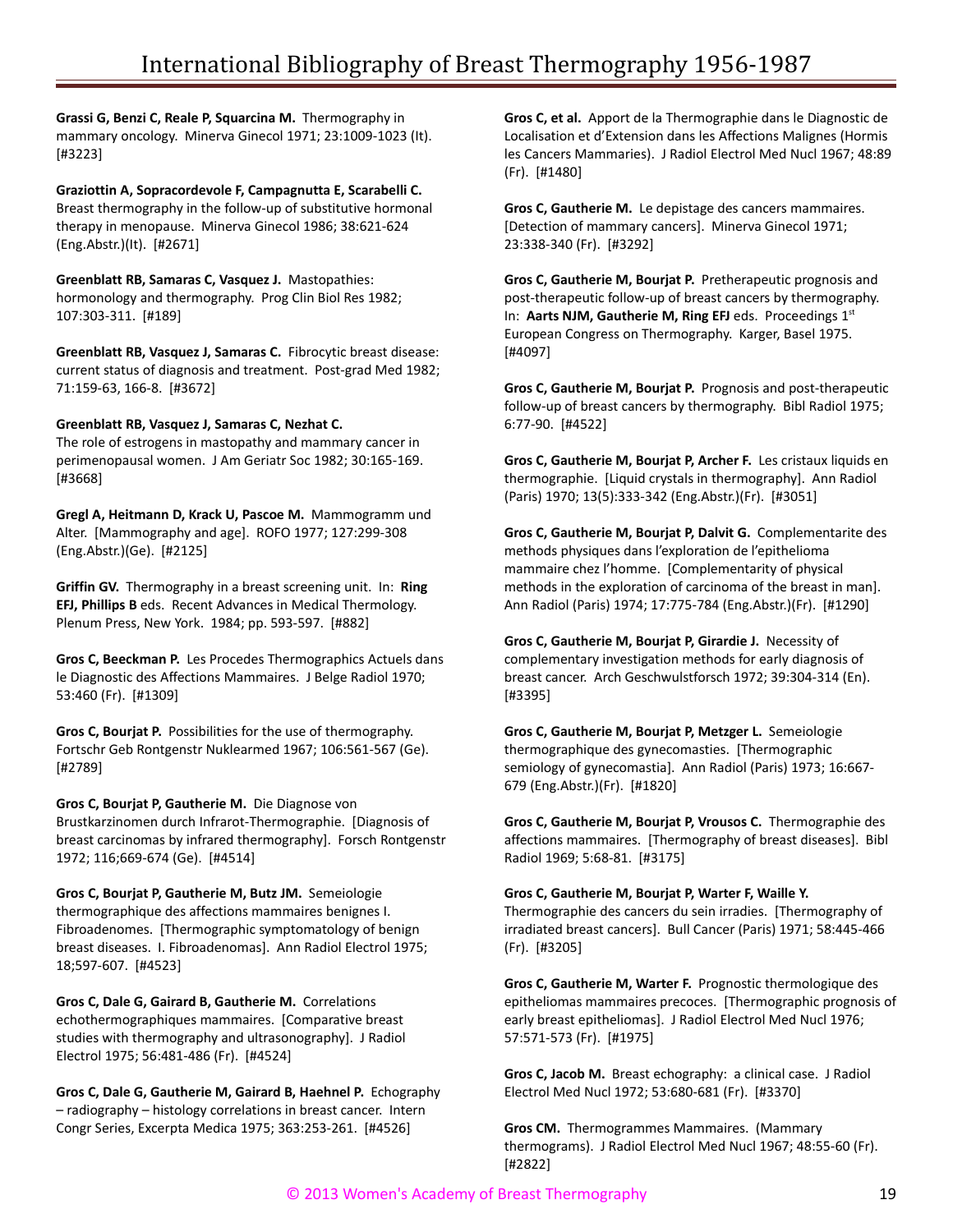**Grassi G, Benzi C, Reale P, Squarcina M.** Thermography in mammary oncology. Minerva Ginecol 1971; 23:1009-1023 (It). [#3223]

**Graziottin A, Sopracordevole F, Campagnutta E, Scarabelli C.** Breast thermography in the follow-up of substitutive hormonal therapy in menopause. Minerva Ginecol 1986; 38:621-624 (Eng.Abstr.)(It). [#2671]

**Greenblatt RB, Samaras C, Vasquez J.** Mastopathies: hormonology and thermography. Prog Clin Biol Res 1982; 107:303-311. [#189]

**Greenblatt RB, Vasquez J, Samaras C.** Fibrocytic breast disease: current status of diagnosis and treatment. Post-grad Med 1982; 71:159-63, 166-8. [#3672]

**Greenblatt RB, Vasquez J, Samaras C, Nezhat C.** The role of estrogens in mastopathy and mammary cancer in perimenopausal women. J Am Geriatr Soc 1982; 30:165-169. [#3668]

**Gregl A, Heitmann D, Krack U, Pascoe M.** Mammogramm und Alter. [Mammography and age]. ROFO 1977; 127:299-308 (Eng.Abstr.)(Ge). [#2125]

**Griffin GV.** Thermography in a breast screening unit. In: **Ring EFJ, Phillips B** eds. Recent Advances in Medical Thermology. Plenum Press, New York. 1984; pp. 593-597. [#882]

**Gros C, Beeckman P.** Les Procedes Thermographics Actuels dans le Diagnostic des Affections Mammaires. J Belge Radiol 1970; 53:460 (Fr). [#1309]

**Gros C, Bourjat P.** Possibilities for the use of thermography. Fortschr Geb Rontgenstr Nuklearmed 1967; 106:561-567 (Ge). [#2789]

**Gros C, Bourjat P, Gautherie M.** Die Diagnose von Brustkarzinomen durch Infrarot-Thermographie. [Diagnosis of breast carcinomas by infrared thermography]. Forsch Rontgenstr 1972; 116;669-674 (Ge). [#4514]

**Gros C, Bourjat P, Gautherie M, Butz JM.** Semeiologie thermographique des affections mammaires benignes I. Fibroadenomes. [Thermographic symptomatology of benign breast diseases. I. Fibroadenomas]. Ann Radiol Electrol 1975; 18;597-607. [#4523]

**Gros C, Dale G, Gairard B, Gautherie M.** Correlations echothermographiques mammaires. [Comparative breast studies with thermography and ultrasonography]. J Radiol Electrol 1975; 56:481-486 (Fr). [#4524]

**Gros C, Dale G, Gautherie M, Gairard B, Haehnel P.** Echography – radiography – histology correlations in breast cancer. Intern Congr Series, Excerpta Medica 1975; 363:253-261. [#4526]

**Gros C, et al.** Apport de la Thermographie dans le Diagnostic de Localisation et d'Extension dans les Affections Malignes (Hormis les Cancers Mammaries). J Radiol Electrol Med Nucl 1967; 48:89 (Fr). [#1480]

**Gros C, Gautherie M.** Le depistage des cancers mammaires. [Detection of mammary cancers]. Minerva Ginecol 1971; 23:338-340 (Fr). [#3292]

**Gros C, Gautherie M, Bourjat P.** Pretherapeutic prognosis and post-therapeutic follow-up of breast cancers by thermography. In: **Aarts NJM, Gautherie M, Ring EFJ** eds. Proceedings 1st European Congress on Thermography. Karger, Basel 1975. [#4097]

**Gros C, Gautherie M, Bourjat P.** Prognosis and post-therapeutic follow-up of breast cancers by thermography. Bibl Radiol 1975; 6:77-90. [#4522]

**Gros C, Gautherie M, Bourjat P, Archer F.** Les cristaux liquids en thermographie. [Liquid crystals in thermography]. Ann Radiol (Paris) 1970; 13(5):333-342 (Eng.Abstr.)(Fr). [#3051]

**Gros C, Gautherie M, Bourjat P, Dalvit G.** Complementarite des methods physiques dans l'exploration de l'epithelioma mammaire chez l'homme. [Complementarity of physical methods in the exploration of carcinoma of the breast in man]. Ann Radiol (Paris) 1974; 17:775-784 (Eng.Abstr.)(Fr). [#1290]

**Gros C, Gautherie M, Bourjat P, Girardie J.** Necessity of complementary investigation methods for early diagnosis of breast cancer. Arch Geschwulstforsch 1972; 39:304-314 (En). [#3395]

**Gros C, Gautherie M, Bourjat P, Metzger L.** Semeiologie thermographique des gynecomasties. [Thermographic semiology of gynecomastia]. Ann Radiol (Paris) 1973; 16:667-679 (Eng.Abstr.)(Fr). [#1820]

**Gros C, Gautherie M, Bourjat P, Vrousos C.** Thermographie des affections mammaires. [Thermography of breast diseases]. Bibl Radiol 1969; 5:68-81. [#3175]

**Gros C, Gautherie M, Bourjat P, Warter F, Waille Y.** Thermographie des cancers du sein irradies. [Thermography of irradiated breast cancers]. Bull Cancer (Paris) 1971; 58:445-466 (Fr). [#3205]

**Gros C, Gautherie M, Warter F.** Prognostic thermologique des epitheliomas mammaires precoces. [Thermographic prognosis of early breast epitheliomas]. J Radiol Electrol Med Nucl 1976; 57:571-573 (Fr). [#1975]

**Gros C, Jacob M.** Breast echography: a clinical case. J Radiol Electrol Med Nucl 1972; 53:680-681 (Fr). [#3370]

**Gros CM.** Thermogrammes Mammaires. (Mammary thermograms). J Radiol Electrol Med Nucl 1967; 48:55-60 (Fr). [#2822]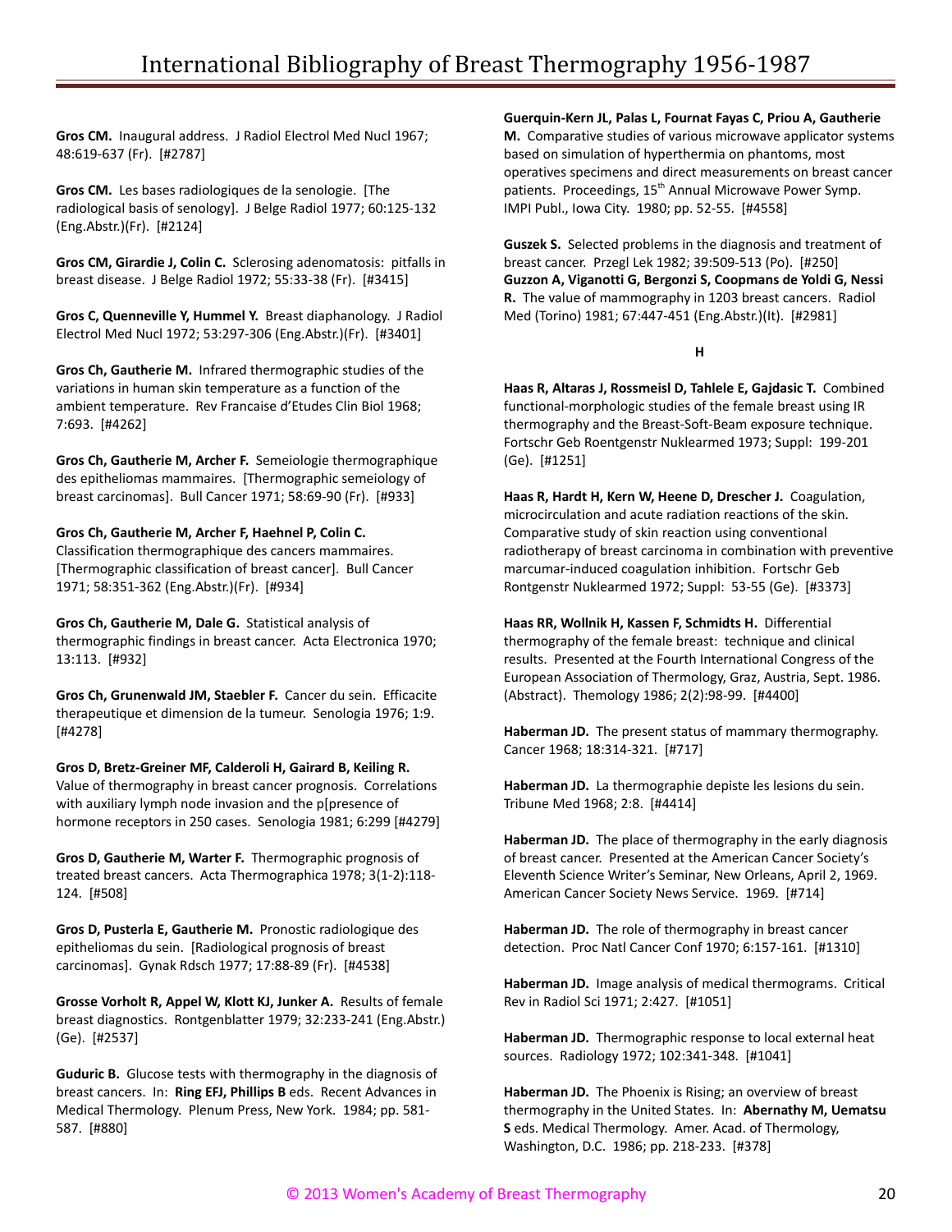**Gros CM.** Inaugural address. J Radiol Electrol Med Nucl 1967; 48:619-637 (Fr). [#2787]

**Gros CM.** Les bases radiologiques de la senologie. [The radiological basis of senology]. J Belge Radiol 1977; 60:125-132 (Eng.Abstr.)(Fr). [#2124]

**Gros CM, Girardie J, Colin C.** Sclerosing adenomatosis: pitfalls in breast disease. J Belge Radiol 1972; 55:33-38 (Fr). [#3415]

**Gros C, Quenneville Y, Hummel Y.** Breast diaphanology. J Radiol Electrol Med Nucl 1972; 53:297-306 (Eng.Abstr.)(Fr). [#3401]

**Gros Ch, Gautherie M.** Infrared thermographic studies of the variations in human skin temperature as a function of the ambient temperature. Rev Francaise d'Etudes Clin Biol 1968; 7:693. [#4262]

**Gros Ch, Gautherie M, Archer F.** Semeiologie thermographique des epitheliomas mammaires. [Thermographic semeiology of breast carcinomas]. Bull Cancer 1971; 58:69-90 (Fr). [#933]

**Gros Ch, Gautherie M, Archer F, Haehnel P, Colin C.** Classification thermographique des cancers mammaires. [Thermographic classification of breast cancer]. Bull Cancer 1971; 58:351-362 (Eng.Abstr.)(Fr). [#934]

**Gros Ch, Gautherie M, Dale G.** Statistical analysis of thermographic findings in breast cancer. Acta Electronica 1970; 13:113. [#932]

**Gros Ch, Grunenwald JM, Staebler F.** Cancer du sein. Efficacite therapeutique et dimension de la tumeur. Senologia 1976; 1:9. [#4278]

**Gros D, Bretz-Greiner MF, Calderoli H, Gairard B, Keiling R.** Value of thermography in breast cancer prognosis. Correlations with auxiliary lymph node invasion and the p[presence of hormone receptors in 250 cases. Senologia 1981; 6:299 [#4279]

**Gros D, Gautherie M, Warter F.** Thermographic prognosis of treated breast cancers. Acta Thermographica 1978; 3(1-2):118-124. [#508]

**Gros D, Pusterla E, Gautherie M.** Pronostic radiologique des epitheliomas du sein. [Radiological prognosis of breast carcinomas]. Gynak Rdsch 1977; 17:88-89 (Fr). [#4538]

**Grosse Vorholt R, Appel W, Klott KJ, Junker A.** Results of female breast diagnostics. Rontgenblatter 1979; 32:233-241 (Eng.Abstr.) (Ge). [#2537]

**Guduric B.** Glucose tests with thermography in the diagnosis of breast cancers. In: **Ring EFJ, Phillips B** eds. Recent Advances in Medical Thermology. Plenum Press, New York. 1984; pp. 581-587. [#880]

**Guerquin-Kern JL, Palas L, Fournat Fayas C, Priou A, Gautherie M.** Comparative studies of various microwave applicator systems based on simulation of hyperthermia on phantoms, most operatives specimens and direct measurements on breast cancer patients. Proceedings, 15th Annual Microwave Power Symp. IMPI Publ., Iowa City. 1980; pp. 52-55. [#4558]

**Guszek S.** Selected problems in the diagnosis and treatment of breast cancer. Przegl Lek 1982; 39:509-513 (Po). [#250]

**Guzzon A, Viganotti G, Bergonzi S, Coopmans de Yoldi G, Nessi R.** The value of mammography in 1203 breast cancers. Radiol Med (Torino) 1981; 67:447-451 (Eng.Abstr.)(It). [#2981]

## H

**Haas R, Altaras J, Rossmeisl D, Tahlele E, Gajdasic T.** Combined functional-morphologic studies of the female breast using IR thermography and the Breast-Soft-Beam exposure technique. Fortschr Geb Roentgenstr Nuklearmed 1973; Suppl: 199-201 (Ge). [#1251]

**Haas R, Hardt H, Kern W, Heene D, Drescher J.** Coagulation, microcirculation and acute radiation reactions of the skin. Comparative study of skin reaction using conventional radiotherapy of breast carcinoma in combination with preventive marcumar-induced coagulation inhibition. Fortschr Geb Rontgenstr Nuklearmed 1972; Suppl: 53-55 (Ge). [#3373]

**Haas RR, Wollnik H, Kassen F, Schmidts H.** Differential thermography of the female breast: technique and clinical results. Presented at the Fourth International Congress of the European Association of Thermology, Graz, Austria, Sept. 1986. (Abstract). Themology 1986; 2(2):98-99. [#4400]

**Haberman JD.** The present status of mammary thermography. Cancer 1968; 18:314-321. [#717]

**Haberman JD.** La thermographie depiste les lesions du sein. Tribune Med 1968; 2:8. [#4414]

**Haberman JD.** The place of thermography in the early diagnosis of breast cancer. Presented at the American Cancer Society's Eleventh Science Writer's Seminar, New Orleans, April 2, 1969. American Cancer Society News Service. 1969. [#714]

**Haberman JD.** The role of thermography in breast cancer detection. Proc Natl Cancer Conf 1970; 6:157-161. [#1310]

**Haberman JD.** Image analysis of medical thermograms. Critical Rev in Radiol Sci 1971; 2:427. [#1051]

**Haberman JD.** Thermographic response to local external heat sources. Radiology 1972; 102:341-348. [#1041]

**Haberman JD.** The Phoenix is Rising; an overview of breast thermography in the United States. In: **Abernathy M, Uematsu S** eds. Medical Thermology. Amer. Acad. of Thermology, Washington, D.C. 1986; pp. 218-233. [#378]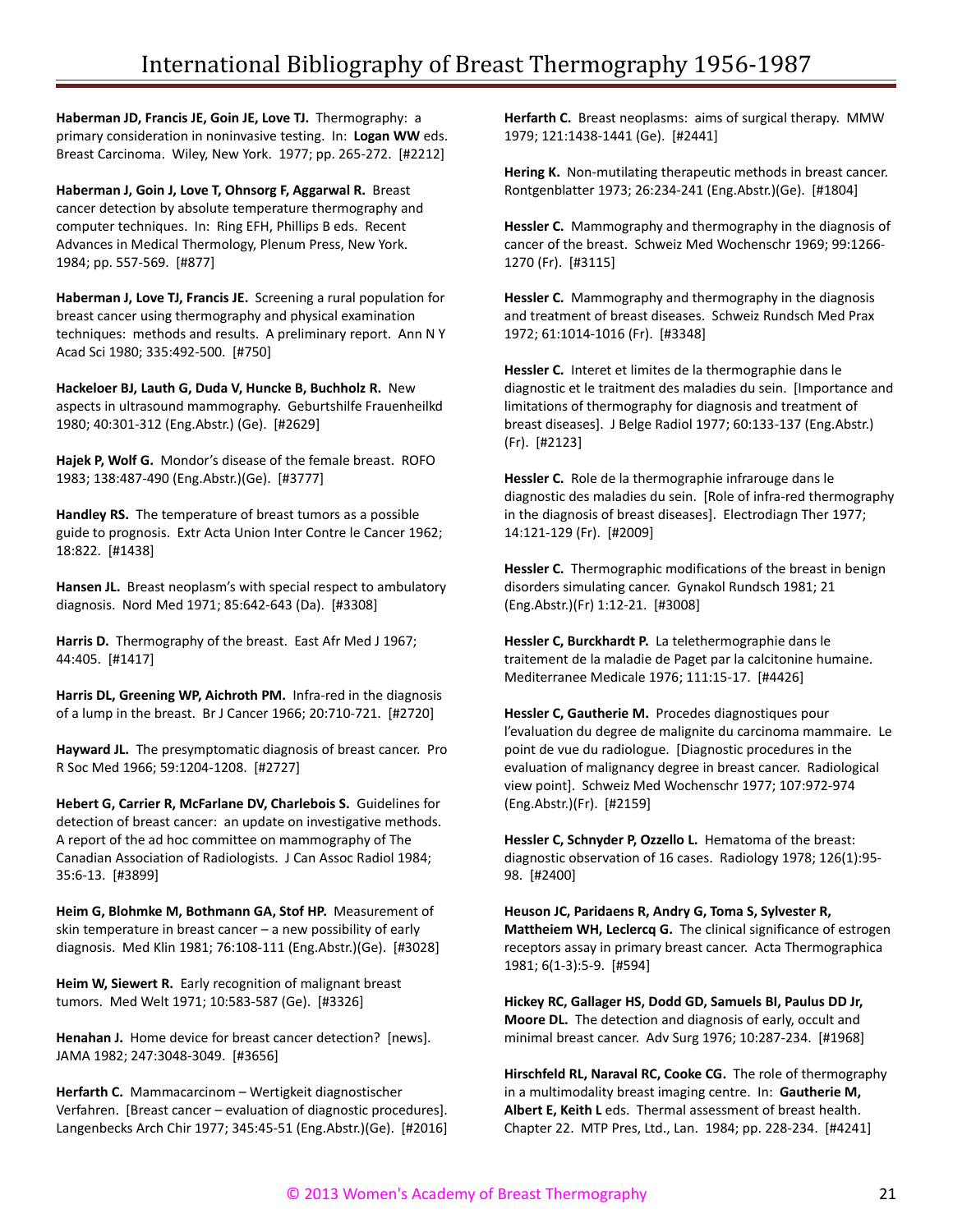**Haberman JD, Francis JE, Goin JE, Love TJ.** Thermography: a primary consideration in noninvasive testing. In: **Logan WW** eds. Breast Carcinoma. Wiley, New York. 1977; pp. 265-272. [#2212]

**Haberman J, Goin J, Love T, Ohnsorg F, Aggarwal R.** Breast cancer detection by absolute temperature thermography and computer techniques. In: Ring EFH, Phillips B eds. Recent Advances in Medical Thermology, Plenum Press, New York. 1984; pp. 557-569. [#877]

**Haberman J, Love TJ, Francis JE.** Screening a rural population for breast cancer using thermography and physical examination techniques: methods and results. A preliminary report. Ann N Y Acad Sci 1980; 335:492-500. [#750]

**Hackeloer BJ, Lauth G, Duda V, Huncke B, Buchholz R.** New aspects in ultrasound mammography. Geburtshilfe Frauenheilkd 1980; 40:301-312 (Eng.Abstr.) (Ge). [#2629]

**Hajek P, Wolf G.** Mondor's disease of the female breast. ROFO 1983; 138:487-490 (Eng.Abstr.)(Ge). [#3777]

**Handley RS.** The temperature of breast tumors as a possible guide to prognosis. Extr Acta Union Inter Contre le Cancer 1962; 18:822. [#1438]

**Hansen JL.** Breast neoplasm's with special respect to ambulatory diagnosis. Nord Med 1971; 85:642-643 (Da). [#3308]

**Harris D.** Thermography of the breast. East Afr Med J 1967; 44:405. [#1417]

**Harris DL, Greening WP, Aichroth PM.** Infra-red in the diagnosis of a lump in the breast. Br J Cancer 1966; 20:710-721. [#2720]

**Hayward JL.** The presymptomatic diagnosis of breast cancer. Pro R Soc Med 1966; 59:1204-1208. [#2727]

**Hebert G, Carrier R, McFarlane DV, Charlebois S.** Guidelines for detection of breast cancer: an update on investigative methods. A report of the ad hoc committee on mammography of The Canadian Association of Radiologists. J Can Assoc Radiol 1984; 35:6-13. [#3899]

**Heim G, Blohmke M, Bothmann GA, Stof HP.** Measurement of skin temperature in breast cancer – a new possibility of early diagnosis. Med Klin 1981; 76:108-111 (Eng.Abstr.)(Ge). [#3028]

**Heim W, Siewert R.** Early recognition of malignant breast tumors. Med Welt 1971; 10:583-587 (Ge). [#3326]

**Henahan J.** Home device for breast cancer detection? [news]. JAMA 1982; 247:3048-3049. [#3656]

**Herfarth C.** Mammacarcinom – Wertigkeit diagnostischer Verfahren. [Breast cancer – evaluation of diagnostic procedures]. Langenbecks Arch Chir 1977; 345:45-51 (Eng.Abstr.)(Ge). [#2016]

**Herfarth C.** Breast neoplasms: aims of surgical therapy. MMW 1979; 121:1438-1441 (Ge). [#2441]

**Hering K.** Non-mutilating therapeutic methods in breast cancer. Rontgenblatter 1973; 26:234-241 (Eng.Abstr.)(Ge). [#1804]

**Hessler C.** Mammography and thermography in the diagnosis of cancer of the breast. Schweiz Med Wochenschr 1969; 99:1266-1270 (Fr). [#3115]

**Hessler C.** Mammography and thermography in the diagnosis and treatment of breast diseases. Schweiz Rundsch Med Prax 1972; 61:1014-1016 (Fr). [#3348]

**Hessler C.** Interet et limites de la thermographie dans le diagnostic et le traitment des maladies du sein. [Importance and limitations of thermography for diagnosis and treatment of breast diseases]. J Belge Radiol 1977; 60:133-137 (Eng.Abstr.)(Fr). [#2123]

**Hessler C.** Role de la thermographie infrarouge dans le diagnostic des maladies du sein. [Role of infra-red thermography in the diagnosis of breast diseases]. Electrodiagn Ther 1977; 14:121-129 (Fr). [#2009]

**Hessler C.** Thermographic modifications of the breast in benign disorders simulating cancer. Gynakol Rundsch 1981; 21 (Eng.Abstr.)(Fr) 1:12-21. [#3008]

**Hessler C, Burckhardt P.** La telethermographie dans le traitement de la maladie de Paget par la calcitonine humaine. Mediterranee Medicale 1976; 111:15-17. [#4426]

**Hessler C, Gautherie M.** Procedes diagnostiques pour l'evaluation du degree de malignite du carcinoma mammaire. Le point de vue du radiologue. [Diagnostic procedures in the evaluation of malignancy degree in breast cancer. Radiological view point]. Schweiz Med Wochenschr 1977; 107:972-974 (Eng.Abstr.)(Fr). [#2159]

**Hessler C, Schnyder P, Ozzello L.** Hematoma of the breast: diagnostic observation of 16 cases. Radiology 1978; 126(1):95-98. [#2400]

**Heuson JC, Paridaens R, Andry G, Toma S, Sylvester R, Mattheiem WH, Leclercq G.** The clinical significance of estrogen receptors assay in primary breast cancer. Acta Thermographica 1981; 6(1-3):5-9. [#594]

**Hickey RC, Gallager HS, Dodd GD, Samuels BI, Paulus DD Jr, Moore DL.** The detection and diagnosis of early, occult and minimal breast cancer. Adv Surg 1976; 10:287-234. [#1968]

**Hirschfeld RL, Naraval RC, Cooke CG.** The role of thermography in a multimodality breast imaging centre. In: **Gautherie M, Albert E, Keith L** eds. Thermal assessment of breast health. Chapter 22. MTP Pres, Ltd., Lan. 1984; pp. 228-234. [#4241]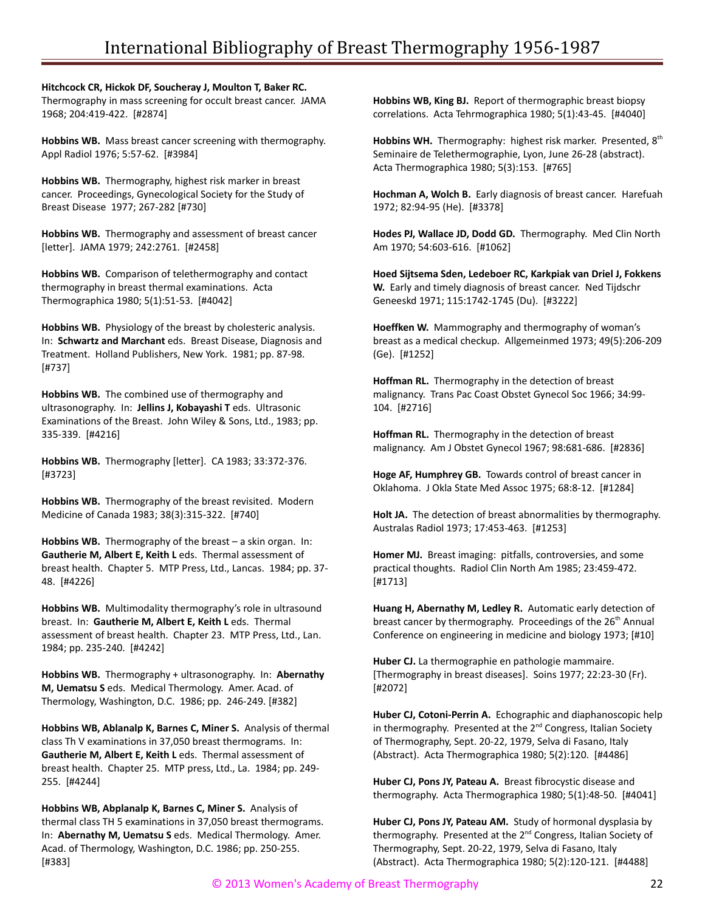**Hitchcock CR, Hickok DF, Soucheray J, Moulton T, Baker RC.** Thermography in mass screening for occult breast cancer. JAMA 1968; 204:419-422. [#2874]

**Hobbins WB.** Mass breast cancer screening with thermography. Appl Radiol 1976; 5:57-62. [#3984]

**Hobbins WB.** Thermography, highest risk marker in breast cancer. Proceedings, Gynecological Society for the Study of Breast Disease 1977; 267-282 [#730]

**Hobbins WB.** Thermography and assessment of breast cancer [letter]. JAMA 1979; 242:2761. [#2458]

**Hobbins WB.** Comparison of telethermography and contact thermography in breast thermal examinations. Acta Thermographica 1980; 5(1):51-53. [#4042]

**Hobbins WB.** Physiology of the breast by cholesteric analysis. In: **Schwartz and Marchant** eds. Breast Disease, Diagnosis and Treatment. Holland Publishers, New York. 1981; pp. 87-98. [#737]

**Hobbins WB.** The combined use of thermography and ultrasonography. In: **Jellins J, Kobayashi T** eds. Ultrasonic Examinations of the Breast. John Wiley & Sons, Ltd., 1983; pp. 335-339. [#4216]

**Hobbins WB.** Thermography [letter]. CA 1983; 33:372-376. [#3723]

**Hobbins WB.** Thermography of the breast revisited. Modern Medicine of Canada 1983; 38(3):315-322. [#740]

**Hobbins WB.** Thermography of the breast – a skin organ. In: **Gautherie M, Albert E, Keith L** eds. Thermal assessment of breast health. Chapter 5. MTP Press, Ltd., Lancas. 1984; pp. 37-48. [#4226]

**Hobbins WB.** Multimodality thermography's role in ultrasound breast. In: **Gautherie M, Albert E, Keith L** eds. Thermal assessment of breast health. Chapter 23. MTP Press, Ltd., Lan. 1984; pp. 235-240. [#4242]

**Hobbins WB.** Thermography + ultrasonography. In: **Abernathy M, Uematsu S** eds. Medical Thermology. Amer. Acad. of Thermology, Washington, D.C. 1986; pp. 246-249. [#382]

**Hobbins WB, Ablanalp K, Barnes C, Miner S.** Analysis of thermal class Th V examinations in 37,050 breast thermograms. In: **Gautherie M, Albert E, Keith L** eds. Thermal assessment of breast health. Chapter 25. MTP press, Ltd., La. 1984; pp. 249-255. [#4244]

**Hobbins WB, Abplanalp K, Barnes C, Miner S.** Analysis of thermal class TH 5 examinations in 37,050 breast thermograms. In: **Abernathy M, Uematsu S** eds. Medical Thermology. Amer. Acad. of Thermology, Washington, D.C. 1986; pp. 250-255. [#383]

**Hobbins WB, King BJ.** Report of thermographic breast biopsy correlations. Acta Tehrmographica 1980; 5(1):43-45. [#4040]

**Hobbins WH.** Thermography: highest risk marker. Presented, 8th Seminaire de Telethermographie, Lyon, June 26-28 (abstract). Acta Thermographica 1980; 5(3):153. [#765]

**Hochman A, Wolch B.** Early diagnosis of breast cancer. Harefuah 1972; 82:94-95 (He). [#3378]

**Hodes PJ, Wallace JD, Dodd GD.** Thermography. Med Clin North Am 1970; 54:603-616. [#1062]

**Hoed Sijtsema Sden, Ledeboer RC, Karkpiak van Driel J, Fokkens W.** Early and timely diagnosis of breast cancer. Ned Tijdschr Geneeskd 1971; 115:1742-1745 (Du). [#3222]

**Hoeffken W.** Mammography and thermography of woman's breast as a medical checkup. Allgemeinmed 1973; 49(5):206-209 (Ge). [#1252]

**Hoffman RL.** Thermography in the detection of breast malignancy. Trans Pac Coast Obstet Gynecol Soc 1966; 34:99-104. [#2716]

**Hoffman RL.** Thermography in the detection of breast malignancy. Am J Obstet Gynecol 1967; 98:681-686. [#2836]

**Hoge AF, Humphrey GB.** Towards control of breast cancer in Oklahoma. J Okla State Med Assoc 1975; 68:8-12. [#1284]

**Holt JA.** The detection of breast abnormalities by thermography. Australas Radiol 1973; 17:453-463. [#1253]

**Homer MJ.** Breast imaging: pitfalls, controversies, and some practical thoughts. Radiol Clin North Am 1985; 23:459-472. [#1713]

**Huang H, Abernathy M, Ledley R.** Automatic early detection of breast cancer by thermography. Proceedings of the 26th Annual Conference on engineering in medicine and biology 1973; [#10]

**Huber CJ.** La thermographie en pathologie mammaire. [Thermography in breast diseases]. Soins 1977; 22:23-30 (Fr). [#2072]

**Huber CJ, Cotoni-Perrin A.** Echographic and diaphanoscopic help in thermography. Presented at the 2nd Congress, Italian Society of Thermography, Sept. 20-22, 1979, Selva di Fasano, Italy (Abstract). Acta Thermographica 1980; 5(2):120. [#4486]

**Huber CJ, Pons JY, Pateau A.** Breast fibrocystic disease and thermography. Acta Thermographica 1980; 5(1):48-50. [#4041]

**Huber CJ, Pons JY, Pateau AM.** Study of hormonal dysplasia by thermography. Presented at the 2nd Congress, Italian Society of Thermography, Sept. 20-22, 1979, Selva di Fasano, Italy (Abstract). Acta Thermographica 1980; 5(2):120-121. [#4488]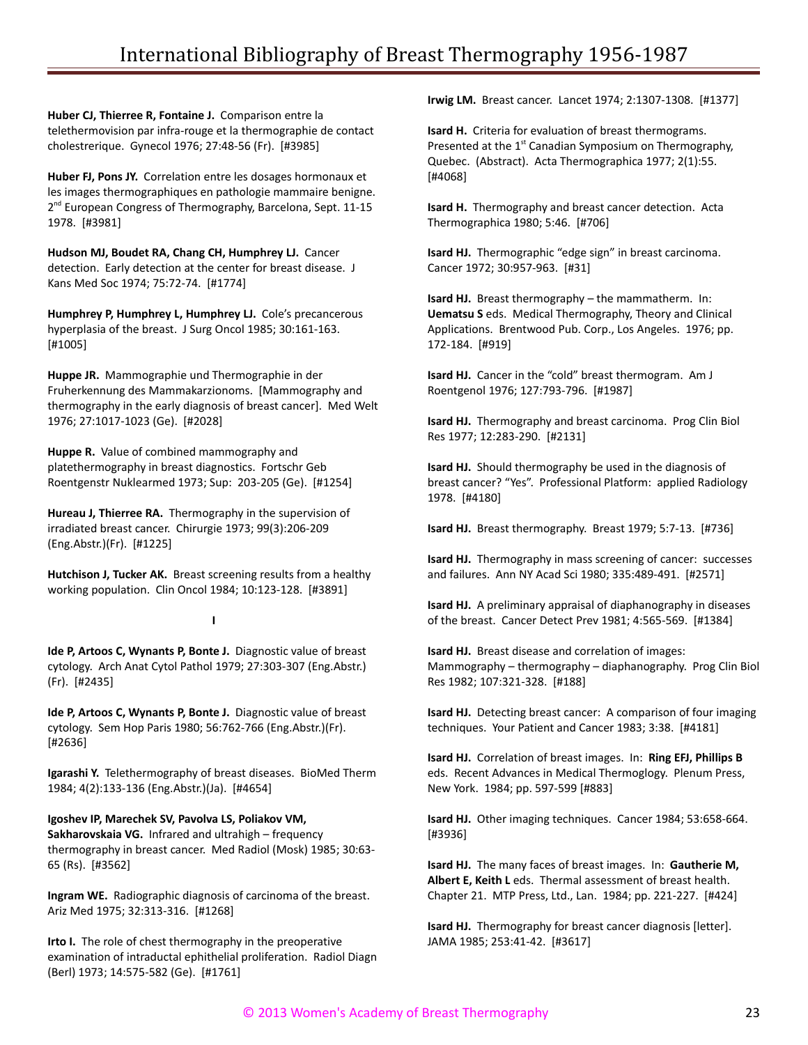**Huber CJ, Thierree R, Fontaine J.** Comparison entre la telethermovision par infra-rouge et la thermographie de contact cholestrerique. Gynecol 1976; 27:48-56 (Fr). [#3985]

**Huber FJ, Pons JY.** Correlation entre les dosages hormonaux et les images thermographiques en pathologie mammaire benigne. 2nd European Congress of Thermography, Barcelona, Sept. 11-15 1978. [#3981]

**Hudson MJ, Boudet RA, Chang CH, Humphrey LJ.** Cancer detection. Early detection at the center for breast disease. J Kans Med Soc 1974; 75:72-74. [#1774]

**Humphrey P, Humphrey L, Humphrey LJ.** Cole's precancerous hyperplasia of the breast. J Surg Oncol 1985; 30:161-163. [#1005]

**Huppe JR.** Mammographie und Thermographie in der Fruherkennung des Mammakarzionoms. [Mammography and thermography in the early diagnosis of breast cancer]. Med Welt 1976; 27:1017-1023 (Ge). [#2028]

**Huppe R.** Value of combined mammography and platethermography in breast diagnostics. Fortschr Geb Roentgenstr Nuklearmed 1973; Sup: 203-205 (Ge). [#1254]

**Hureau J, Thierree RA.** Thermography in the supervision of irradiated breast cancer. Chirurgie 1973; 99(3):206-209 (Eng.Abstr.)(Fr). [#1225]

**Hutchison J, Tucker AK.** Breast screening results from a healthy working population. Clin Oncol 1984; 10:123-128. [#3891]

**I**

**Ide P, Artoos C, Wynants P, Bonte J.** Diagnostic value of breast cytology. Arch Anat Cytol Pathol 1979; 27:303-307 (Eng.Abstr.)(Fr). [#2435]

**Ide P, Artoos C, Wynants P, Bonte J.** Diagnostic value of breast cytology. Sem Hop Paris 1980; 56:762-766 (Eng.Abstr.)(Fr). [#2636]

**Igarashi Y.** Telethermography of breast diseases. BioMed Therm 1984; 4(2):133-136 (Eng.Abstr.)(Ja). [#4654]

**Igoshev IP, Marechek SV, Pavolva LS, Poliakov VM, Sakharovskaia VG.** Infrared and ultrahigh – frequency thermography in breast cancer. Med Radiol (Mosk) 1985; 30:63-65 (Rs). [#3562]

**Ingram WE.** Radiographic diagnosis of carcinoma of the breast. Ariz Med 1975; 32:313-316. [#1268]

**Irto I.** The role of chest thermography in the preoperative examination of intraductal ephithelial proliferation. Radiol Diagn (Berl) 1973; 14:575-582 (Ge). [#1761]

**Irwig LM.** Breast cancer. Lancet 1974; 2:1307-1308. [#1377]

**Isard H.** Criteria for evaluation of breast thermograms. Presented at the 1st Canadian Symposium on Thermography, Quebec. (Abstract). Acta Thermographica 1977; 2(1):55. [#4068]

**Isard H.** Thermography and breast cancer detection. Acta Thermographica 1980; 5:46. [#706]

**Isard HJ.** Thermographic "edge sign" in breast carcinoma. Cancer 1972; 30:957-963. [#31]

**Isard HJ.** Breast thermography – the mammatherm. In: **Uematsu S** eds. Medical Thermography, Theory and Clinical Applications. Brentwood Pub. Corp., Los Angeles. 1976; pp. 172-184. [#919]

**Isard HJ.** Cancer in the "cold" breast thermogram. Am J Roentgenol 1976; 127:793-796. [#1987]

**Isard HJ.** Thermography and breast carcinoma. Prog Clin Biol Res 1977; 12:283-290. [#2131]

**Isard HJ.** Should thermography be used in the diagnosis of breast cancer? "Yes". Professional Platform: applied Radiology 1978. [#4180]

**Isard HJ.** Breast thermography. Breast 1979; 5:7-13. [#736]

**Isard HJ.** Thermography in mass screening of cancer: successes and failures. Ann NY Acad Sci 1980; 335:489-491. [#2571]

**Isard HJ.** A preliminary appraisal of diaphanography in diseases of the breast. Cancer Detect Prev 1981; 4:565-569. [#1384]

**Isard HJ.** Breast disease and correlation of images: Mammography – thermography – diaphanography. Prog Clin Biol Res 1982; 107:321-328. [#188]

**Isard HJ.** Detecting breast cancer: A comparison of four imaging techniques. Your Patient and Cancer 1983; 3:38. [#4181]

**Isard HJ.** Correlation of breast images. In: **Ring EFJ, Phillips B** eds. Recent Advances in Medical Thermoglogy. Plenum Press, New York. 1984; pp. 597-599 [#883]

**Isard HJ.** Other imaging techniques. Cancer 1984; 53:658-664. [#3936]

**Isard HJ.** The many faces of breast images. In: **Gautherie M, Albert E, Keith L** eds. Thermal assessment of breast health. Chapter 21. MTP Press, Ltd., Lan. 1984; pp. 221-227. [#424]

**Isard HJ.** Thermography for breast cancer diagnosis [letter]. JAMA 1985; 253:41-42. [#3617]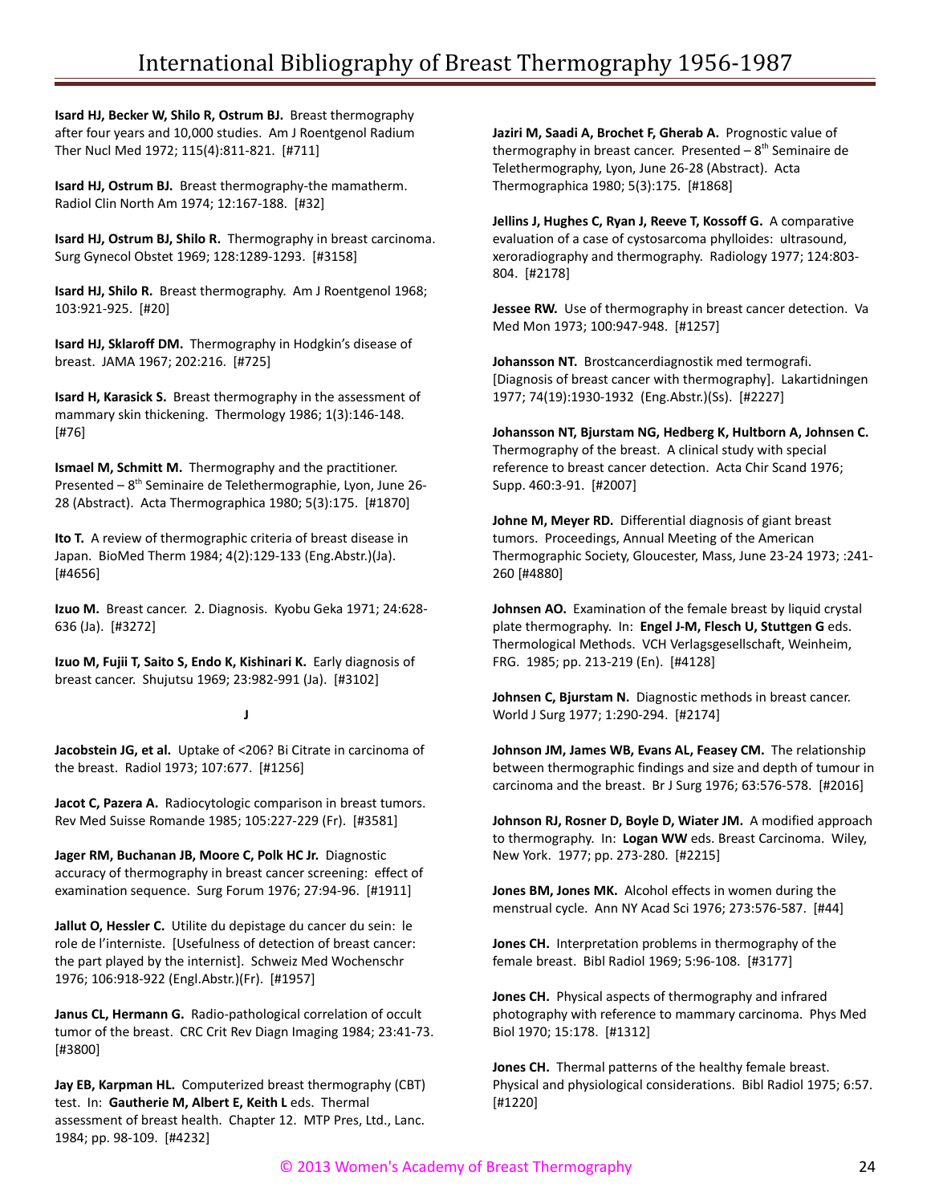**Isard HJ, Becker W, Shilo R, Ostrum BJ.** Breast thermography after four years and 10,000 studies. Am J Roentgenol Radium Ther Nucl Med 1972; 115(4):811-821. [#711]

**Isard HJ, Ostrum BJ.** Breast thermography-the mamatherm. Radiol Clin North Am 1974; 12:167-188. [#32]

**Isard HJ, Ostrum BJ, Shilo R.** Thermography in breast carcinoma. Surg Gynecol Obstet 1969; 128:1289-1293. [#3158]

**Isard HJ, Shilo R.** Breast thermography. Am J Roentgenol 1968; 103:921-925. [#20]

**Isard HJ, Sklaroff DM.** Thermography in Hodgkin's disease of breast. JAMA 1967; 202:216. [#725]

**Isard H, Karasick S.** Breast thermography in the assessment of mammary skin thickening. Thermology 1986; 1(3):146-148. [#76]

**Ismael M, Schmitt M.** Thermography and the practitioner. Presented – 8th Seminaire de Telethermographie, Lyon, June 26-28 (Abstract). Acta Thermographica 1980; 5(3):175. [#1870]

**Ito T.** A review of thermographic criteria of breast disease in Japan. BioMed Therm 1984; 4(2):129-133 (Eng.Abstr.)(Ja). [#4656]

**Izuo M.** Breast cancer. 2. Diagnosis. Kyobu Geka 1971; 24:628-636 (Ja). [#3272]

**Izuo M, Fujii T, Saito S, Endo K, Kishinari K.** Early diagnosis of breast cancer. Shujutsu 1969; 23:982-991 (Ja). [#3102]

**J**

**Jacobstein JG, et al.** Uptake of <206? Bi Citrate in carcinoma of the breast. Radiol 1973; 107:677. [#1256]

**Jacot C, Pazera A.** Radiocytologic comparison in breast tumors. Rev Med Suisse Romande 1985; 105:227-229 (Fr). [#3581]

**Jager RM, Buchanan JB, Moore C, Polk HC Jr.** Diagnostic accuracy of thermography in breast cancer screening: effect of examination sequence. Surg Forum 1976; 27:94-96. [#1911]

**Jallut O, Hessler C.** Utilite du depistage du cancer du sein: le role de l'interniste. [Usefulness of detection of breast cancer: the part played by the internist]. Schweiz Med Wochenschr 1976; 106:918-922 (Engl.Abstr.)(Fr). [#1957]

**Janus CL, Hermann G.** Radio-pathological correlation of occult tumor of the breast. CRC Crit Rev Diagn Imaging 1984; 23:41-73. [#3800]

**Jay EB, Karpman HL.** Computerized breast thermography (CBT) test. In: **Gautherie M, Albert E, Keith L** eds. Thermal assessment of breast health. Chapter 12. MTP Pres, Ltd., Lanc. 1984; pp. 98-109. [#4232]

**Jaziri M, Saadi A, Brochet F, Gherab A.** Prognostic value of thermography in breast cancer. Presented – 8th Seminaire de Telethermography, Lyon, June 26-28 (Abstract). Acta Thermographica 1980; 5(3):175. [#1868]

**Jellins J, Hughes C, Ryan J, Reeve T, Kossoff G.** A comparative evaluation of a case of cystosarcoma phylloides: ultrasound, xeroradiography and thermography. Radiology 1977; 124:803-804. [#2178]

**Jessee RW.** Use of thermography in breast cancer detection. Va Med Mon 1973; 100:947-948. [#1257]

**Johansson NT.** Brostcancerdiagnostik med termografi. [Diagnosis of breast cancer with thermography]. Lakartidningen 1977; 74(19):1930-1932 (Eng.Abstr.)(Ss). [#2227]

**Johansson NT, Bjurstam NG, Hedberg K, Hultborn A, Johnsen C.** Thermography of the breast. A clinical study with special reference to breast cancer detection. Acta Chir Scand 1976; Supp. 460:3-91. [#2007]

**Johne M, Meyer RD.** Differential diagnosis of giant breast tumors. Proceedings, Annual Meeting of the American Thermographic Society, Gloucester, Mass, June 23-24 1973; :241-260 [#4880]

**Johnsen AO.** Examination of the female breast by liquid crystal plate thermography. In: **Engel J-M, Flesch U, Stuttgen G** eds. Thermological Methods. VCH Verlagsgesellschaft, Weinheim, FRG. 1985; pp. 213-219 (En). [#4128]

**Johnsen C, Bjurstam N.** Diagnostic methods in breast cancer. World J Surg 1977; 1:290-294. [#2174]

**Johnson JM, James WB, Evans AL, Feasey CM.** The relationship between thermographic findings and size and depth of tumour in carcinoma and the breast. Br J Surg 1976; 63:576-578. [#2016]

**Johnson RJ, Rosner D, Boyle D, Wiater JM.** A modified approach to thermography. In: **Logan WW** eds. Breast Carcinoma. Wiley, New York. 1977; pp. 273-280. [#2215]

**Jones BM, Jones MK.** Alcohol effects in women during the menstrual cycle. Ann NY Acad Sci 1976; 273:576-587. [#44]

**Jones CH.** Interpretation problems in thermography of the female breast. Bibl Radiol 1969; 5:96-108. [#3177]

**Jones CH.** Physical aspects of thermography and infrared photography with reference to mammary carcinoma. Phys Med Biol 1970; 15:178. [#1312]

**Jones CH.** Thermal patterns of the healthy female breast. Physical and physiological considerations. Bibl Radiol 1975; 6:57. [#1220]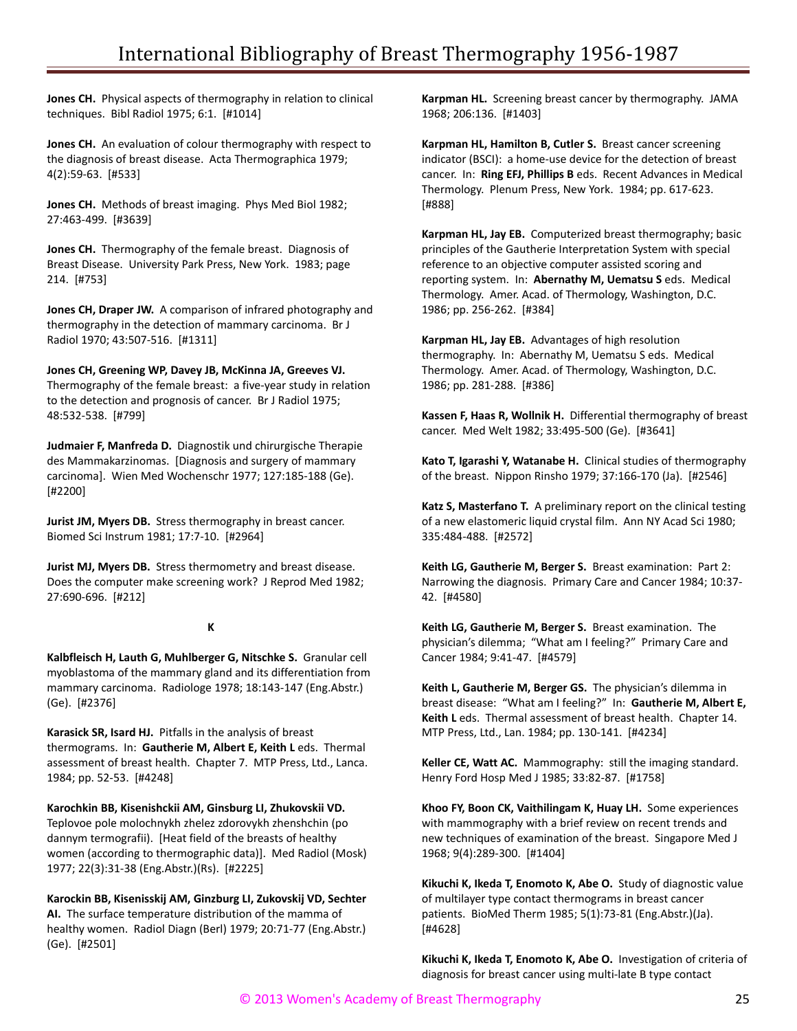**Jones CH.** Physical aspects of thermography in relation to clinical techniques. Bibl Radiol 1975; 6:1. [#1014]

**Jones CH.** An evaluation of colour thermography with respect to the diagnosis of breast disease. Acta Thermographica 1979; 4(2):59-63. [#533]

**Jones CH.** Methods of breast imaging. Phys Med Biol 1982; 27:463-499. [#3639]

**Jones CH.** Thermography of the female breast. Diagnosis of Breast Disease. University Park Press, New York. 1983; page 214. [#753]

**Jones CH, Draper JW.** A comparison of infrared photography and thermography in the detection of mammary carcinoma. Br J Radiol 1970; 43:507-516. [#1311]

**Jones CH, Greening WP, Davey JB, McKinna JA, Greeves VJ.** Thermography of the female breast: a five-year study in relation to the detection and prognosis of cancer. Br J Radiol 1975; 48:532-538. [#799]

**Judmaier F, Manfreda D.** Diagnostik und chirurgische Therapie des Mammakarzinomas. [Diagnosis and surgery of mammary carcinoma]. Wien Med Wochenschr 1977; 127:185-188 (Ge). [#2200]

**Jurist JM, Myers DB.** Stress thermography in breast cancer. Biomed Sci Instrum 1981; 17:7-10. [#2964]

**Jurist MJ, Myers DB.** Stress thermometry and breast disease. Does the computer make screening work? J Reprod Med 1982; 27:690-696. [#212]

## K

**Kalbfleisch H, Lauth G, Muhlberger G, Nitschke S.** Granular cell myoblastoma of the mammary gland and its differentiation from mammary carcinoma. Radiologe 1978; 18:143-147 (Eng.Abstr.) (Ge). [#2376]

**Karasick SR, Isard HJ.** Pitfalls in the analysis of breast thermograms. In: **Gautherie M, Albert E, Keith L** eds. Thermal assessment of breast health. Chapter 7. MTP Press, Ltd., Lanca. 1984; pp. 52-53. [#4248]

**Karochkin BB, Kisenishckii AM, Ginsburg LI, Zhukovskii VD.** Teplovoe pole molochnykh zhelez zdorovykh zhenshchin (po dannym termografii). [Heat field of the breasts of healthy women (according to thermographic data)]. Med Radiol (Mosk) 1977; 22(3):31-38 (Eng.Abstr.)(Rs). [#2225]

**Karockin BB, Kisenisskij AM, Ginzburg LI, Zukovskij VD, Sechter AI.** The surface temperature distribution of the mamma of healthy women. Radiol Diagn (Berl) 1979; 20:71-77 (Eng.Abstr.) (Ge). [#2501]

**Karpman HL.** Screening breast cancer by thermography. JAMA 1968; 206:136. [#1403]

**Karpman HL, Hamilton B, Cutler S.** Breast cancer screening indicator (BSCI): a home-use device for the detection of breast cancer. In: **Ring EFJ, Phillips B** eds. Recent Advances in Medical Thermology. Plenum Press, New York. 1984; pp. 617-623. [#888]

**Karpman HL, Jay EB.** Computerized breast thermography; basic principles of the Gautherie Interpretation System with special reference to an objective computer assisted scoring and reporting system. In: **Abernathy M, Uematsu S** eds. Medical Thermology. Amer. Acad. of Thermology, Washington, D.C. 1986; pp. 256-262. [#384]

**Karpman HL, Jay EB.** Advantages of high resolution thermography. In: Abernathy M, Uematsu S eds. Medical Thermology. Amer. Acad. of Thermology, Washington, D.C. 1986; pp. 281-288. [#386]

**Kassen F, Haas R, Wollnik H.** Differential thermography of breast cancer. Med Welt 1982; 33:495-500 (Ge). [#3641]

**Kato T, Igarashi Y, Watanabe H.** Clinical studies of thermography of the breast. Nippon Rinsho 1979; 37:166-170 (Ja). [#2546]

**Katz S, Masterfano T.** A preliminary report on the clinical testing of a new elastomeric liquid crystal film. Ann NY Acad Sci 1980; 335:484-488. [#2572]

**Keith LG, Gautherie M, Berger S.** Breast examination: Part 2: Narrowing the diagnosis. Primary Care and Cancer 1984; 10:37-42. [#4580]

**Keith LG, Gautherie M, Berger S.** Breast examination. The physician's dilemma; "What am I feeling?" Primary Care and Cancer 1984; 9:41-47. [#4579]

**Keith L, Gautherie M, Berger GS.** The physician's dilemma in breast disease: "What am I feeling?" In: **Gautherie M, Albert E, Keith L** eds. Thermal assessment of breast health. Chapter 14. MTP Press, Ltd., Lan. 1984; pp. 130-141. [#4234]

**Keller CE, Watt AC.** Mammography: still the imaging standard. Henry Ford Hosp Med J 1985; 33:82-87. [#1758]

**Khoo FY, Boon CK, Vaithilingam K, Huay LH.** Some experiences with mammography with a brief review on recent trends and new techniques of examination of the breast. Singapore Med J 1968; 9(4):289-300. [#1404]

**Kikuchi K, Ikeda T, Enomoto K, Abe O.** Study of diagnostic value of multilayer type contact thermograms in breast cancer patients. BioMed Therm 1985; 5(1):73-81 (Eng.Abstr.)(Ja). [#4628]

**Kikuchi K, Ikeda T, Enomoto K, Abe O.** Investigation of criteria of diagnosis for breast cancer using multi-late B type contact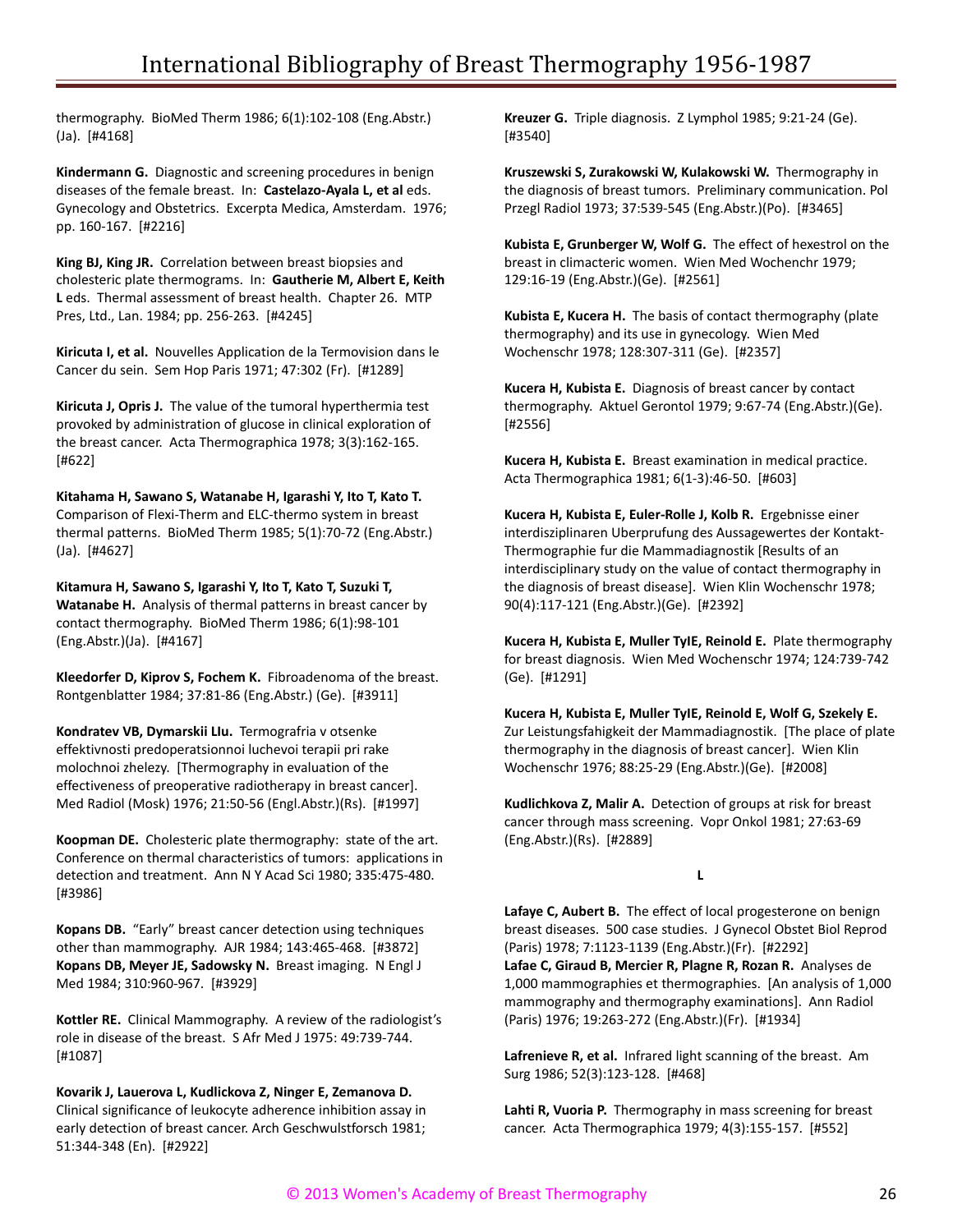thermography. BioMed Therm 1986; 6(1):102-108 (Eng.Abstr.) (Ja). [#4168]

**Kindermann G.** Diagnostic and screening procedures in benign diseases of the female breast. In: **Castelazo-Ayala L, et al** eds. Gynecology and Obstetrics. Excerpta Medica, Amsterdam. 1976; pp. 160-167. [#2216]

**King BJ, King JR.** Correlation between breast biopsies and cholesteric plate thermograms. In: **Gautherie M, Albert E, Keith L** eds. Thermal assessment of breast health. Chapter 26. MTP Pres, Ltd., Lan. 1984; pp. 256-263. [#4245]

**Kiricuta I, et al.** Nouvelles Application de la Termovision dans le Cancer du sein. Sem Hop Paris 1971; 47:302 (Fr). [#1289]

**Kiricuta J, Opris J.** The value of the tumoral hyperthermia test provoked by administration of glucose in clinical exploration of the breast cancer. Acta Thermographica 1978; 3(3):162-165. [#622]

**Kitahama H, Sawano S, Watanabe H, Igarashi Y, Ito T, Kato T.** Comparison of Flexi-Therm and ELC-thermo system in breast thermal patterns. BioMed Therm 1985; 5(1):70-72 (Eng.Abstr.) (Ja). [#4627]

**Kitamura H, Sawano S, Igarashi Y, Ito T, Kato T, Suzuki T, Watanabe H.** Analysis of thermal patterns in breast cancer by contact thermography. BioMed Therm 1986; 6(1):98-101 (Eng.Abstr.)(Ja). [#4167]

**Kleedorfer D, Kiprov S, Fochem K.** Fibroadenoma of the breast. Rontgenblatter 1984; 37:81-86 (Eng.Abstr.) (Ge). [#3911]

**Kondratev VB, Dymarskii LIu.** Termografria v otsenke effektivnosti predoperatsionnoi luchevoi terapii pri rake molochnoi zhelezy. [Thermography in evaluation of the effectiveness of preoperative radiotherapy in breast cancer]. Med Radiol (Mosk) 1976; 21:50-56 (Engl.Abstr.)(Rs). [#1997]

**Koopman DE.** Cholesteric plate thermography: state of the art. Conference on thermal characteristics of tumors: applications in detection and treatment. Ann N Y Acad Sci 1980; 335:475-480. [#3986]

**Kopans DB.** "Early" breast cancer detection using techniques other than mammography. AJR 1984; 143:465-468. [#3872]
**Kopans DB, Meyer JE, Sadowsky N.** Breast imaging. N Engl J Med 1984; 310:960-967. [#3929]

**Kottler RE.** Clinical Mammography. A review of the radiologist's role in disease of the breast. S Afr Med J 1975: 49:739-744. [#1087]

**Kovarik J, Lauerova L, Kudlickova Z, Ninger E, Zemanova D.** Clinical significance of leukocyte adherence inhibition assay in early detection of breast cancer. Arch Geschwulstforsch 1981; 51:344-348 (En). [#2922]

**Kreuzer G.** Triple diagnosis. Z Lymphol 1985; 9:21-24 (Ge). [#3540]

**Kruszewski S, Zurakowski W, Kulakowski W.** Thermography in the diagnosis of breast tumors. Preliminary communication. Pol Przegl Radiol 1973; 37:539-545 (Eng.Abstr.)(Po). [#3465]

**Kubista E, Grunberger W, Wolf G.** The effect of hexestrol on the breast in climacteric women. Wien Med Wochenchr 1979; 129:16-19 (Eng.Abstr.)(Ge). [#2561]

**Kubista E, Kucera H.** The basis of contact thermography (plate thermography) and its use in gynecology. Wien Med Wochenschr 1978; 128:307-311 (Ge). [#2357]

**Kucera H, Kubista E.** Diagnosis of breast cancer by contact thermography. Aktuel Gerontol 1979; 9:67-74 (Eng.Abstr.)(Ge). [#2556]

**Kucera H, Kubista E.** Breast examination in medical practice. Acta Thermographica 1981; 6(1-3):46-50. [#603]

**Kucera H, Kubista E, Euler-Rolle J, Kolb R.** Ergebnisse einer interdisziplinaren Uberprufung des Aussagewertes der Kontakt-Thermographie fur die Mammadiagnostik [Results of an interdisciplinary study on the value of contact thermography in the diagnosis of breast disease]. Wien Klin Wochenschr 1978; 90(4):117-121 (Eng.Abstr.)(Ge). [#2392]

**Kucera H, Kubista E, Muller TyIE, Reinold E.** Plate thermography for breast diagnosis. Wien Med Wochenschr 1974; 124:739-742 (Ge). [#1291]

**Kucera H, Kubista E, Muller TyIE, Reinold E, Wolf G, Szekely E.** Zur Leistungsfahigkeit der Mammadiagnostik. [The place of plate thermography in the diagnosis of breast cancer]. Wien Klin Wochenschr 1976; 88:25-29 (Eng.Abstr.)(Ge). [#2008]

**Kudlichkova Z, Malir A.** Detection of groups at risk for breast cancer through mass screening. Vopr Onkol 1981; 27:63-69 (Eng.Abstr.)(Rs). [#2889]

## L

**Lafaye C, Aubert B.** The effect of local progesterone on benign breast diseases. 500 case studies. J Gynecol Obstet Biol Reprod (Paris) 1978; 7:1123-1139 (Eng.Abstr.)(Fr). [#2292]
**Lafae C, Giraud B, Mercier R, Plagne R, Rozan R.** Analyses de 1,000 mammographies et thermographies. [An analysis of 1,000 mammography and thermography examinations]. Ann Radiol (Paris) 1976; 19:263-272 (Eng.Abstr.)(Fr). [#1934]

**Lafrenieve R, et al.** Infrared light scanning of the breast. Am Surg 1986; 52(3):123-128. [#468]

**Lahti R, Vuoria P.** Thermography in mass screening for breast cancer. Acta Thermographica 1979; 4(3):155-157. [#552]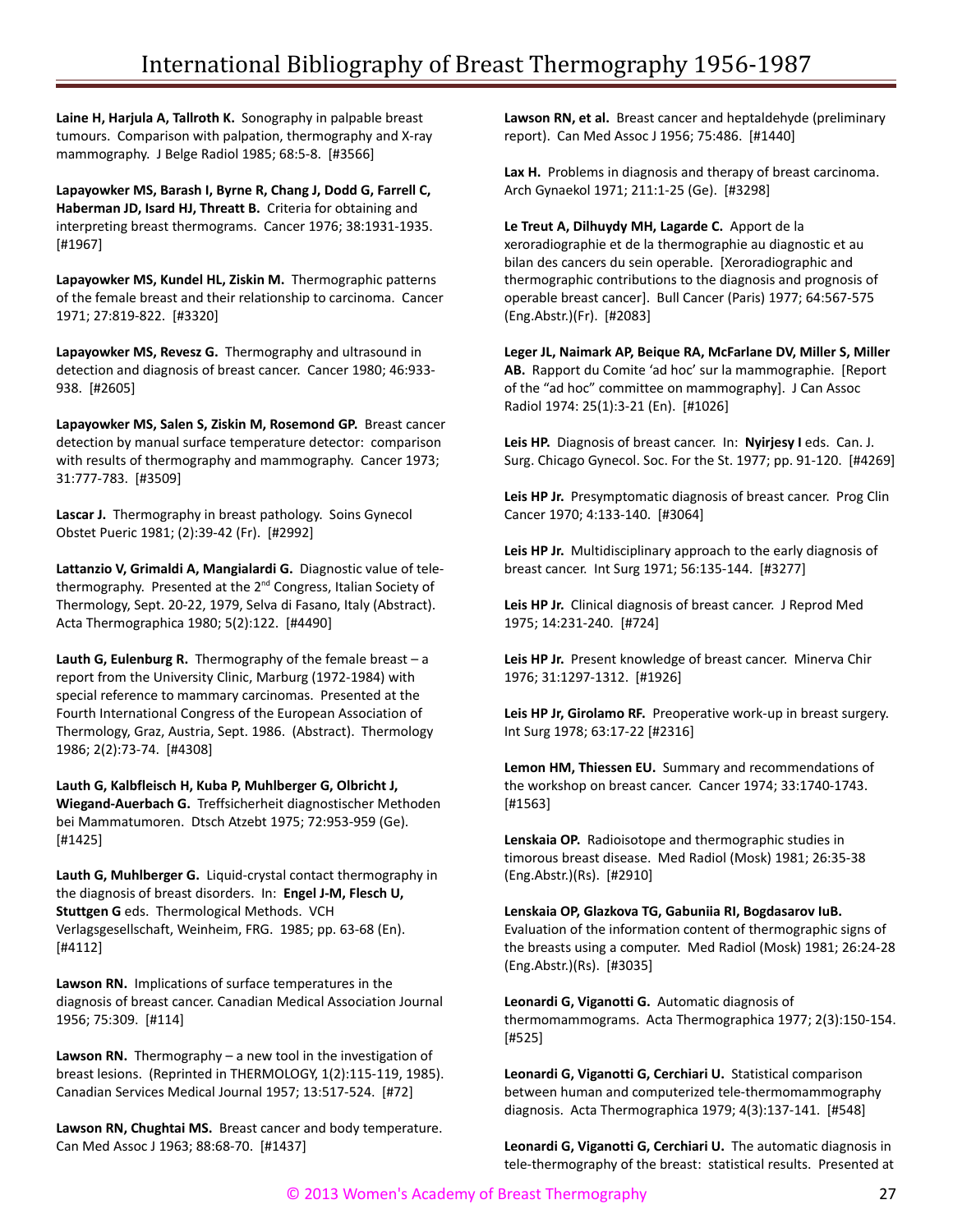**Laine H, Harjula A, Tallroth K.** Sonography in palpable breast tumours. Comparison with palpation, thermography and X-ray mammography. J Belge Radiol 1985; 68:5-8. [#3566]

**Lapayowker MS, Barash I, Byrne R, Chang J, Dodd G, Farrell C, Haberman JD, Isard HJ, Threatt B.** Criteria for obtaining and interpreting breast thermograms. Cancer 1976; 38:1931-1935. [#1967]

**Lapayowker MS, Kundel HL, Ziskin M.** Thermographic patterns of the female breast and their relationship to carcinoma. Cancer 1971; 27:819-822. [#3320]

**Lapayowker MS, Revesz G.** Thermography and ultrasound in detection and diagnosis of breast cancer. Cancer 1980; 46:933-938. [#2605]

**Lapayowker MS, Salen S, Ziskin M, Rosemond GP.** Breast cancer detection by manual surface temperature detector: comparison with results of thermography and mammography. Cancer 1973; 31:777-783. [#3509]

**Lascar J.** Thermography in breast pathology. Soins Gynecol Obstet Pueric 1981; (2):39-42 (Fr). [#2992]

**Lattanzio V, Grimaldi A, Mangialardi G.** Diagnostic value of tele-thermography. Presented at the 2nd Congress, Italian Society of Thermology, Sept. 20-22, 1979, Selva di Fasano, Italy (Abstract). Acta Thermographica 1980; 5(2):122. [#4490]

**Lauth G, Eulenburg R.** Thermography of the female breast – a report from the University Clinic, Marburg (1972-1984) with special reference to mammary carcinomas. Presented at the Fourth International Congress of the European Association of Thermology, Graz, Austria, Sept. 1986. (Abstract). Thermology 1986; 2(2):73-74. [#4308]

**Lauth G, Kalbfleisch H, Kuba P, Muhlberger G, Olbricht J, Wiegand-Auerbach G.** Treffsicherheit diagnostischer Methoden bei Mammatumoren. Dtsch Atzebt 1975; 72:953-959 (Ge). [#1425]

**Lauth G, Muhlberger G.** Liquid-crystal contact thermography in the diagnosis of breast disorders. In: **Engel J-M, Flesch U, Stuttgen G** eds. Thermological Methods. VCH Verlagsgesellschaft, Weinheim, FRG. 1985; pp. 63-68 (En). [#4112]

**Lawson RN.** Implications of surface temperatures in the diagnosis of breast cancer. Canadian Medical Association Journal 1956; 75:309. [#114]

**Lawson RN.** Thermography – a new tool in the investigation of breast lesions. (Reprinted in THERMOLOGY, 1(2):115-119, 1985). Canadian Services Medical Journal 1957; 13:517-524. [#72]

**Lawson RN, Chughtai MS.** Breast cancer and body temperature. Can Med Assoc J 1963; 88:68-70. [#1437]

**Lawson RN, et al.** Breast cancer and heptaldehyde (preliminary report). Can Med Assoc J 1956; 75:486. [#1440]

**Lax H.** Problems in diagnosis and therapy of breast carcinoma. Arch Gynaekol 1971; 211:1-25 (Ge). [#3298]

**Le Treut A, Dilhuydy MH, Lagarde C.** Apport de la xeroradiographie et de la thermographie au diagnostic et au bilan des cancers du sein operable. [Xeroradiographic and thermographic contributions to the diagnosis and prognosis of operable breast cancer]. Bull Cancer (Paris) 1977; 64:567-575 (Eng.Abstr.)(Fr). [#2083]

**Leger JL, Naimark AP, Beique RA, McFarlane DV, Miller S, Miller AB.** Rapport du Comite 'ad hoc' sur la mammographie. [Report of the "ad hoc" committee on mammography]. J Can Assoc Radiol 1974: 25(1):3-21 (En). [#1026]

**Leis HP.** Diagnosis of breast cancer. In: **Nyirjesy I** eds. Can. J. Surg. Chicago Gynecol. Soc. For the St. 1977; pp. 91-120. [#4269]

**Leis HP Jr.** Presymptomatic diagnosis of breast cancer. Prog Clin Cancer 1970; 4:133-140. [#3064]

**Leis HP Jr.** Multidisciplinary approach to the early diagnosis of breast cancer. Int Surg 1971; 56:135-144. [#3277]

**Leis HP Jr.** Clinical diagnosis of breast cancer. J Reprod Med 1975; 14:231-240. [#724]

**Leis HP Jr.** Present knowledge of breast cancer. Minerva Chir 1976; 31:1297-1312. [#1926]

**Leis HP Jr, Girolamo RF.** Preoperative work-up in breast surgery. Int Surg 1978; 63:17-22 [#2316]

**Lemon HM, Thiessen EU.** Summary and recommendations of the workshop on breast cancer. Cancer 1974; 33:1740-1743. [#1563]

**Lenskaia OP.** Radioisotope and thermographic studies in timorous breast disease. Med Radiol (Mosk) 1981; 26:35-38 (Eng.Abstr.)(Rs). [#2910]

**Lenskaia OP, Glazkova TG, Gabuniia RI, Bogdasarov IuB.** Evaluation of the information content of thermographic signs of the breasts using a computer. Med Radiol (Mosk) 1981; 26:24-28 (Eng.Abstr.)(Rs). [#3035]

**Leonardi G, Viganotti G.** Automatic diagnosis of thermomammograms. Acta Thermographica 1977; 2(3):150-154. [#525]

**Leonardi G, Viganotti G, Cerchiari U.** Statistical comparison between human and computerized tele-thermomammography diagnosis. Acta Thermographica 1979; 4(3):137-141. [#548]

**Leonardi G, Viganotti G, Cerchiari U.** The automatic diagnosis in tele-thermography of the breast: statistical results. Presented at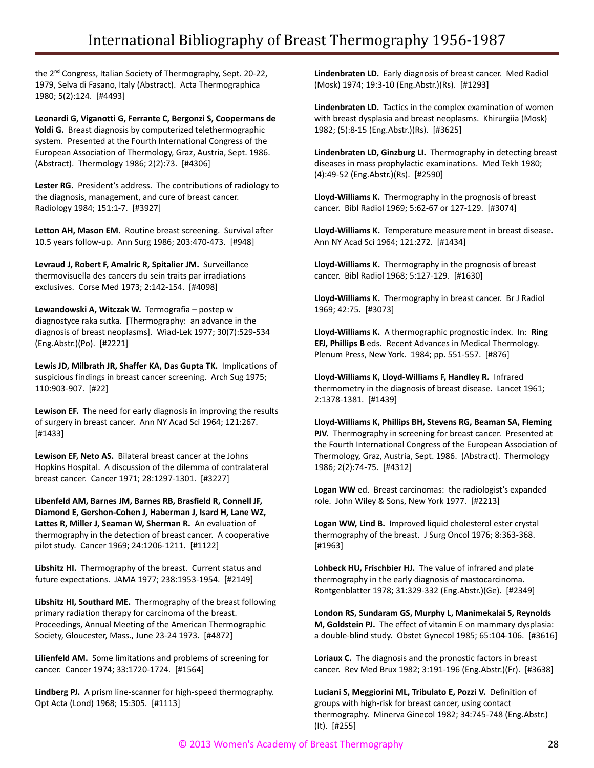the 2nd Congress, Italian Society of Thermography, Sept. 20-22, 1979, Selva di Fasano, Italy (Abstract). Acta Thermographica 1980; 5(2):124. [#4493]

**Leonardi G, Viganotti G, Ferrante C, Bergonzi S, Coopermans de Yoldi G.** Breast diagnosis by computerized telethermographic system. Presented at the Fourth International Congress of the European Association of Thermology, Graz, Austria, Sept. 1986. (Abstract). Thermology 1986; 2(2):73. [#4306]

**Lester RG.** President's address. The contributions of radiology to the diagnosis, management, and cure of breast cancer. Radiology 1984; 151:1-7. [#3927]

**Letton AH, Mason EM.** Routine breast screening. Survival after 10.5 years follow-up. Ann Surg 1986; 203:470-473. [#948]

**Levraud J, Robert F, Amalric R, Spitalier JM.** Surveillance thermovisuella des cancers du sein traits par irradiations exclusives. Corse Med 1973; 2:142-154. [#4098]

**Lewandowski A, Witczak W.** Termografia – postep w diagnostyce raka sutka. [Thermography: an advance in the diagnosis of breast neoplasms]. Wiad-Lek 1977; 30(7):529-534 (Eng.Abstr.)(Po). [#2221]

**Lewis JD, Milbrath JR, Shaffer KA, Das Gupta TK.** Implications of suspicious findings in breast cancer screening. Arch Sug 1975; 110:903-907. [#22]

**Lewison EF.** The need for early diagnosis in improving the results of surgery in breast cancer. Ann NY Acad Sci 1964; 121:267. [#1433]

**Lewison EF, Neto AS.** Bilateral breast cancer at the Johns Hopkins Hospital. A discussion of the dilemma of contralateral breast cancer. Cancer 1971; 28:1297-1301. [#3227]

**Libenfeld AM, Barnes JM, Barnes RB, Brasfield R, Connell JF, Diamond E, Gershon-Cohen J, Haberman J, Isard H, Lane WZ, Lattes R, Miller J, Seaman W, Sherman R.** An evaluation of thermography in the detection of breast cancer. A cooperative pilot study. Cancer 1969; 24:1206-1211. [#1122]

**Libshitz HI.** Thermography of the breast. Current status and future expectations. JAMA 1977; 238:1953-1954. [#2149]

**Libshitz HI, Southard ME.** Thermography of the breast following primary radiation therapy for carcinoma of the breast. Proceedings, Annual Meeting of the American Thermographic Society, Gloucester, Mass., June 23-24 1973. [#4872]

**Lilienfeld AM.** Some limitations and problems of screening for cancer. Cancer 1974; 33:1720-1724. [#1564]

**Lindberg PJ.** A prism line-scanner for high-speed thermography. Opt Acta (Lond) 1968; 15:305. [#1113]

**Lindenbraten LD.** Early diagnosis of breast cancer. Med Radiol (Mosk) 1974; 19:3-10 (Eng.Abstr.)(Rs). [#1293]

**Lindenbraten LD.** Tactics in the complex examination of women with breast dysplasia and breast neoplasms. Khirurgiia (Mosk) 1982; (5):8-15 (Eng.Abstr.)(Rs). [#3625]

**Lindenbraten LD, Ginzburg LI.** Thermography in detecting breast diseases in mass prophylactic examinations. Med Tekh 1980; (4):49-52 (Eng.Abstr.)(Rs). [#2590]

**Lloyd-Williams K.** Thermography in the prognosis of breast cancer. Bibl Radiol 1969; 5:62-67 or 127-129. [#3074]

**Lloyd-Williams K.** Temperature measurement in breast disease. Ann NY Acad Sci 1964; 121:272. [#1434]

**Lloyd-Williams K.** Thermography in the prognosis of breast cancer. Bibl Radiol 1968; 5:127-129. [#1630]

**Lloyd-Williams K.** Thermography in breast cancer. Br J Radiol 1969; 42:75. [#3073]

**Lloyd-Williams K.** A thermographic prognostic index. In: **Ring EFJ, Phillips B** eds. Recent Advances in Medical Thermology. Plenum Press, New York. 1984; pp. 551-557. [#876]

**Lloyd-Williams K, Lloyd-Williams F, Handley R.** Infrared thermometry in the diagnosis of breast disease. Lancet 1961; 2:1378-1381. [#1439]

**Lloyd-Williams K, Phillips BH, Stevens RG, Beaman SA, Fleming PJV.** Thermography in screening for breast cancer. Presented at the Fourth International Congress of the European Association of Thermology, Graz, Austria, Sept. 1986. (Abstract). Thermology 1986; 2(2):74-75. [#4312]

**Logan WW** ed. Breast carcinomas: the radiologist's expanded role. John Wiley & Sons, New York 1977. [#2213]

**Logan WW, Lind B.** Improved liquid cholesterol ester crystal thermography of the breast. J Surg Oncol 1976; 8:363-368. [#1963]

**Lohbeck HU, Frischbier HJ.** The value of infrared and plate thermography in the early diagnosis of mastocarcinoma. Rontgenblatter 1978; 31:329-332 (Eng.Abstr.)(Ge). [#2349]

**London RS, Sundaram GS, Murphy L, Manimekalai S, Reynolds M, Goldstein PJ.** The effect of vitamin E on mammary dysplasia: a double-blind study. Obstet Gynecol 1985; 65:104-106. [#3616]

**Loriaux C.** The diagnosis and the pronostic factors in breast cancer. Rev Med Brux 1982; 3:191-196 (Eng.Abstr.)(Fr). [#3638]

**Luciani S, Meggiorini ML, Tribulato E, Pozzi V.** Definition of groups with high-risk for breast cancer, using contact thermography. Minerva Ginecol 1982; 34:745-748 (Eng.Abstr.) (It). [#255]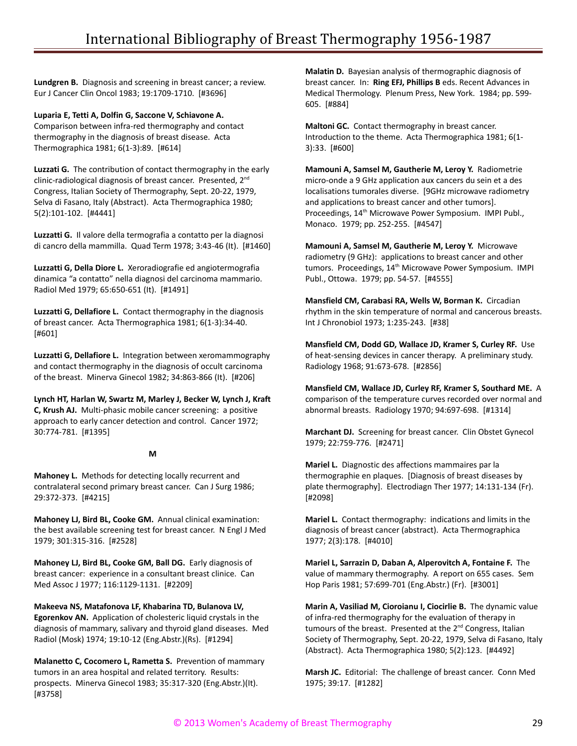**Lundgren B.** Diagnosis and screening in breast cancer; a review. Eur J Cancer Clin Oncol 1983; 19:1709-1710. [#3696]

**Luparia E, Tetti A, Dolfin G, Saccone V, Schiavone A.** Comparison between infra-red thermography and contact thermography in the diagnosis of breast disease. Acta Thermographica 1981; 6(1-3):89. [#614]

**Luzzati G.** The contribution of contact thermography in the early clinic-radiological diagnosis of breast cancer. Presented, 2nd Congress, Italian Society of Thermography, Sept. 20-22, 1979, Selva di Fasano, Italy (Abstract). Acta Thermographica 1980; 5(2):101-102. [#4441]

**Luzzati G.** Il valore della termografia a contatto per la diagnosi di cancro della mammilla. Quad Term 1978; 3:43-46 (It). [#1460]

**Luzzatti G, Della Diore L.** Xeroradiografie ed angiotermografia dinamica "a contatto" nella diagnosi del carcinoma mammario. Radiol Med 1979; 65:650-651 (It). [#1491]

**Luzzatti G, Dellafiore L.** Contact thermography in the diagnosis of breast cancer. Acta Thermographica 1981; 6(1-3):34-40. [#601]

**Luzzatti G, Dellafiore L.** Integration between xeromammography and contact thermography in the diagnosis of occult carcinoma of the breast. Minerva Ginecol 1982; 34:863-866 (It). [#206]

**Lynch HT, Harlan W, Swartz M, Marley J, Becker W, Lynch J, Kraft C, Krush AJ.** Multi-phasic mobile cancer screening: a positive approach to early cancer detection and control. Cancer 1972; 30:774-781. [#1395]

## M

**Mahoney L.** Methods for detecting locally recurrent and contralateral second primary breast cancer. Can J Surg 1986; 29:372-373. [#4215]

**Mahoney LJ, Bird BL, Cooke GM.** Annual clinical examination: the best available screening test for breast cancer. N Engl J Med 1979; 301:315-316. [#2528]

**Mahoney LJ, Bird BL, Cooke GM, Ball DG.** Early diagnosis of breast cancer: experience in a consultant breast clinice. Can Med Assoc J 1977; 116:1129-1131. [#2209]

**Makeeva NS, Matafonova LF, Khabarina TD, Bulanova LV, Egorenkov AN.** Application of cholesteric liquid crystals in the diagnosis of mammary, salivary and thyroid gland diseases. Med Radiol (Mosk) 1974; 19:10-12 (Eng.Abstr.)(Rs). [#1294]

**Malanetto C, Cocomero L, Rametta S.** Prevention of mammary tumors in an area hospital and related territory. Results: prospects. Minerva Ginecol 1983; 35:317-320 (Eng.Abstr.)(It). [#3758]

**Malatin D.** Bayesian analysis of thermographic diagnosis of breast cancer. In: **Ring EFJ, Phillips B** eds. Recent Advances in Medical Thermology. Plenum Press, New York. 1984; pp. 599-605. [#884]

**Maltoni GC.** Contact thermography in breast cancer. Introduction to the theme. Acta Thermographica 1981; 6(1-3):33. [#600]

**Mamouni A, Samsel M, Gautherie M, Leroy Y.** Radiometrie micro-onde a 9 GHz application aux cancers du sein et a des localisations tumorales diverse. [9GHz microwave radiometry and applications to breast cancer and other tumors]. Proceedings, 14th Microwave Power Symposium. IMPI Publ., Monaco. 1979; pp. 252-255. [#4547]

**Mamouni A, Samsel M, Gautherie M, Leroy Y.** Microwave radiometry (9 GHz): applications to breast cancer and other tumors. Proceedings, 14th Microwave Power Symposium. IMPI Publ., Ottowa. 1979; pp. 54-57. [#4555]

**Mansfield CM, Carabasi RA, Wells W, Borman K.** Circadian rhythm in the skin temperature of normal and cancerous breasts. Int J Chronobiol 1973; 1:235-243. [#38]

**Mansfield CM, Dodd GD, Wallace JD, Kramer S, Curley RF.** Use of heat-sensing devices in cancer therapy. A preliminary study. Radiology 1968; 91:673-678. [#2856]

**Mansfield CM, Wallace JD, Curley RF, Kramer S, Southard ME.** A comparison of the temperature curves recorded over normal and abnormal breasts. Radiology 1970; 94:697-698. [#1314]

**Marchant DJ.** Screening for breast cancer. Clin Obstet Gynecol 1979; 22:759-776. [#2471]

**Mariel L.** Diagnostic des affections mammaires par la thermographie en plaques. [Diagnosis of breast diseases by plate thermography]. Electrodiagn Ther 1977; 14:131-134 (Fr). [#2098]

**Mariel L.** Contact thermography: indications and limits in the diagnosis of breast cancer (abstract). Acta Thermographica 1977; 2(3):178. [#4010]

**Mariel L, Sarrazin D, Daban A, Alperovitch A, Fontaine F.** The value of mammary thermography. A report on 655 cases. Sem Hop Paris 1981; 57:699-701 (Eng.Abstr.) (Fr). [#3001]

**Marin A, Vasiliad M, Cioroianu I, Ciocirlie B.** The dynamic value of infra-red thermography for the evaluation of therapy in tumours of the breast. Presented at the 2nd Congress, Italian Society of Thermography, Sept. 20-22, 1979, Selva di Fasano, Italy (Abstract). Acta Thermographica 1980; 5(2):123. [#4492]

**Marsh JC.** Editorial: The challenge of breast cancer. Conn Med 1975; 39:17. [#1282]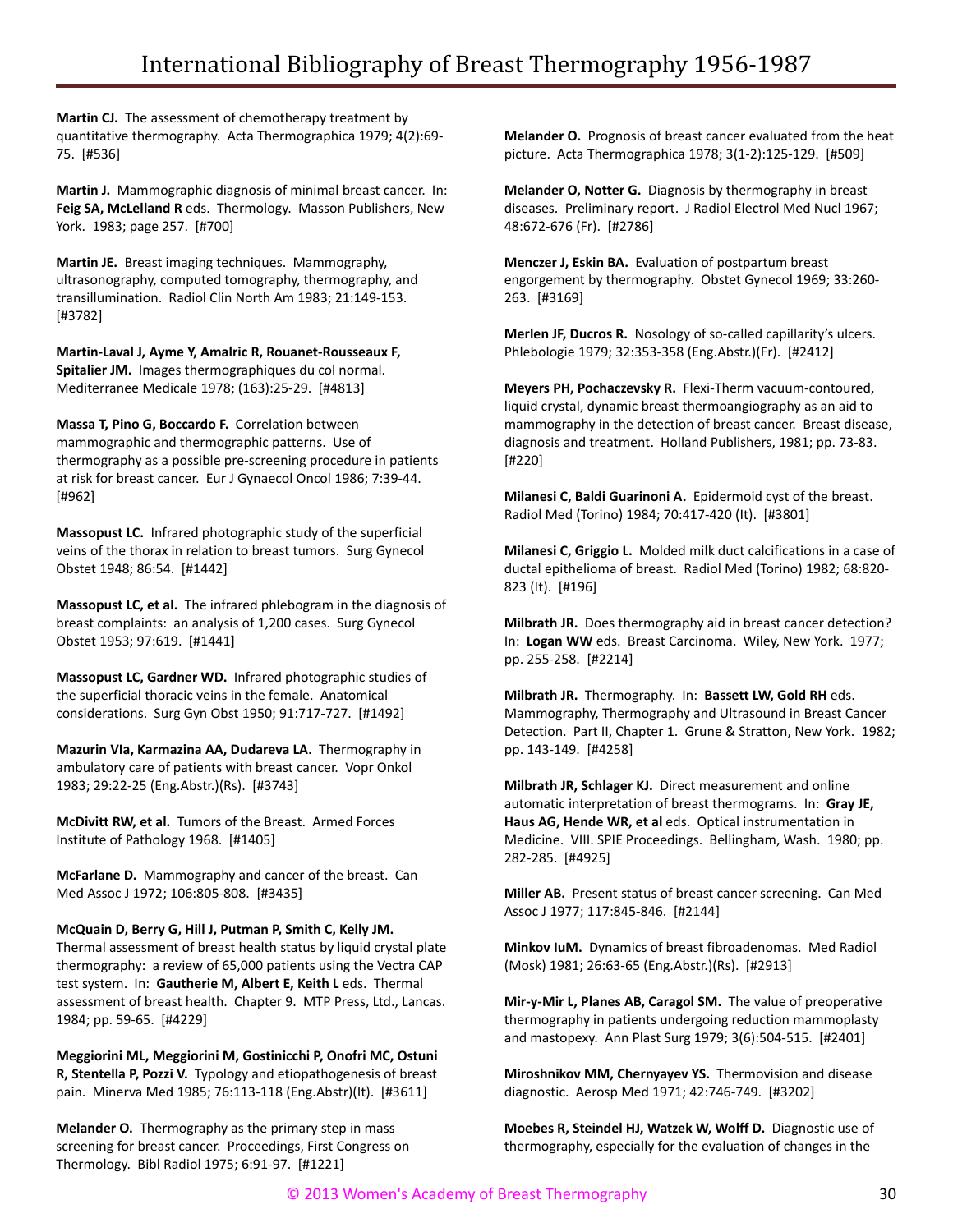**Martin CJ.** The assessment of chemotherapy treatment by quantitative thermography. Acta Thermographica 1979; 4(2):69-75. [#536]

**Martin J.** Mammographic diagnosis of minimal breast cancer. In: **Feig SA, McLelland R** eds. Thermology. Masson Publishers, New York. 1983; page 257. [#700]

**Martin JE.** Breast imaging techniques. Mammography, ultrasonography, computed tomography, thermography, and transillumination. Radiol Clin North Am 1983; 21:149-153. [#3782]

**Martin-Laval J, Ayme Y, Amalric R, Rouanet-Rousseaux F, Spitalier JM.** Images thermographiques du col normal. Mediterranee Medicale 1978; (163):25-29. [#4813]

**Massa T, Pino G, Boccardo F.** Correlation between mammographic and thermographic patterns. Use of thermography as a possible pre-screening procedure in patients at risk for breast cancer. Eur J Gynaecol Oncol 1986; 7:39-44. [#962]

**Massopust LC.** Infrared photographic study of the superficial veins of the thorax in relation to breast tumors. Surg Gynecol Obstet 1948; 86:54. [#1442]

**Massopust LC, et al.** The infrared phlebogram in the diagnosis of breast complaints: an analysis of 1,200 cases. Surg Gynecol Obstet 1953; 97:619. [#1441]

**Massopust LC, Gardner WD.** Infrared photographic studies of the superficial thoracic veins in the female. Anatomical considerations. Surg Gyn Obst 1950; 91:717-727. [#1492]

**Mazurin VIa, Karmazina AA, Dudareva LA.** Thermography in ambulatory care of patients with breast cancer. Vopr Onkol 1983; 29:22-25 (Eng.Abstr.)(Rs). [#3743]

**McDivitt RW, et al.** Tumors of the Breast. Armed Forces Institute of Pathology 1968. [#1405]

**McFarlane D.** Mammography and cancer of the breast. Can Med Assoc J 1972; 106:805-808. [#3435]

**McQuain D, Berry G, Hill J, Putman P, Smith C, Kelly JM.** Thermal assessment of breast health status by liquid crystal plate thermography: a review of 65,000 patients using the Vectra CAP test system. In: **Gautherie M, Albert E, Keith L** eds. Thermal assessment of breast health. Chapter 9. MTP Press, Ltd., Lancas. 1984; pp. 59-65. [#4229]

**Meggiorini ML, Meggiorini M, Gostinicchi P, Onofri MC, Ostuni R, Stentella P, Pozzi V.** Typology and etiopathogenesis of breast pain. Minerva Med 1985; 76:113-118 (Eng.Abstr)(It). [#3611]

**Melander O.** Thermography as the primary step in mass screening for breast cancer. Proceedings, First Congress on Thermology. Bibl Radiol 1975; 6:91-97. [#1221]

**Melander O.** Prognosis of breast cancer evaluated from the heat picture. Acta Thermographica 1978; 3(1-2):125-129. [#509]

**Melander O, Notter G.** Diagnosis by thermography in breast diseases. Preliminary report. J Radiol Electrol Med Nucl 1967; 48:672-676 (Fr). [#2786]

**Menczer J, Eskin BA.** Evaluation of postpartum breast engorgement by thermography. Obstet Gynecol 1969; 33:260-263. [#3169]

**Merlen JF, Ducros R.** Nosology of so-called capillarity's ulcers. Phlebologie 1979; 32:353-358 (Eng.Abstr.)(Fr). [#2412]

**Meyers PH, Pochaczevsky R.** Flexi-Therm vacuum-contoured, liquid crystal, dynamic breast thermoangiography as an aid to mammography in the detection of breast cancer. Breast disease, diagnosis and treatment. Holland Publishers, 1981; pp. 73-83. [#220]

**Milanesi C, Baldi Guarinoni A.** Epidermoid cyst of the breast. Radiol Med (Torino) 1984; 70:417-420 (It). [#3801]

**Milanesi C, Griggio L.** Molded milk duct calcifications in a case of ductal epithelioma of breast. Radiol Med (Torino) 1982; 68:820-823 (It). [#196]

**Milbrath JR.** Does thermography aid in breast cancer detection? In: **Logan WW** eds. Breast Carcinoma. Wiley, New York. 1977; pp. 255-258. [#2214]

**Milbrath JR.** Thermography. In: **Bassett LW, Gold RH** eds. Mammography, Thermography and Ultrasound in Breast Cancer Detection. Part II, Chapter 1. Grune & Stratton, New York. 1982; pp. 143-149. [#4258]

**Milbrath JR, Schlager KJ.** Direct measurement and online automatic interpretation of breast thermograms. In: **Gray JE, Haus AG, Hende WR, et al** eds. Optical instrumentation in Medicine. VIII. SPIE Proceedings. Bellingham, Wash. 1980; pp. 282-285. [#4925]

**Miller AB.** Present status of breast cancer screening. Can Med Assoc J 1977; 117:845-846. [#2144]

**Minkov IuM.** Dynamics of breast fibroadenomas. Med Radiol (Mosk) 1981; 26:63-65 (Eng.Abstr.)(Rs). [#2913]

**Mir-y-Mir L, Planes AB, Caragol SM.** The value of preoperative thermography in patients undergoing reduction mammoplasty and mastopexy. Ann Plast Surg 1979; 3(6):504-515. [#2401]

**Miroshnikov MM, Chernyayev YS.** Thermovision and disease diagnostic. Aerosp Med 1971; 42:746-749. [#3202]

**Moebes R, Steindel HJ, Watzek W, Wolff D.** Diagnostic use of thermography, especially for the evaluation of changes in the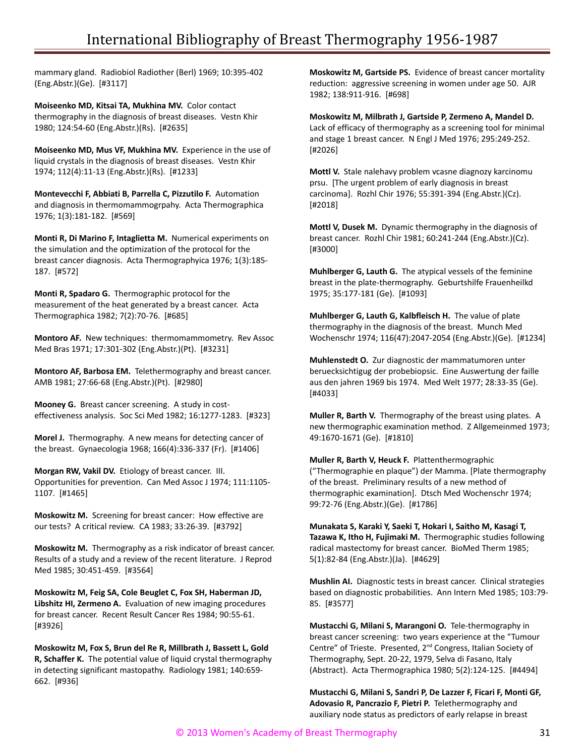mammary gland. Radiobiol Radiother (Berl) 1969; 10:395-402 (Eng.Abstr.)(Ge). [#3117]

**Moiseenko MD, Kitsai TA, Mukhina MV.** Color contact thermography in the diagnosis of breast diseases. Vestn Khir 1980; 124:54-60 (Eng.Abstr.)(Rs). [#2635]

**Moiseenko MD, Mus VF, Mukhina MV.** Experience in the use of liquid crystals in the diagnosis of breast diseases. Vestn Khir 1974; 112(4):11-13 (Eng.Abstr.)(Rs). [#1233]

**Montevecchi F, Abbiati B, Parrella C, Pizzutilo F.** Automation and diagnosis in thermomammogrpahy. Acta Thermographica 1976; 1(3):181-182. [#569]

**Monti R, Di Marino F, Intaglietta M.** Numerical experiments on the simulation and the optimization of the protocol for the breast cancer diagnosis. Acta Thermographyica 1976; 1(3):185-187. [#572]

**Monti R, Spadaro G.** Thermographic protocol for the measurement of the heat generated by a breast cancer. Acta Thermographica 1982; 7(2):70-76. [#685]

**Montoro AF.** New techniques: thermomammometry. Rev Assoc Med Bras 1971; 17:301-302 (Eng.Abstr.)(Pt). [#3231]

**Montoro AF, Barbosa EM.** Telethermography and breast cancer. AMB 1981; 27:66-68 (Eng.Abstr.)(Pt). [#2980]

**Mooney G.** Breast cancer screening. A study in cost-effectiveness analysis. Soc Sci Med 1982; 16:1277-1283. [#323]

**Morel J.** Thermography. A new means for detecting cancer of the breast. Gynaecologia 1968; 166(4):336-337 (Fr). [#1406]

**Morgan RW, Vakil DV.** Etiology of breast cancer. III. Opportunities for prevention. Can Med Assoc J 1974; 111:1105-1107. [#1465]

**Moskowitz M.** Screening for breast cancer: How effective are our tests? A critical review. CA 1983; 33:26-39. [#3792]

**Moskowitz M.** Thermography as a risk indicator of breast cancer. Results of a study and a review of the recent literature. J Reprod Med 1985; 30:451-459. [#3564]

**Moskowitz M, Feig SA, Cole Beuglet C, Fox SH, Haberman JD, Libshitz HI, Zermeno A.** Evaluation of new imaging procedures for breast cancer. Recent Result Cancer Res 1984; 90:55-61. [#3926]

**Moskowitz M, Fox S, Brun del Re R, Millbrath J, Bassett L, Gold R, Schaffer K.** The potential value of liquid crystal thermography in detecting significant mastopathy. Radiology 1981; 140:659-662. [#936]

**Moskowitz M, Gartside PS.** Evidence of breast cancer mortality reduction: aggressive screening in women under age 50. AJR 1982; 138:911-916. [#698]

**Moskowitz M, Milbrath J, Gartside P, Zermeno A, Mandel D.** Lack of efficacy of thermography as a screening tool for minimal and stage 1 breast cancer. N Engl J Med 1976; 295:249-252. [#2026]

**Mottl V.** Stale nalehavy problem vcasne diagnozy karcinomu prsu. [The urgent problem of early diagnosis in breast carcinoma]. Rozhl Chir 1976; 55:391-394 (Eng.Abstr.)(Cz). [#2018]

**Mottl V, Dusek M.** Dynamic thermography in the diagnosis of breast cancer. Rozhl Chir 1981; 60:241-244 (Eng.Abstr.)(Cz). [#3000]

**Muhlberger G, Lauth G.** The atypical vessels of the feminine breast in the plate-thermography. Geburtshilfe Frauenheilkd 1975; 35:177-181 (Ge). [#1093]

**Muhlberger G, Lauth G, Kalbfleisch H.** The value of plate thermography in the diagnosis of the breast. Munch Med Wochenschr 1974; 116(47):2047-2054 (Eng.Abstr.)(Ge). [#1234]

**Muhlenstedt O.** Zur diagnostic der mammatumoren unter beruecksichtigug der probebiopsic. Eine Auswertung der faille aus den jahren 1969 bis 1974. Med Welt 1977; 28:33-35 (Ge). [#4033]

**Muller R, Barth V.** Thermography of the breast using plates. A new thermographic examination method. Z Allgemeinmed 1973; 49:1670-1671 (Ge). [#1810]

**Muller R, Barth V, Heuck F.** Plattenthermographic ("Thermographie en plaque") der Mamma. [Plate thermography of the breast. Preliminary results of a new method of thermographic examination]. Dtsch Med Wochenschr 1974; 99:72-76 (Eng.Abstr.)(Ge). [#1786]

**Munakata S, Karaki Y, Saeki T, Hokari I, Saitho M, Kasagi T, Tazawa K, Itho H, Fujimaki M.** Thermographic studies following radical mastectomy for breast cancer. BioMed Therm 1985; 5(1):82-84 (Eng.Abstr.)(Ja). [#4629]

**Mushlin AI.** Diagnostic tests in breast cancer. Clinical strategies based on diagnostic probabilities. Ann Intern Med 1985; 103:79-85. [#3577]

**Mustacchi G, Milani S, Marangoni O.** Tele-thermography in breast cancer screening: two years experience at the "Tumour Centre" of Trieste. Presented, 2nd Congress, Italian Society of Thermography, Sept. 20-22, 1979, Selva di Fasano, Italy (Abstract). Acta Thermographica 1980; 5(2):124-125. [#4494]

**Mustacchi G, Milani S, Sandri P, De Lazzer F, Ficari F, Monti GF, Adovasio R, Pancrazio F, Pietri P.** Telethermography and auxiliary node status as predictors of early relapse in breast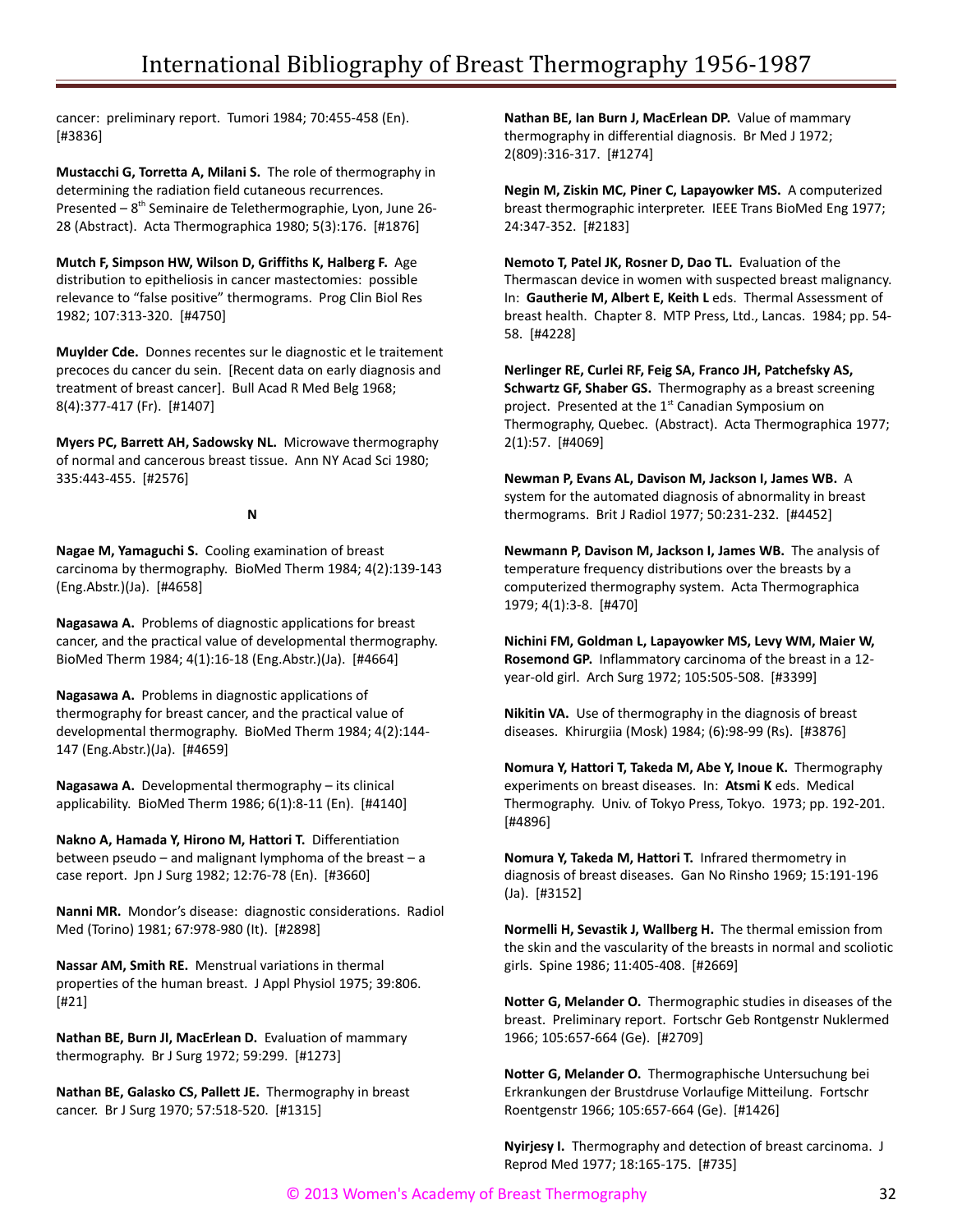cancer: preliminary report. Tumori 1984; 70:455-458 (En). [#3836]

**Mustacchi G, Torretta A, Milani S.** The role of thermography in determining the radiation field cutaneous recurrences. Presented – 8th Seminaire de Telethermographie, Lyon, June 26-28 (Abstract). Acta Thermographica 1980; 5(3):176. [#1876]

**Mutch F, Simpson HW, Wilson D, Griffiths K, Halberg F.** Age distribution to epitheliosis in cancer mastectomies: possible relevance to "false positive" thermograms. Prog Clin Biol Res 1982; 107:313-320. [#4750]

**Muylder Cde.** Donnes recentes sur le diagnostic et le traitement precoces du cancer du sein. [Recent data on early diagnosis and treatment of breast cancer]. Bull Acad R Med Belg 1968; 8(4):377-417 (Fr). [#1407]

**Myers PC, Barrett AH, Sadowsky NL.** Microwave thermography of normal and cancerous breast tissue. Ann NY Acad Sci 1980; 335:443-455. [#2576]

**N**

**Nagae M, Yamaguchi S.** Cooling examination of breast carcinoma by thermography. BioMed Therm 1984; 4(2):139-143 (Eng.Abstr.)(Ja). [#4658]

**Nagasawa A.** Problems of diagnostic applications for breast cancer, and the practical value of developmental thermography. BioMed Therm 1984; 4(1):16-18 (Eng.Abstr.)(Ja). [#4664]

**Nagasawa A.** Problems in diagnostic applications of thermography for breast cancer, and the practical value of developmental thermography. BioMed Therm 1984; 4(2):144-147 (Eng.Abstr.)(Ja). [#4659]

**Nagasawa A.** Developmental thermography – its clinical applicability. BioMed Therm 1986; 6(1):8-11 (En). [#4140]

**Nakno A, Hamada Y, Hirono M, Hattori T.** Differentiation between pseudo – and malignant lymphoma of the breast – a case report. Jpn J Surg 1982; 12:76-78 (En). [#3660]

**Nanni MR.** Mondor's disease: diagnostic considerations. Radiol Med (Torino) 1981; 67:978-980 (It). [#2898]

**Nassar AM, Smith RE.** Menstrual variations in thermal properties of the human breast. J Appl Physiol 1975; 39:806. [#21]

**Nathan BE, Burn JI, MacErlean D.** Evaluation of mammary thermography. Br J Surg 1972; 59:299. [#1273]

**Nathan BE, Galasko CS, Pallett JE.** Thermography in breast cancer. Br J Surg 1970; 57:518-520. [#1315]

**Nathan BE, Ian Burn J, MacErlean DP.** Value of mammary thermography in differential diagnosis. Br Med J 1972; 2(809):316-317. [#1274]

**Negin M, Ziskin MC, Piner C, Lapayowker MS.** A computerized breast thermographic interpreter. IEEE Trans BioMed Eng 1977; 24:347-352. [#2183]

**Nemoto T, Patel JK, Rosner D, Dao TL.** Evaluation of the Thermascan device in women with suspected breast malignancy. In: **Gautherie M, Albert E, Keith L** eds. Thermal Assessment of breast health. Chapter 8. MTP Press, Ltd., Lancas. 1984; pp. 54-58. [#4228]

**Nerlinger RE, Curlei RF, Feig SA, Franco JH, Patchefsky AS, Schwartz GF, Shaber GS.** Thermography as a breast screening project. Presented at the 1st Canadian Symposium on Thermography, Quebec. (Abstract). Acta Thermographica 1977; 2(1):57. [#4069]

**Newman P, Evans AL, Davison M, Jackson I, James WB.** A system for the automated diagnosis of abnormality in breast thermograms. Brit J Radiol 1977; 50:231-232. [#4452]

**Newmann P, Davison M, Jackson I, James WB.** The analysis of temperature frequency distributions over the breasts by a computerized thermography system. Acta Thermographica 1979; 4(1):3-8. [#470]

**Nichini FM, Goldman L, Lapayowker MS, Levy WM, Maier W, Rosemond GP.** Inflammatory carcinoma of the breast in a 12-year-old girl. Arch Surg 1972; 105:505-508. [#3399]

**Nikitin VA.** Use of thermography in the diagnosis of breast diseases. Khirurgiia (Mosk) 1984; (6):98-99 (Rs). [#3876]

**Nomura Y, Hattori T, Takeda M, Abe Y, Inoue K.** Thermography experiments on breast diseases. In: **Atsmi K** eds. Medical Thermography. Univ. of Tokyo Press, Tokyo. 1973; pp. 192-201. [#4896]

**Nomura Y, Takeda M, Hattori T.** Infrared thermometry in diagnosis of breast diseases. Gan No Rinsho 1969; 15:191-196 (Ja). [#3152]

**Normelli H, Sevastik J, Wallberg H.** The thermal emission from the skin and the vascularity of the breasts in normal and scoliotic girls. Spine 1986; 11:405-408. [#2669]

**Notter G, Melander O.** Thermographic studies in diseases of the breast. Preliminary report. Fortschr Geb Rontgenstr Nuklermed 1966; 105:657-664 (Ge). [#2709]

**Notter G, Melander O.** Thermographische Untersuchung bei Erkrankungen der Brustdruse Vorlaufige Mitteilung. Fortschr Roentgenstr 1966; 105:657-664 (Ge). [#1426]

**Nyirjesy I.** Thermography and detection of breast carcinoma. J Reprod Med 1977; 18:165-175. [#735]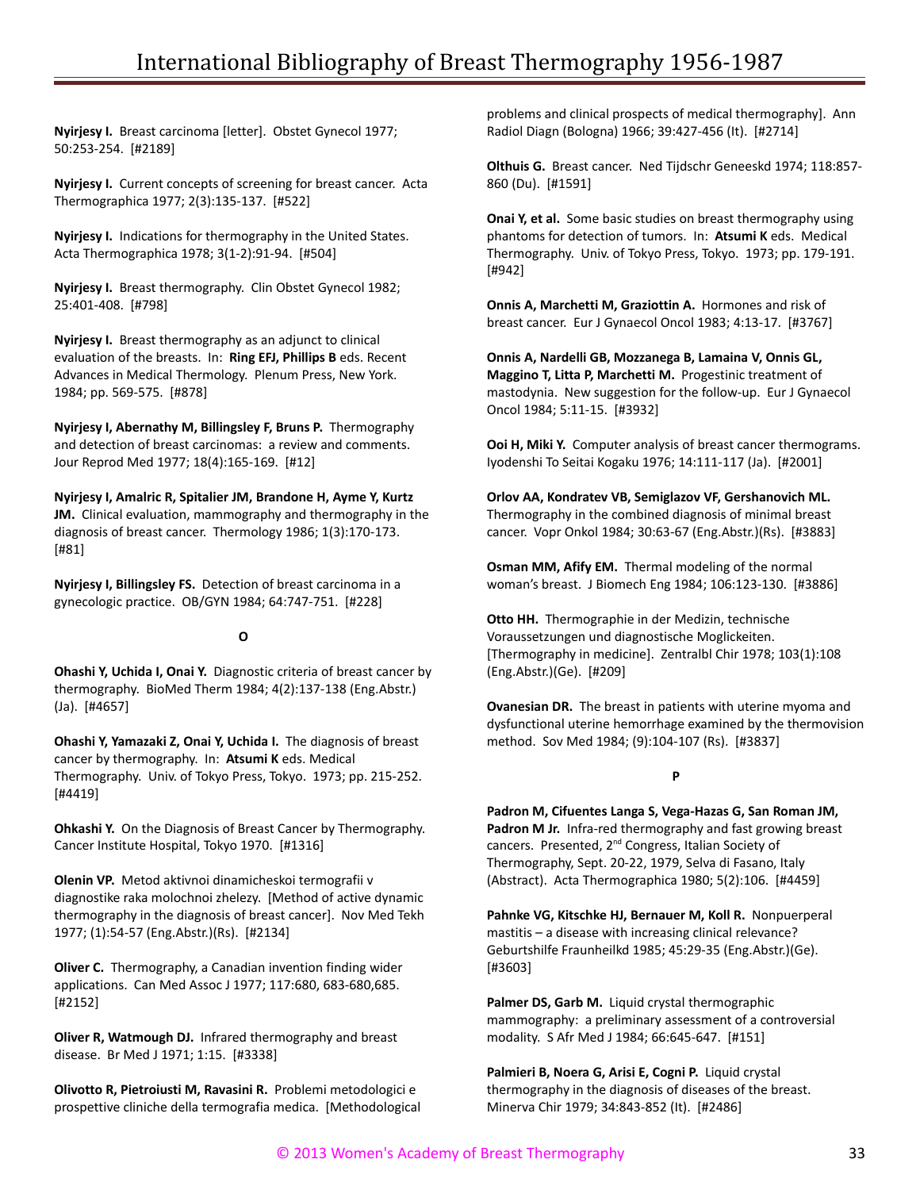**Nyirjesy I.** Breast carcinoma [letter]. Obstet Gynecol 1977; 50:253-254. [#2189]

**Nyirjesy I.** Current concepts of screening for breast cancer. Acta Thermographica 1977; 2(3):135-137. [#522]

**Nyirjesy I.** Indications for thermography in the United States. Acta Thermographica 1978; 3(1-2):91-94. [#504]

**Nyirjesy I.** Breast thermography. Clin Obstet Gynecol 1982; 25:401-408. [#798]

**Nyirjesy I.** Breast thermography as an adjunct to clinical evaluation of the breasts. In: **Ring EFJ, Phillips B** eds. Recent Advances in Medical Thermology. Plenum Press, New York. 1984; pp. 569-575. [#878]

**Nyirjesy I, Abernathy M, Billingsley F, Bruns P.** Thermography and detection of breast carcinomas: a review and comments. Jour Reprod Med 1977; 18(4):165-169. [#12]

**Nyirjesy I, Amalric R, Spitalier JM, Brandone H, Ayme Y, Kurtz JM.** Clinical evaluation, mammography and thermography in the diagnosis of breast cancer. Thermology 1986; 1(3):170-173. [#81]

**Nyirjesy I, Billingsley FS.** Detection of breast carcinoma in a gynecologic practice. OB/GYN 1984; 64:747-751. [#228]

## O

**Ohashi Y, Uchida I, Onai Y.** Diagnostic criteria of breast cancer by thermography. BioMed Therm 1984; 4(2):137-138 (Eng.Abstr.)(Ja). [#4657]

**Ohashi Y, Yamazaki Z, Onai Y, Uchida I.** The diagnosis of breast cancer by thermography. In: **Atsumi K** eds. Medical Thermography. Univ. of Tokyo Press, Tokyo. 1973; pp. 215-252. [#4419]

**Ohkashi Y.** On the Diagnosis of Breast Cancer by Thermography. Cancer Institute Hospital, Tokyo 1970. [#1316]

**Olenin VP.** Metod aktivnoi dinamicheskoi termografii v diagnostike raka molochnoi zhelezy. [Method of active dynamic thermography in the diagnosis of breast cancer]. Nov Med Tekh 1977; (1):54-57 (Eng.Abstr.)(Rs). [#2134]

**Oliver C.** Thermography, a Canadian invention finding wider applications. Can Med Assoc J 1977; 117:680, 683-680,685. [#2152]

**Oliver R, Watmough DJ.** Infrared thermography and breast disease. Br Med J 1971; 1:15. [#3338]

**Olivotto R, Pietroiusti M, Ravasini R.** Problemi metodologici e prospettive cliniche della termografia medica. [Methodological problems and clinical prospects of medical thermography]. Ann Radiol Diagn (Bologna) 1966; 39:427-456 (It). [#2714]

**Olthuis G.** Breast cancer. Ned Tijdschr Geneeskd 1974; 118:857-860 (Du). [#1591]

**Onai Y, et al.** Some basic studies on breast thermography using phantoms for detection of tumors. In: **Atsumi K** eds. Medical Thermography. Univ. of Tokyo Press, Tokyo. 1973; pp. 179-191. [#942]

**Onnis A, Marchetti M, Graziottin A.** Hormones and risk of breast cancer. Eur J Gynaecol Oncol 1983; 4:13-17. [#3767]

**Onnis A, Nardelli GB, Mozzanega B, Lamaina V, Onnis GL, Maggino T, Litta P, Marchetti M.** Progestinic treatment of mastodynia. New suggestion for the follow-up. Eur J Gynaecol Oncol 1984; 5:11-15. [#3932]

**Ooi H, Miki Y.** Computer analysis of breast cancer thermograms. Iyodenshi To Seitai Kogaku 1976; 14:111-117 (Ja). [#2001]

**Orlov AA, Kondratev VB, Semiglazov VF, Gershanovich ML.** Thermography in the combined diagnosis of minimal breast cancer. Vopr Onkol 1984; 30:63-67 (Eng.Abstr.)(Rs). [#3883]

**Osman MM, Afify EM.** Thermal modeling of the normal woman's breast. J Biomech Eng 1984; 106:123-130. [#3886]

**Otto HH.** Thermographie in der Medizin, technische Voraussetzungen und diagnostische Moglickeiten. [Thermography in medicine]. Zentralbl Chir 1978; 103(1):108 (Eng.Abstr.)(Ge). [#209]

**Ovanesian DR.** The breast in patients with uterine myoma and dysfunctional uterine hemorrhage examined by the thermovision method. Sov Med 1984; (9):104-107 (Rs). [#3837]

## P

**Padron M, Cifuentes Langa S, Vega-Hazas G, San Roman JM, Padron M Jr.** Infra-red thermography and fast growing breast cancers. Presented, 2nd Congress, Italian Society of Thermography, Sept. 20-22, 1979, Selva di Fasano, Italy (Abstract). Acta Thermographica 1980; 5(2):106. [#4459]

**Pahnke VG, Kitschke HJ, Bernauer M, Koll R.** Nonpuerperal mastitis – a disease with increasing clinical relevance? Geburtshilfe Fraunheilkd 1985; 45:29-35 (Eng.Abstr.)(Ge). [#3603]

**Palmer DS, Garb M.** Liquid crystal thermographic mammography: a preliminary assessment of a controversial modality. S Afr Med J 1984; 66:645-647. [#151]

**Palmieri B, Noera G, Arisi E, Cogni P.** Liquid crystal thermography in the diagnosis of diseases of the breast. Minerva Chir 1979; 34:843-852 (It). [#2486]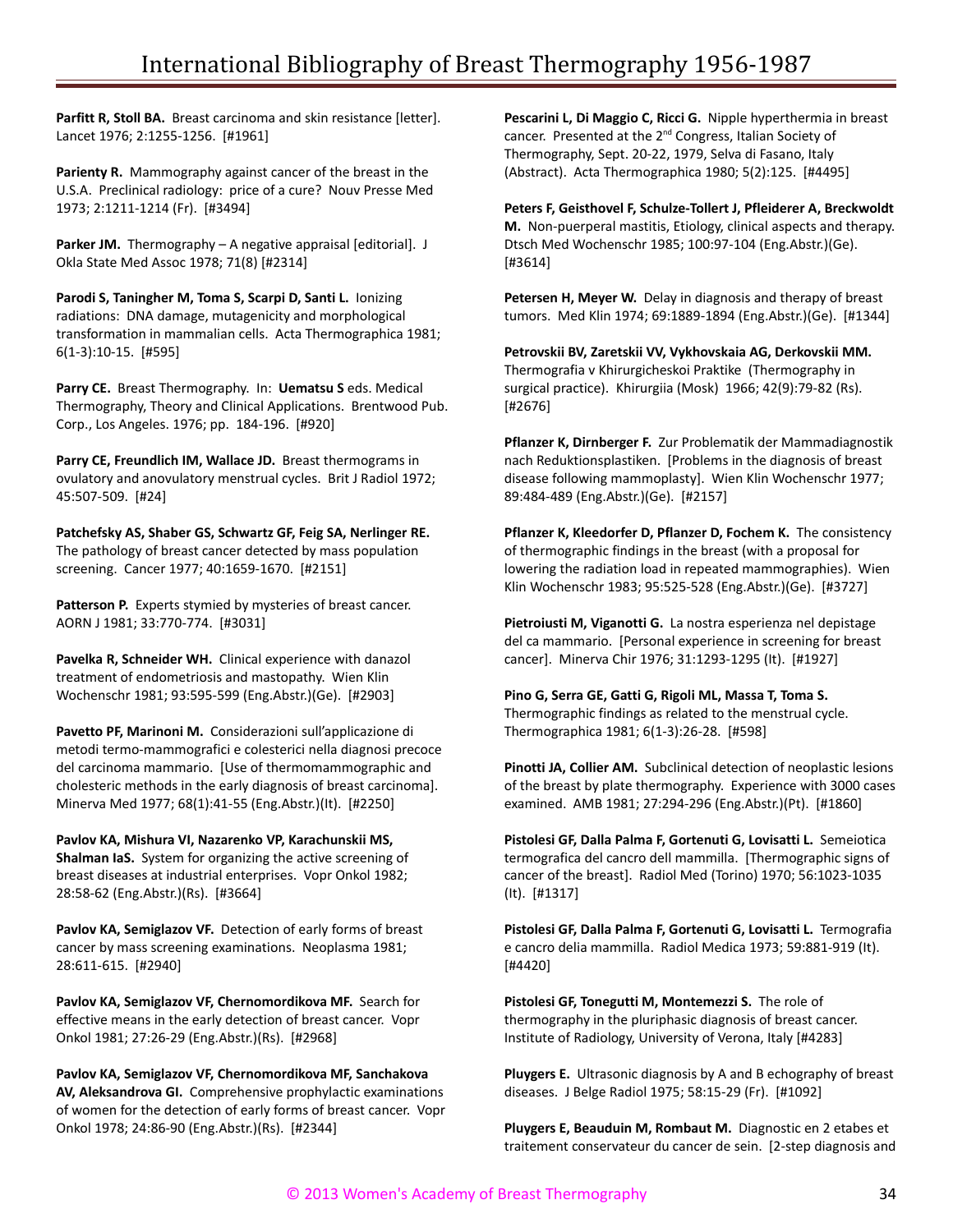**Parfitt R, Stoll BA.** Breast carcinoma and skin resistance [letter]. Lancet 1976; 2:1255-1256. [#1961]

**Parienty R.** Mammography against cancer of the breast in the U.S.A. Preclinical radiology: price of a cure? Nouv Presse Med 1973; 2:1211-1214 (Fr). [#3494]

**Parker JM.** Thermography – A negative appraisal [editorial]. J Okla State Med Assoc 1978; 71(8) [#2314]

**Parodi S, Taningher M, Toma S, Scarpi D, Santi L.** Ionizing radiations: DNA damage, mutagenicity and morphological transformation in mammalian cells. Acta Thermographica 1981; 6(1-3):10-15. [#595]

**Parry CE.** Breast Thermography. In: **Uematsu S** eds. Medical Thermography, Theory and Clinical Applications. Brentwood Pub. Corp., Los Angeles. 1976; pp. 184-196. [#920]

**Parry CE, Freundlich IM, Wallace JD.** Breast thermograms in ovulatory and anovulatory menstrual cycles. Brit J Radiol 1972; 45:507-509. [#24]

**Patchefsky AS, Shaber GS, Schwartz GF, Feig SA, Nerlinger RE.** The pathology of breast cancer detected by mass population screening. Cancer 1977; 40:1659-1670. [#2151]

**Patterson P.** Experts stymied by mysteries of breast cancer. AORN J 1981; 33:770-774. [#3031]

**Pavelka R, Schneider WH.** Clinical experience with danazol treatment of endometriosis and mastopathy. Wien Klin Wochenschr 1981; 93:595-599 (Eng.Abstr.)(Ge). [#2903]

**Pavetto PF, Marinoni M.** Considerazioni sull'applicazione di metodi termo-mammografici e colesterici nella diagnosi precoce del carcinoma mammario. [Use of thermomammographic and cholesteric methods in the early diagnosis of breast carcinoma]. Minerva Med 1977; 68(1):41-55 (Eng.Abstr.)(It). [#2250]

**Pavlov KA, Mishura VI, Nazarenko VP, Karachunskii MS, Shalman IaS.** System for organizing the active screening of breast diseases at industrial enterprises. Vopr Onkol 1982; 28:58-62 (Eng.Abstr.)(Rs). [#3664]

**Pavlov KA, Semiglazov VF.** Detection of early forms of breast cancer by mass screening examinations. Neoplasma 1981; 28:611-615. [#2940]

**Pavlov KA, Semiglazov VF, Chernomordikova MF.** Search for effective means in the early detection of breast cancer. Vopr Onkol 1981; 27:26-29 (Eng.Abstr.)(Rs). [#2968]

**Pavlov KA, Semiglazov VF, Chernomordikova MF, Sanchakova AV, Aleksandrova GI.** Comprehensive prophylactic examinations of women for the detection of early forms of breast cancer. Vopr Onkol 1978; 24:86-90 (Eng.Abstr.)(Rs). [#2344]

**Pescarini L, Di Maggio C, Ricci G.** Nipple hyperthermia in breast cancer. Presented at the 2nd Congress, Italian Society of Thermography, Sept. 20-22, 1979, Selva di Fasano, Italy (Abstract). Acta Thermographica 1980; 5(2):125. [#4495]

**Peters F, Geisthovel F, Schulze-Tollert J, Pfleiderer A, Breckwoldt M.** Non-puerperal mastitis, Etiology, clinical aspects and therapy. Dtsch Med Wochenschr 1985; 100:97-104 (Eng.Abstr.)(Ge). [#3614]

**Petersen H, Meyer W.** Delay in diagnosis and therapy of breast tumors. Med Klin 1974; 69:1889-1894 (Eng.Abstr.)(Ge). [#1344]

**Petrovskii BV, Zaretskii VV, Vykhovskaia AG, Derkovskii MM.** Thermografia v Khirurgicheskoi Praktike (Thermography in surgical practice). Khirurgiia (Mosk) 1966; 42(9):79-82 (Rs). [#2676]

**Pflanzer K, Dirnberger F.** Zur Problematik der Mammadiagnostik nach Reduktionsplastiken. [Problems in the diagnosis of breast disease following mammoplasty]. Wien Klin Wochenschr 1977; 89:484-489 (Eng.Abstr.)(Ge). [#2157]

**Pflanzer K, Kleedorfer D, Pflanzer D, Fochem K.** The consistency of thermographic findings in the breast (with a proposal for lowering the radiation load in repeated mammographies). Wien Klin Wochenschr 1983; 95:525-528 (Eng.Abstr.)(Ge). [#3727]

**Pietroiusti M, Viganotti G.** La nostra esperienza nel depistage del ca mammario. [Personal experience in screening for breast cancer]. Minerva Chir 1976; 31:1293-1295 (It). [#1927]

**Pino G, Serra GE, Gatti G, Rigoli ML, Massa T, Toma S.** Thermographic findings as related to the menstrual cycle. Thermographica 1981; 6(1-3):26-28. [#598]

**Pinotti JA, Collier AM.** Subclinical detection of neoplastic lesions of the breast by plate thermography. Experience with 3000 cases examined. AMB 1981; 27:294-296 (Eng.Abstr.)(Pt). [#1860]

**Pistolesi GF, Dalla Palma F, Gortenuti G, Lovisatti L.** Semeiotica termografica del cancro dell mammilla. [Thermographic signs of cancer of the breast]. Radiol Med (Torino) 1970; 56:1023-1035 (It). [#1317]

**Pistolesi GF, Dalla Palma F, Gortenuti G, Lovisatti L.** Termografia e cancro delia mammilla. Radiol Medica 1973; 59:881-919 (It). [#4420]

**Pistolesi GF, Tonegutti M, Montemezzi S.** The role of thermography in the pluriphasic diagnosis of breast cancer. Institute of Radiology, University of Verona, Italy [#4283]

**Pluygers E.** Ultrasonic diagnosis by A and B echography of breast diseases. J Belge Radiol 1975; 58:15-29 (Fr). [#1092]

**Pluygers E, Beauduin M, Rombaut M.** Diagnostic en 2 etabes et traitement conservateur du cancer de sein. [2-step diagnosis and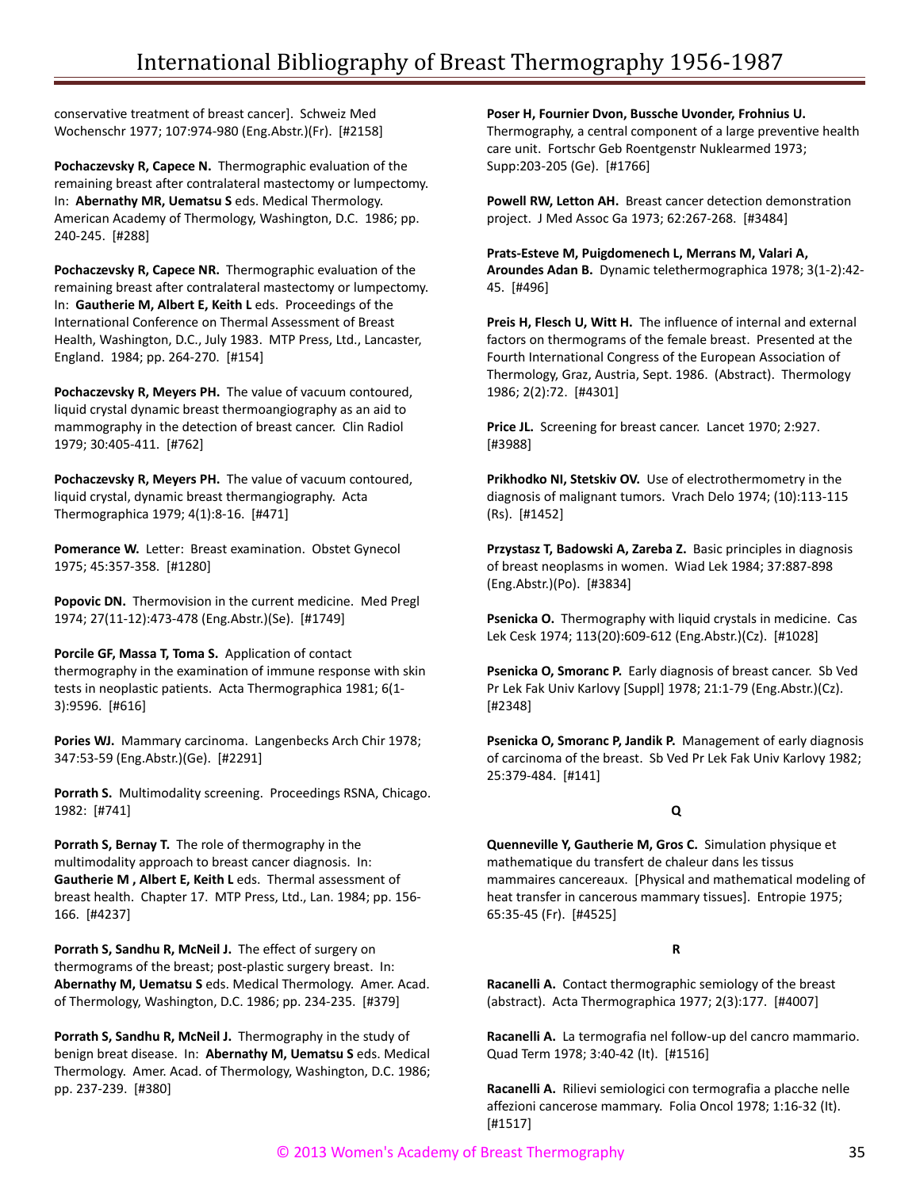conservative treatment of breast cancer]. Schweiz Med Wochenschr 1977; 107:974-980 (Eng.Abstr.)(Fr). [#2158]

**Pochaczevsky R, Capece N.** Thermographic evaluation of the remaining breast after contralateral mastectomy or lumpectomy. In: **Abernathy MR, Uematsu S** eds. Medical Thermology. American Academy of Thermology, Washington, D.C. 1986; pp. 240-245. [#288]

**Pochaczevsky R, Capece NR.** Thermographic evaluation of the remaining breast after contralateral mastectomy or lumpectomy. In: **Gautherie M, Albert E, Keith L** eds. Proceedings of the International Conference on Thermal Assessment of Breast Health, Washington, D.C., July 1983. MTP Press, Ltd., Lancaster, England. 1984; pp. 264-270. [#154]

**Pochaczevsky R, Meyers PH.** The value of vacuum contoured, liquid crystal dynamic breast thermoangiography as an aid to mammography in the detection of breast cancer. Clin Radiol 1979; 30:405-411. [#762]

**Pochaczevsky R, Meyers PH.** The value of vacuum contoured, liquid crystal, dynamic breast thermangiography. Acta Thermographica 1979; 4(1):8-16. [#471]

**Pomerance W.** Letter: Breast examination. Obstet Gynecol 1975; 45:357-358. [#1280]

**Popovic DN.** Thermovision in the current medicine. Med Pregl 1974; 27(11-12):473-478 (Eng.Abstr.)(Se). [#1749]

**Porcile GF, Massa T, Toma S.** Application of contact thermography in the examination of immune response with skin tests in neoplastic patients. Acta Thermographica 1981; 6(1-3):9596. [#616]

**Pories WJ.** Mammary carcinoma. Langenbecks Arch Chir 1978; 347:53-59 (Eng.Abstr.)(Ge). [#2291]

**Porrath S.** Multimodality screening. Proceedings RSNA, Chicago. 1982: [#741]

**Porrath S, Bernay T.** The role of thermography in the multimodality approach to breast cancer diagnosis. In: **Gautherie M , Albert E, Keith L** eds. Thermal assessment of breast health. Chapter 17. MTP Press, Ltd., Lan. 1984; pp. 156-166. [#4237]

**Porrath S, Sandhu R, McNeil J.** The effect of surgery on thermograms of the breast; post-plastic surgery breast. In: **Abernathy M, Uematsu S** eds. Medical Thermology. Amer. Acad. of Thermology, Washington, D.C. 1986; pp. 234-235. [#379]

**Porrath S, Sandhu R, McNeil J.** Thermography in the study of benign breat disease. In: **Abernathy M, Uematsu S** eds. Medical Thermology. Amer. Acad. of Thermology, Washington, D.C. 1986; pp. 237-239. [#380]

**Poser H, Fournier Dvon, Bussche Uvonder, Frohnius U.** Thermography, a central component of a large preventive health care unit. Fortschr Geb Roentgenstr Nuklearmed 1973; Supp:203-205 (Ge). [#1766]

**Powell RW, Letton AH.** Breast cancer detection demonstration project. J Med Assoc Ga 1973; 62:267-268. [#3484]

**Prats-Esteve M, Puigdomenech L, Merrans M, Valari A, Aroundes Adan B.** Dynamic telethermographica 1978; 3(1-2):42-45. [#496]

**Preis H, Flesch U, Witt H.** The influence of internal and external factors on thermograms of the female breast. Presented at the Fourth International Congress of the European Association of Thermology, Graz, Austria, Sept. 1986. (Abstract). Thermology 1986; 2(2):72. [#4301]

**Price JL.** Screening for breast cancer. Lancet 1970; 2:927. [#3988]

**Prikhodko NI, Stetskiv OV.** Use of electrothermometry in the diagnosis of malignant tumors. Vrach Delo 1974; (10):113-115 (Rs). [#1452]

**Przystasz T, Badowski A, Zareba Z.** Basic principles in diagnosis of breast neoplasms in women. Wiad Lek 1984; 37:887-898 (Eng.Abstr.)(Po). [#3834]

**Psenicka O.** Thermography with liquid crystals in medicine. Cas Lek Cesk 1974; 113(20):609-612 (Eng.Abstr.)(Cz). [#1028]

**Psenicka O, Smoranc P.** Early diagnosis of breast cancer. Sb Ved Pr Lek Fak Univ Karlovy [Suppl] 1978; 21:1-79 (Eng.Abstr.)(Cz). [#2348]

**Psenicka O, Smoranc P, Jandik P.** Management of early diagnosis of carcinoma of the breast. Sb Ved Pr Lek Fak Univ Karlovy 1982; 25:379-484. [#141]

**Q**

**Quenneville Y, Gautherie M, Gros C.** Simulation physique et mathematique du transfert de chaleur dans les tissus mammaires cancereaux. [Physical and mathematical modeling of heat transfer in cancerous mammary tissues]. Entropie 1975; 65:35-45 (Fr). [#4525]

**R**

**Racanelli A.** Contact thermographic semiology of the breast (abstract). Acta Thermographica 1977; 2(3):177. [#4007]

**Racanelli A.** La termografia nel follow-up del cancro mammario. Quad Term 1978; 3:40-42 (It). [#1516]

**Racanelli A.** Rilievi semiologici con termografia a placche nelle affezioni cancerose mammary. Folia Oncol 1978; 1:16-32 (It). [#1517]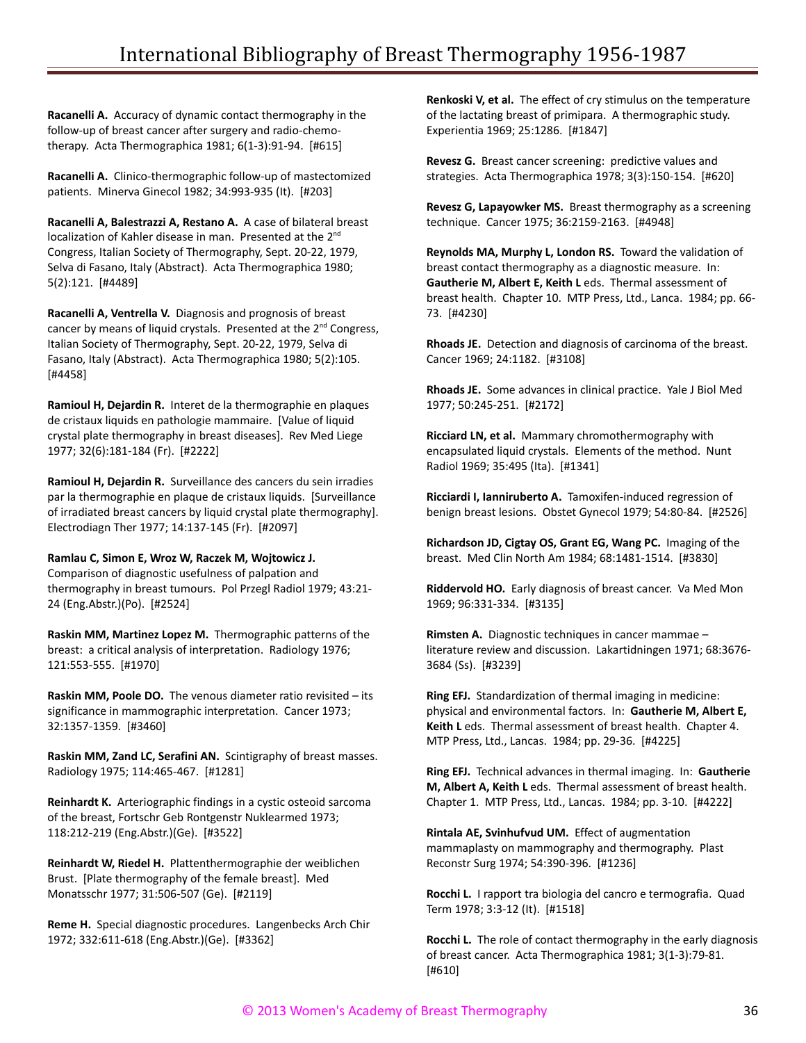**Racanelli A.** Accuracy of dynamic contact thermography in the follow-up of breast cancer after surgery and radio-chemo-therapy. Acta Thermographica 1981; 6(1-3):91-94. [#615]

**Racanelli A.** Clinico-thermographic follow-up of mastectomized patients. Minerva Ginecol 1982; 34:993-935 (It). [#203]

**Racanelli A, Balestrazzi A, Restano A.** A case of bilateral breast localization of Kahler disease in man. Presented at the 2nd Congress, Italian Society of Thermography, Sept. 20-22, 1979, Selva di Fasano, Italy (Abstract). Acta Thermographica 1980; 5(2):121. [#4489]

**Racanelli A, Ventrella V.** Diagnosis and prognosis of breast cancer by means of liquid crystals. Presented at the 2nd Congress, Italian Society of Thermography, Sept. 20-22, 1979, Selva di Fasano, Italy (Abstract). Acta Thermographica 1980; 5(2):105. [#4458]

**Ramioul H, Dejardin R.** Interet de la thermographie en plaques de cristaux liquids en pathologie mammaire. [Value of liquid crystal plate thermography in breast diseases]. Rev Med Liege 1977; 32(6):181-184 (Fr). [#2222]

**Ramioul H, Dejardin R.** Surveillance des cancers du sein irradies par la thermographie en plaque de cristaux liquids. [Surveillance of irradiated breast cancers by liquid crystal plate thermography]. Electrodiagn Ther 1977; 14:137-145 (Fr). [#2097]

**Ramlau C, Simon E, Wroz W, Raczek M, Wojtowicz J.** Comparison of diagnostic usefulness of palpation and thermography in breast tumours. Pol Przegl Radiol 1979; 43:21-24 (Eng.Abstr.)(Po). [#2524]

**Raskin MM, Martinez Lopez M.** Thermographic patterns of the breast: a critical analysis of interpretation. Radiology 1976; 121:553-555. [#1970]

**Raskin MM, Poole DO.** The venous diameter ratio revisited – its significance in mammographic interpretation. Cancer 1973; 32:1357-1359. [#3460]

**Raskin MM, Zand LC, Serafini AN.** Scintigraphy of breast masses. Radiology 1975; 114:465-467. [#1281]

**Reinhardt K.** Arteriographic findings in a cystic osteoid sarcoma of the breast, Fortschr Geb Rontgenstr Nuklearmed 1973; 118:212-219 (Eng.Abstr.)(Ge). [#3522]

**Reinhardt W, Riedel H.** Plattenthermographie der weiblichen Brust. [Plate thermography of the female breast]. Med Monatsschr 1977; 31:506-507 (Ge). [#2119]

**Reme H.** Special diagnostic procedures. Langenbecks Arch Chir 1972; 332:611-618 (Eng.Abstr.)(Ge). [#3362]

**Renkoski V, et al.** The effect of cry stimulus on the temperature of the lactating breast of primipara. A thermographic study. Experientia 1969; 25:1286. [#1847]

**Revesz G.** Breast cancer screening: predictive values and strategies. Acta Thermographica 1978; 3(3):150-154. [#620]

**Revesz G, Lapayowker MS.** Breast thermography as a screening technique. Cancer 1975; 36:2159-2163. [#4948]

**Reynolds MA, Murphy L, London RS.** Toward the validation of breast contact thermography as a diagnostic measure. In: **Gautherie M, Albert E, Keith L** eds. Thermal assessment of breast health. Chapter 10. MTP Press, Ltd., Lanca. 1984; pp. 66-73. [#4230]

**Rhoads JE.** Detection and diagnosis of carcinoma of the breast. Cancer 1969; 24:1182. [#3108]

**Rhoads JE.** Some advances in clinical practice. Yale J Biol Med 1977; 50:245-251. [#2172]

**Ricciard LN, et al.** Mammary chromothermography with encapsulated liquid crystals. Elements of the method. Nunt Radiol 1969; 35:495 (Ita). [#1341]

**Ricciardi I, Ianniruberto A.** Tamoxifen-induced regression of benign breast lesions. Obstet Gynecol 1979; 54:80-84. [#2526]

**Richardson JD, Cigtay OS, Grant EG, Wang PC.** Imaging of the breast. Med Clin North Am 1984; 68:1481-1514. [#3830]

**Riddervold HO.** Early diagnosis of breast cancer. Va Med Mon 1969; 96:331-334. [#3135]

**Rimsten A.** Diagnostic techniques in cancer mammae – literature review and discussion. Lakartidningen 1971; 68:3676-3684 (Ss). [#3239]

**Ring EFJ.** Standardization of thermal imaging in medicine: physical and environmental factors. In: **Gautherie M, Albert E, Keith L** eds. Thermal assessment of breast health. Chapter 4. MTP Press, Ltd., Lancas. 1984; pp. 29-36. [#4225]

**Ring EFJ.** Technical advances in thermal imaging. In: **Gautherie M, Albert A, Keith L** eds. Thermal assessment of breast health. Chapter 1. MTP Press, Ltd., Lancas. 1984; pp. 3-10. [#4222]

**Rintala AE, Svinhufvud UM.** Effect of augmentation mammaplasty on mammography and thermography. Plast Reconstr Surg 1974; 54:390-396. [#1236]

**Rocchi L.** I rapport tra biologia del cancro e termografia. Quad Term 1978; 3:3-12 (It). [#1518]

**Rocchi L.** The role of contact thermography in the early diagnosis of breast cancer. Acta Thermographica 1981; 3(1-3):79-81. [#610]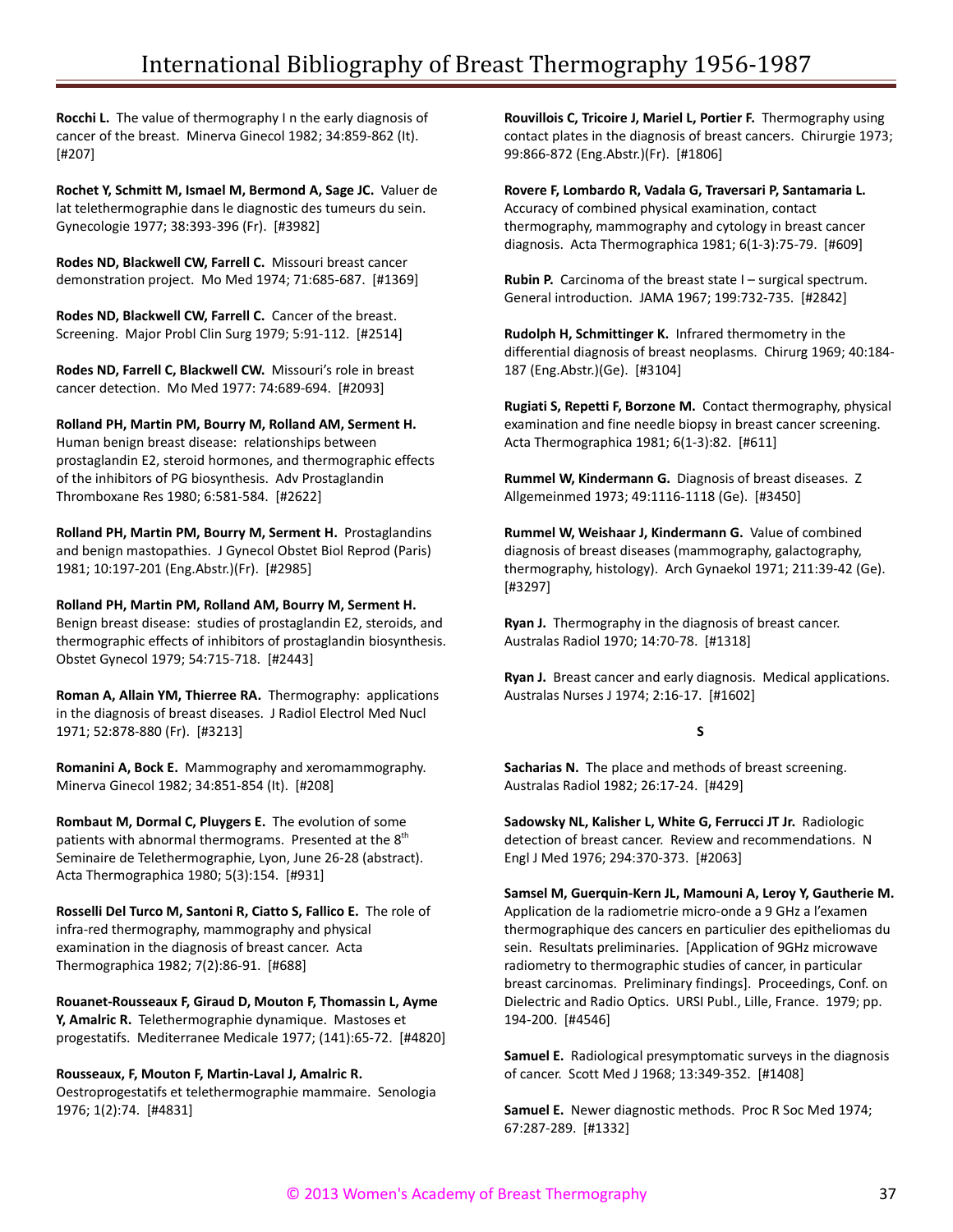**Rocchi L.** The value of thermography I n the early diagnosis of cancer of the breast. Minerva Ginecol 1982; 34:859-862 (It). [#207]

**Rochet Y, Schmitt M, Ismael M, Bermond A, Sage JC.** Valuer de lat telethermographie dans le diagnostic des tumeurs du sein. Gynecologie 1977; 38:393-396 (Fr). [#3982]

**Rodes ND, Blackwell CW, Farrell C.** Missouri breast cancer demonstration project. Mo Med 1974; 71:685-687. [#1369]

**Rodes ND, Blackwell CW, Farrell C.** Cancer of the breast. Screening. Major Probl Clin Surg 1979; 5:91-112. [#2514]

**Rodes ND, Farrell C, Blackwell CW.** Missouri's role in breast cancer detection. Mo Med 1977: 74:689-694. [#2093]

**Rolland PH, Martin PM, Bourry M, Rolland AM, Serment H.** Human benign breast disease: relationships between prostaglandin E2, steroid hormones, and thermographic effects of the inhibitors of PG biosynthesis. Adv Prostaglandin Thromboxane Res 1980; 6:581-584. [#2622]

**Rolland PH, Martin PM, Bourry M, Serment H.** Prostaglandins and benign mastopathies. J Gynecol Obstet Biol Reprod (Paris) 1981; 10:197-201 (Eng.Abstr.)(Fr). [#2985]

**Rolland PH, Martin PM, Rolland AM, Bourry M, Serment H.** Benign breast disease: studies of prostaglandin E2, steroids, and thermographic effects of inhibitors of prostaglandin biosynthesis. Obstet Gynecol 1979; 54:715-718. [#2443]

**Roman A, Allain YM, Thierree RA.** Thermography: applications in the diagnosis of breast diseases. J Radiol Electrol Med Nucl 1971; 52:878-880 (Fr). [#3213]

**Romanini A, Bock E.** Mammography and xeromammography. Minerva Ginecol 1982; 34:851-854 (It). [#208]

**Rombaut M, Dormal C, Pluygers E.** The evolution of some patients with abnormal thermograms. Presented at the 8th Seminaire de Telethermographie, Lyon, June 26-28 (abstract). Acta Thermographica 1980; 5(3):154. [#931]

**Rosselli Del Turco M, Santoni R, Ciatto S, Fallico E.** The role of infra-red thermography, mammography and physical examination in the diagnosis of breast cancer. Acta Thermographica 1982; 7(2):86-91. [#688]

**Rouanet-Rousseaux F, Giraud D, Mouton F, Thomassin L, Ayme Y, Amalric R.** Telethermographie dynamique. Mastoses et progestatifs. Mediterranee Medicale 1977; (141):65-72. [#4820]

**Rousseaux, F, Mouton F, Martin-Laval J, Amalric R.** Oestroprogestatifs et telethermographie mammaire. Senologia 1976; 1(2):74. [#4831]

**Rouvillois C, Tricoire J, Mariel L, Portier F.** Thermography using contact plates in the diagnosis of breast cancers. Chirurgie 1973; 99:866-872 (Eng.Abstr.)(Fr). [#1806]

**Rovere F, Lombardo R, Vadala G, Traversari P, Santamaria L.** Accuracy of combined physical examination, contact thermography, mammography and cytology in breast cancer diagnosis. Acta Thermographica 1981; 6(1-3):75-79. [#609]

**Rubin P.** Carcinoma of the breast state I – surgical spectrum. General introduction. JAMA 1967; 199:732-735. [#2842]

**Rudolph H, Schmittinger K.** Infrared thermometry in the differential diagnosis of breast neoplasms. Chirurg 1969; 40:184-187 (Eng.Abstr.)(Ge). [#3104]

**Rugiati S, Repetti F, Borzone M.** Contact thermography, physical examination and fine needle biopsy in breast cancer screening. Acta Thermographica 1981; 6(1-3):82. [#611]

**Rummel W, Kindermann G.** Diagnosis of breast diseases. Z Allgemeinmed 1973; 49:1116-1118 (Ge). [#3450]

**Rummel W, Weishaar J, Kindermann G.** Value of combined diagnosis of breast diseases (mammography, galactography, thermography, histology). Arch Gynaekol 1971; 211:39-42 (Ge). [#3297]

**Ryan J.** Thermography in the diagnosis of breast cancer. Australas Radiol 1970; 14:70-78. [#1318]

**Ryan J.** Breast cancer and early diagnosis. Medical applications. Australas Nurses J 1974; 2:16-17. [#1602]

## S

**Sacharias N.** The place and methods of breast screening. Australas Radiol 1982; 26:17-24. [#429]

**Sadowsky NL, Kalisher L, White G, Ferrucci JT Jr.** Radiologic detection of breast cancer. Review and recommendations. N Engl J Med 1976; 294:370-373. [#2063]

**Samsel M, Guerquin-Kern JL, Mamouni A, Leroy Y, Gautherie M.** Application de la radiometrie micro-onde a 9 GHz a l'examen thermographique des cancers en particulier des epitheliomas du sein. Resultats preliminaries. [Application of 9GHz microwave radiometry to thermographic studies of cancer, in particular breast carcinomas. Preliminary findings]. Proceedings, Conf. on Dielectric and Radio Optics. URSI Publ., Lille, France. 1979; pp. 194-200. [#4546]

**Samuel E.** Radiological presymptomatic surveys in the diagnosis of cancer. Scott Med J 1968; 13:349-352. [#1408]

**Samuel E.** Newer diagnostic methods. Proc R Soc Med 1974; 67:287-289. [#1332]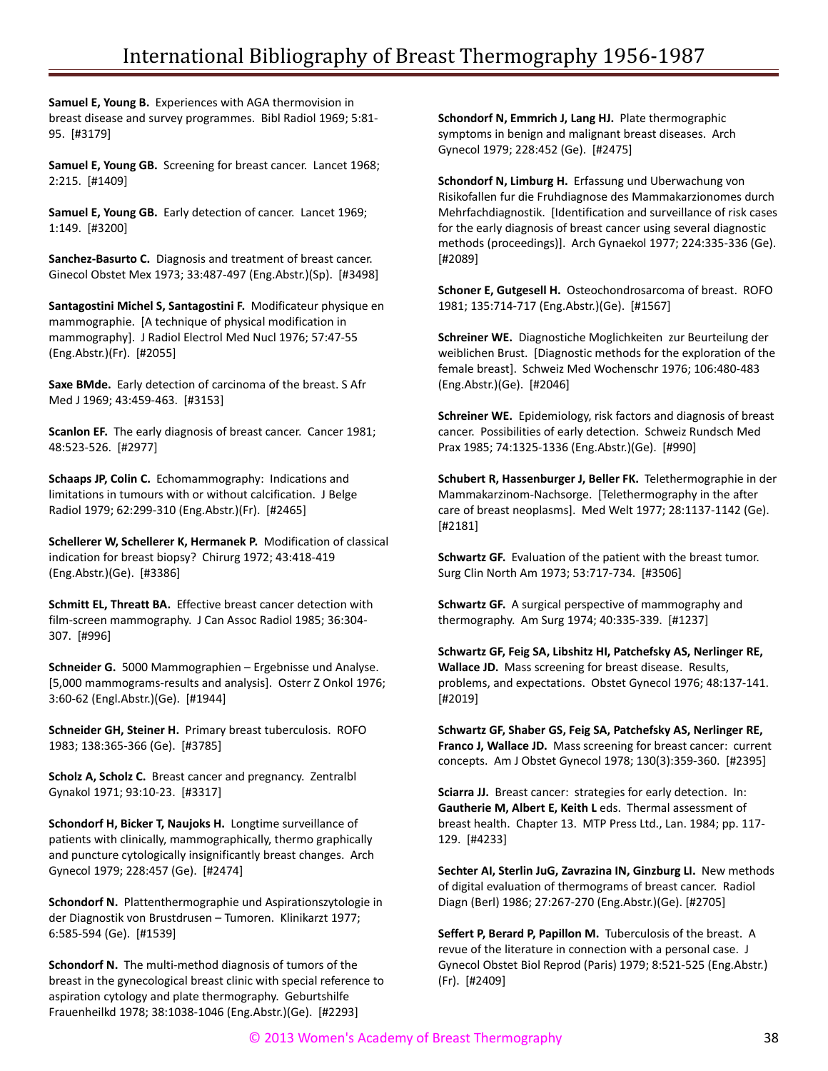**Samuel E, Young B.** Experiences with AGA thermovision in breast disease and survey programmes. Bibl Radiol 1969; 5:81-95. [#3179]

**Samuel E, Young GB.** Screening for breast cancer. Lancet 1968; 2:215. [#1409]

**Samuel E, Young GB.** Early detection of cancer. Lancet 1969; 1:149. [#3200]

**Sanchez-Basurto C.** Diagnosis and treatment of breast cancer. Ginecol Obstet Mex 1973; 33:487-497 (Eng.Abstr.)(Sp). [#3498]

**Santagostini Michel S, Santagostini F.** Modificateur physique en mammographie. [A technique of physical modification in mammography]. J Radiol Electrol Med Nucl 1976; 57:47-55 (Eng.Abstr.)(Fr). [#2055]

**Saxe BMde.** Early detection of carcinoma of the breast. S Afr Med J 1969; 43:459-463. [#3153]

**Scanlon EF.** The early diagnosis of breast cancer. Cancer 1981; 48:523-526. [#2977]

**Schaaps JP, Colin C.** Echomammography: Indications and limitations in tumours with or without calcification. J Belge Radiol 1979; 62:299-310 (Eng.Abstr.)(Fr). [#2465]

**Schellerer W, Schellerer K, Hermanek P.** Modification of classical indication for breast biopsy? Chirurg 1972; 43:418-419 (Eng.Abstr.)(Ge). [#3386]

**Schmitt EL, Threatt BA.** Effective breast cancer detection with film-screen mammography. J Can Assoc Radiol 1985; 36:304-307. [#996]

**Schneider G.** 5000 Mammographien – Ergebnisse und Analyse. [5,000 mammograms-results and analysis]. Osterr Z Onkol 1976; 3:60-62 (Engl.Abstr.)(Ge). [#1944]

**Schneider GH, Steiner H.** Primary breast tuberculosis. ROFO 1983; 138:365-366 (Ge). [#3785]

**Scholz A, Scholz C.** Breast cancer and pregnancy. Zentralbl Gynakol 1971; 93:10-23. [#3317]

**Schondorf H, Bicker T, Naujoks H.** Longtime surveillance of patients with clinically, mammographically, thermo graphically and puncture cytologically insignificantly breast changes. Arch Gynecol 1979; 228:457 (Ge). [#2474]

**Schondorf N.** Plattenthermographie und Aspirationszytologie in der Diagnostik von Brustdrusen – Tumoren. Klinikarzt 1977; 6:585-594 (Ge). [#1539]

**Schondorf N.** The multi-method diagnosis of tumors of the breast in the gynecological breast clinic with special reference to aspiration cytology and plate thermography. Geburtshilfe Frauenheilkd 1978; 38:1038-1046 (Eng.Abstr.)(Ge). [#2293]

**Schondorf N, Emmrich J, Lang HJ.** Plate thermographic symptoms in benign and malignant breast diseases. Arch Gynecol 1979; 228:452 (Ge). [#2475]

**Schondorf N, Limburg H.** Erfassung und Uberwachung von Risikofallen fur die Fruhdiagnose des Mammakarzionomes durch Mehrfachdiagnostik. [Identification and surveillance of risk cases for the early diagnosis of breast cancer using several diagnostic methods (proceedings)]. Arch Gynaekol 1977; 224:335-336 (Ge). [#2089]

**Schoner E, Gutgesell H.** Osteochondrosarcoma of breast. ROFO 1981; 135:714-717 (Eng.Abstr.)(Ge). [#1567]

**Schreiner WE.** Diagnostiche Moglichkeiten zur Beurteilung der weiblichen Brust. [Diagnostic methods for the exploration of the female breast]. Schweiz Med Wochenschr 1976; 106:480-483 (Eng.Abstr.)(Ge). [#2046]

**Schreiner WE.** Epidemiology, risk factors and diagnosis of breast cancer. Possibilities of early detection. Schweiz Rundsch Med Prax 1985; 74:1325-1336 (Eng.Abstr.)(Ge). [#990]

**Schubert R, Hassenburger J, Beller FK.** Telethermographie in der Mammakarzinom-Nachsorge. [Telethermography in the after care of breast neoplasms]. Med Welt 1977; 28:1137-1142 (Ge). [#2181]

**Schwartz GF.** Evaluation of the patient with the breast tumor. Surg Clin North Am 1973; 53:717-734. [#3506]

**Schwartz GF.** A surgical perspective of mammography and thermography. Am Surg 1974; 40:335-339. [#1237]

**Schwartz GF, Feig SA, Libshitz HI, Patchefsky AS, Nerlinger RE, Wallace JD.** Mass screening for breast disease. Results, problems, and expectations. Obstet Gynecol 1976; 48:137-141. [#2019]

**Schwartz GF, Shaber GS, Feig SA, Patchefsky AS, Nerlinger RE, Franco J, Wallace JD.** Mass screening for breast cancer: current concepts. Am J Obstet Gynecol 1978; 130(3):359-360. [#2395]

**Sciarra JJ.** Breast cancer: strategies for early detection. In: **Gautherie M, Albert E, Keith L** eds. Thermal assessment of breast health. Chapter 13. MTP Press Ltd., Lan. 1984; pp. 117-129. [#4233]

**Sechter AI, Sterlin JuG, Zavrazina IN, Ginzburg LI.** New methods of digital evaluation of thermograms of breast cancer. Radiol Diagn (Berl) 1986; 27:267-270 (Eng.Abstr.)(Ge). [#2705]

**Seffert P, Berard P, Papillon M.** Tuberculosis of the breast. A revue of the literature in connection with a personal case. J Gynecol Obstet Biol Reprod (Paris) 1979; 8:521-525 (Eng.Abstr.) (Fr). [#2409]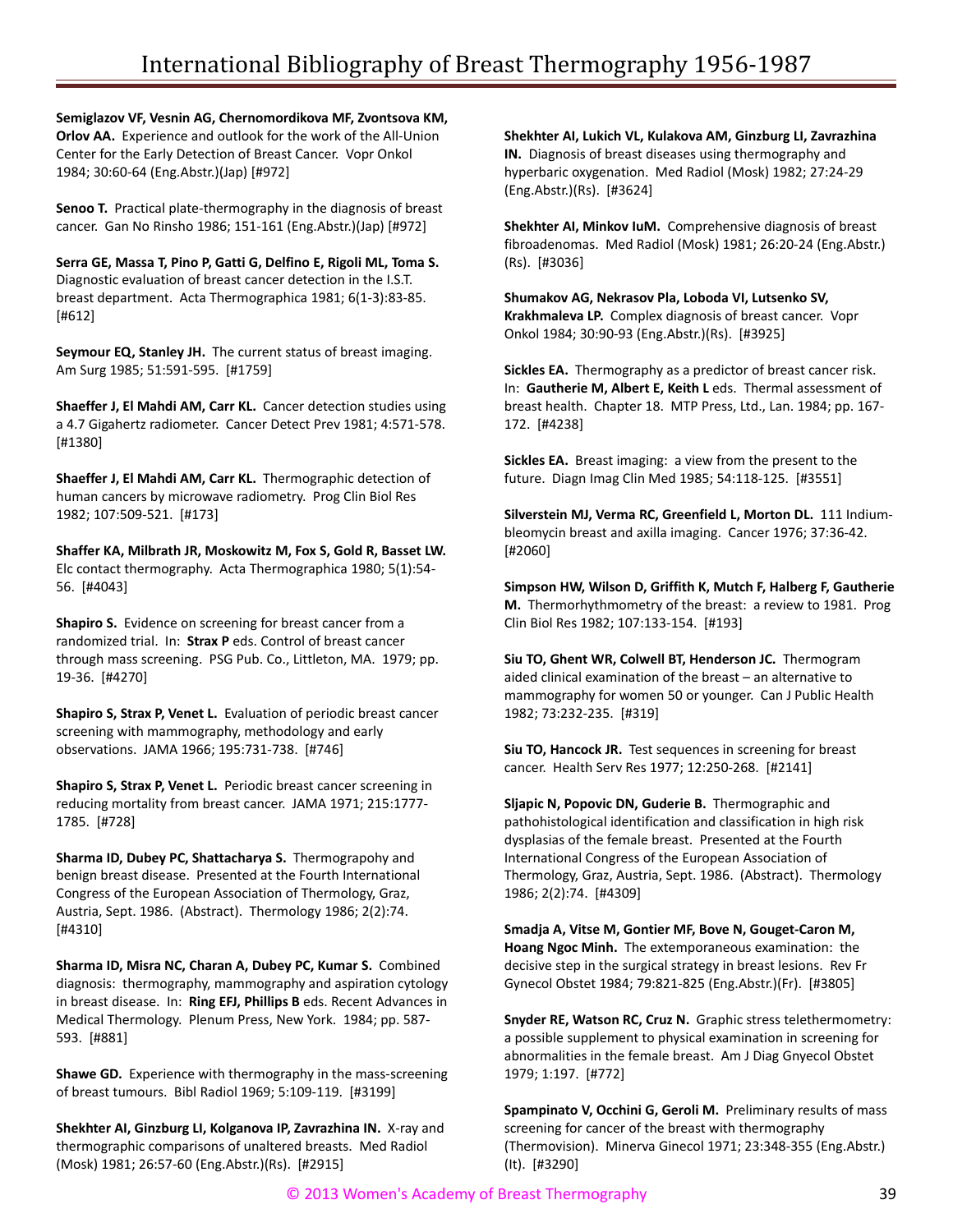**Semiglazov VF, Vesnin AG, Chernomordikova MF, Zvontsova KM, Orlov AA.** Experience and outlook for the work of the All-Union Center for the Early Detection of Breast Cancer. Vopr Onkol 1984; 30:60-64 (Eng.Abstr.)(Jap) [#972]

**Senoo T.** Practical plate-thermography in the diagnosis of breast cancer. Gan No Rinsho 1986; 151-161 (Eng.Abstr.)(Jap) [#972]

**Serra GE, Massa T, Pino P, Gatti G, Delfino E, Rigoli ML, Toma S.** Diagnostic evaluation of breast cancer detection in the I.S.T. breast department. Acta Thermographica 1981; 6(1-3):83-85. [#612]

**Seymour EQ, Stanley JH.** The current status of breast imaging. Am Surg 1985; 51:591-595. [#1759]

**Shaeffer J, El Mahdi AM, Carr KL.** Cancer detection studies using a 4.7 Gigahertz radiometer. Cancer Detect Prev 1981; 4:571-578. [#1380]

**Shaeffer J, El Mahdi AM, Carr KL.** Thermographic detection of human cancers by microwave radiometry. Prog Clin Biol Res 1982; 107:509-521. [#173]

**Shaffer KA, Milbrath JR, Moskowitz M, Fox S, Gold R, Basset LW.** Elc contact thermography. Acta Thermographica 1980; 5(1):54-56. [#4043]

**Shapiro S.** Evidence on screening for breast cancer from a randomized trial. In: **Strax P** eds. Control of breast cancer through mass screening. PSG Pub. Co., Littleton, MA. 1979; pp. 19-36. [#4270]

**Shapiro S, Strax P, Venet L.** Evaluation of periodic breast cancer screening with mammography, methodology and early observations. JAMA 1966; 195:731-738. [#746]

**Shapiro S, Strax P, Venet L.** Periodic breast cancer screening in reducing mortality from breast cancer. JAMA 1971; 215:1777-1785. [#728]

**Sharma ID, Dubey PC, Shattacharya S.** Thermograpohy and benign breast disease. Presented at the Fourth International Congress of the European Association of Thermology, Graz, Austria, Sept. 1986. (Abstract). Thermology 1986; 2(2):74. [#4310]

**Sharma ID, Misra NC, Charan A, Dubey PC, Kumar S.** Combined diagnosis: thermography, mammography and aspiration cytology in breast disease. In: **Ring EFJ, Phillips B** eds. Recent Advances in Medical Thermology. Plenum Press, New York. 1984; pp. 587-593. [#881]

**Shawe GD.** Experience with thermography in the mass-screening of breast tumours. Bibl Radiol 1969; 5:109-119. [#3199]

**Shekhter AI, Ginzburg LI, Kolganova IP, Zavrazhina IN.** X-ray and thermographic comparisons of unaltered breasts. Med Radiol (Mosk) 1981; 26:57-60 (Eng.Abstr.)(Rs). [#2915]

**Shekhter AI, Lukich VL, Kulakova AM, Ginzburg LI, Zavrazhina IN.** Diagnosis of breast diseases using thermography and hyperbaric oxygenation. Med Radiol (Mosk) 1982; 27:24-29 (Eng.Abstr.)(Rs). [#3624]

**Shekhter AI, Minkov IuM.** Comprehensive diagnosis of breast fibroadenomas. Med Radiol (Mosk) 1981; 26:20-24 (Eng.Abstr.)(Rs). [#3036]

**Shumakov AG, Nekrasov PIa, Loboda VI, Lutsenko SV, Krakhmaleva LP.** Complex diagnosis of breast cancer. Vopr Onkol 1984; 30:90-93 (Eng.Abstr.)(Rs). [#3925]

**Sickles EA.** Thermography as a predictor of breast cancer risk. In: **Gautherie M, Albert E, Keith L** eds. Thermal assessment of breast health. Chapter 18. MTP Press, Ltd., Lan. 1984; pp. 167-172. [#4238]

**Sickles EA.** Breast imaging: a view from the present to the future. Diagn Imag Clin Med 1985; 54:118-125. [#3551]

**Silverstein MJ, Verma RC, Greenfield L, Morton DL.** 111 Indium-bleomycin breast and axilla imaging. Cancer 1976; 37:36-42. [#2060]

**Simpson HW, Wilson D, Griffith K, Mutch F, Halberg F, Gautherie M.** Thermorhythmometry of the breast: a review to 1981. Prog Clin Biol Res 1982; 107:133-154. [#193]

**Siu TO, Ghent WR, Colwell BT, Henderson JC.** Thermogram aided clinical examination of the breast – an alternative to mammography for women 50 or younger. Can J Public Health 1982; 73:232-235. [#319]

**Siu TO, Hancock JR.** Test sequences in screening for breast cancer. Health Serv Res 1977; 12:250-268. [#2141]

**Sljapic N, Popovic DN, Guderie B.** Thermographic and pathohistological identification and classification in high risk dysplasias of the female breast. Presented at the Fourth International Congress of the European Association of Thermology, Graz, Austria, Sept. 1986. (Abstract). Thermology 1986; 2(2):74. [#4309]

**Smadja A, Vitse M, Gontier MF, Bove N, Gouget-Caron M, Hoang Ngoc Minh.** The extemporaneous examination: the decisive step in the surgical strategy in breast lesions. Rev Fr Gynecol Obstet 1984; 79:821-825 (Eng.Abstr.)(Fr). [#3805]

**Snyder RE, Watson RC, Cruz N.** Graphic stress telethermometry: a possible supplement to physical examination in screening for abnormalities in the female breast. Am J Diag Gnyecol Obstet 1979; 1:197. [#772]

**Spampinato V, Occhini G, Geroli M.** Preliminary results of mass screening for cancer of the breast with thermography (Thermovision). Minerva Ginecol 1971; 23:348-355 (Eng.Abstr.)(It). [#3290]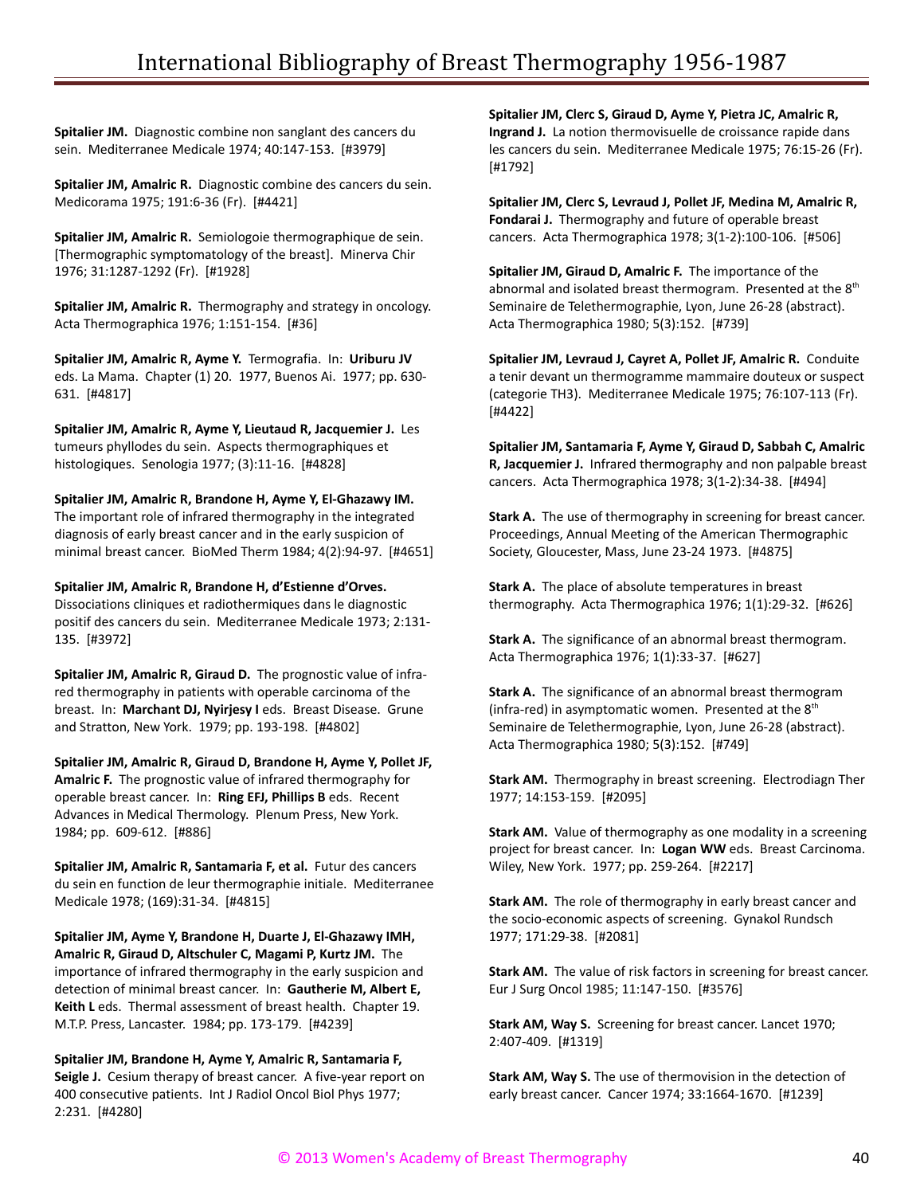**Spitalier JM.** Diagnostic combine non sanglant des cancers du sein. Mediterranee Medicale 1974; 40:147-153. [#3979]

**Spitalier JM, Amalric R.** Diagnostic combine des cancers du sein. Medicorama 1975; 191:6-36 (Fr). [#4421]

**Spitalier JM, Amalric R.** Semiologoie thermographique de sein. [Thermographic symptomatology of the breast]. Minerva Chir 1976; 31:1287-1292 (Fr). [#1928]

**Spitalier JM, Amalric R.** Thermography and strategy in oncology. Acta Thermographica 1976; 1:151-154. [#36]

**Spitalier JM, Amalric R, Ayme Y.** Termografia. In: **Uriburu JV** eds. La Mama. Chapter (1) 20. 1977, Buenos Ai. 1977; pp. 630-631. [#4817]

**Spitalier JM, Amalric R, Ayme Y, Lieutaud R, Jacquemier J.** Les tumeurs phyllodes du sein. Aspects thermographiques et histologiques. Senologia 1977; (3):11-16. [#4828]

**Spitalier JM, Amalric R, Brandone H, Ayme Y, El-Ghazawy IM.** The important role of infrared thermography in the integrated diagnosis of early breast cancer and in the early suspicion of minimal breast cancer. BioMed Therm 1984; 4(2):94-97. [#4651]

**Spitalier JM, Amalric R, Brandone H, d'Estienne d'Orves.** Dissociations cliniques et radiothermiques dans le diagnostic positif des cancers du sein. Mediterranee Medicale 1973; 2:131-135. [#3972]

**Spitalier JM, Amalric R, Giraud D.** The prognostic value of infra-red thermography in patients with operable carcinoma of the breast. In: **Marchant DJ, Nyirjesy I** eds. Breast Disease. Grune and Stratton, New York. 1979; pp. 193-198. [#4802]

**Spitalier JM, Amalric R, Giraud D, Brandone H, Ayme Y, Pollet JF, Amalric F.** The prognostic value of infrared thermography for operable breast cancer. In: **Ring EFJ, Phillips B** eds. Recent Advances in Medical Thermology. Plenum Press, New York. 1984; pp. 609-612. [#886]

**Spitalier JM, Amalric R, Santamaria F, et al.** Futur des cancers du sein en function de leur thermographie initiale. Mediterranee Medicale 1978; (169):31-34. [#4815]

**Spitalier JM, Ayme Y, Brandone H, Duarte J, El-Ghazawy IMH, Amalric R, Giraud D, Altschuler C, Magami P, Kurtz JM.** The importance of infrared thermography in the early suspicion and detection of minimal breast cancer. In: **Gautherie M, Albert E, Keith L** eds. Thermal assessment of breast health. Chapter 19. M.T.P. Press, Lancaster. 1984; pp. 173-179. [#4239]

**Spitalier JM, Brandone H, Ayme Y, Amalric R, Santamaria F, Seigle J.** Cesium therapy of breast cancer. A five-year report on 400 consecutive patients. Int J Radiol Oncol Biol Phys 1977; 2:231. [#4280]

**Spitalier JM, Clerc S, Giraud D, Ayme Y, Pietra JC, Amalric R, Ingrand J.** La notion thermovisuelle de croissance rapide dans les cancers du sein. Mediterranee Medicale 1975; 76:15-26 (Fr). [#1792]

**Spitalier JM, Clerc S, Levraud J, Pollet JF, Medina M, Amalric R, Fondarai J.** Thermography and future of operable breast cancers. Acta Thermographica 1978; 3(1-2):100-106. [#506]

**Spitalier JM, Giraud D, Amalric F.** The importance of the abnormal and isolated breast thermogram. Presented at the 8th Seminaire de Telethermographie, Lyon, June 26-28 (abstract). Acta Thermographica 1980; 5(3):152. [#739]

**Spitalier JM, Levraud J, Cayret A, Pollet JF, Amalric R.** Conduite a tenir devant un thermogramme mammaire douteux or suspect (categorie TH3). Mediterranee Medicale 1975; 76:107-113 (Fr). [#4422]

**Spitalier JM, Santamaria F, Ayme Y, Giraud D, Sabbah C, Amalric R, Jacquemier J.** Infrared thermography and non palpable breast cancers. Acta Thermographica 1978; 3(1-2):34-38. [#494]

**Stark A.** The use of thermography in screening for breast cancer. Proceedings, Annual Meeting of the American Thermographic Society, Gloucester, Mass, June 23-24 1973. [#4875]

**Stark A.** The place of absolute temperatures in breast thermography. Acta Thermographica 1976; 1(1):29-32. [#626]

**Stark A.** The significance of an abnormal breast thermogram. Acta Thermographica 1976; 1(1):33-37. [#627]

**Stark A.** The significance of an abnormal breast thermogram (infra-red) in asymptomatic women. Presented at the 8th Seminaire de Telethermographie, Lyon, June 26-28 (abstract). Acta Thermographica 1980; 5(3):152. [#749]

**Stark AM.** Thermography in breast screening. Electrodiagn Ther 1977; 14:153-159. [#2095]

**Stark AM.** Value of thermography as one modality in a screening project for breast cancer. In: **Logan WW** eds. Breast Carcinoma. Wiley, New York. 1977; pp. 259-264. [#2217]

**Stark AM.** The role of thermography in early breast cancer and the socio-economic aspects of screening. Gynakol Rundsch 1977; 171:29-38. [#2081]

**Stark AM.** The value of risk factors in screening for breast cancer. Eur J Surg Oncol 1985; 11:147-150. [#3576]

**Stark AM, Way S.** Screening for breast cancer. Lancet 1970; 2:407-409. [#1319]

**Stark AM, Way S.** The use of thermovision in the detection of early breast cancer. Cancer 1974; 33:1664-1670. [#1239]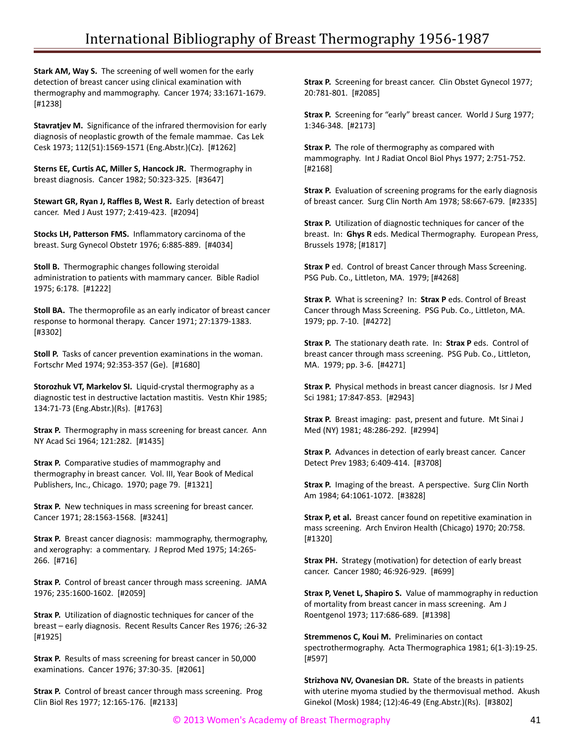**Stark AM, Way S.** The screening of well women for the early detection of breast cancer using clinical examination with thermography and mammography. Cancer 1974; 33:1671-1679. [#1238]

**Stavratjev M.** Significance of the infrared thermovision for early diagnosis of neoplastic growth of the female mammae. Cas Lek Cesk 1973; 112(51):1569-1571 (Eng.Abstr.)(Cz). [#1262]

**Sterns EE, Curtis AC, Miller S, Hancock JR.** Thermography in breast diagnosis. Cancer 1982; 50:323-325. [#3647]

**Stewart GR, Ryan J, Raffles B, West R.** Early detection of breast cancer. Med J Aust 1977; 2:419-423. [#2094]

**Stocks LH, Patterson FMS.** Inflammatory carcinoma of the breast. Surg Gynecol Obstetr 1976; 6:885-889. [#4034]

**Stoll B.** Thermographic changes following steroidal administration to patients with mammary cancer. Bible Radiol 1975; 6:178. [#1222]

**Stoll BA.** The thermoprofile as an early indicator of breast cancer response to hormonal therapy. Cancer 1971; 27:1379-1383. [#3302]

**Stoll P.** Tasks of cancer prevention examinations in the woman. Fortschr Med 1974; 92:353-357 (Ge). [#1680]

**Storozhuk VT, Markelov SI.** Liquid-crystal thermography as a diagnostic test in destructive lactation mastitis. Vestn Khir 1985; 134:71-73 (Eng.Abstr.)(Rs). [#1763]

**Strax P.** Thermography in mass screening for breast cancer. Ann NY Acad Sci 1964; 121:282. [#1435]

**Strax P.** Comparative studies of mammography and thermography in breast cancer. Vol. III, Year Book of Medical Publishers, Inc., Chicago. 1970; page 79. [#1321]

**Strax P.** New techniques in mass screening for breast cancer. Cancer 1971; 28:1563-1568. [#3241]

**Strax P.** Breast cancer diagnosis: mammography, thermography, and xerography: a commentary. J Reprod Med 1975; 14:265-266. [#716]

**Strax P.** Control of breast cancer through mass screening. JAMA 1976; 235:1600-1602. [#2059]

**Strax P.** Utilization of diagnostic techniques for cancer of the breast – early diagnosis. Recent Results Cancer Res 1976; :26-32 [#1925]

**Strax P.** Results of mass screening for breast cancer in 50,000 examinations. Cancer 1976; 37:30-35. [#2061]

**Strax P.** Control of breast cancer through mass screening. Prog Clin Biol Res 1977; 12:165-176. [#2133]

**Strax P.** Screening for breast cancer. Clin Obstet Gynecol 1977; 20:781-801. [#2085]

**Strax P.** Screening for "early" breast cancer. World J Surg 1977; 1:346-348. [#2173]

**Strax P.** The role of thermography as compared with mammography. Int J Radiat Oncol Biol Phys 1977; 2:751-752. [#2168]

**Strax P.** Evaluation of screening programs for the early diagnosis of breast cancer. Surg Clin North Am 1978; 58:667-679. [#2335]

**Strax P.** Utilization of diagnostic techniques for cancer of the breast. In: **Ghys R** eds. Medical Thermography. European Press, Brussels 1978; [#1817]

**Strax P** ed. Control of breast Cancer through Mass Screening. PSG Pub. Co., Littleton, MA. 1979; [#4268]

**Strax P.** What is screening? In: **Strax P** eds. Control of Breast Cancer through Mass Screening. PSG Pub. Co., Littleton, MA. 1979; pp. 7-10. [#4272]

**Strax P.** The stationary death rate. In: **Strax P** eds. Control of breast cancer through mass screening. PSG Pub. Co., Littleton, MA. 1979; pp. 3-6. [#4271]

**Strax P.** Physical methods in breast cancer diagnosis. Isr J Med Sci 1981; 17:847-853. [#2943]

**Strax P.** Breast imaging: past, present and future. Mt Sinai J Med (NY) 1981; 48:286-292. [#2994]

**Strax P.** Advances in detection of early breast cancer. Cancer Detect Prev 1983; 6:409-414. [#3708]

**Strax P.** Imaging of the breast. A perspective. Surg Clin North Am 1984; 64:1061-1072. [#3828]

**Strax P, et al.** Breast cancer found on repetitive examination in mass screening. Arch Environ Health (Chicago) 1970; 20:758. [#1320]

**Strax PH.** Strategy (motivation) for detection of early breast cancer. Cancer 1980; 46:926-929. [#699]

**Strax P, Venet L, Shapiro S.** Value of mammography in reduction of mortality from breast cancer in mass screening. Am J Roentgenol 1973; 117:686-689. [#1398]

**Stremmenos C, Koui M.** Preliminaries on contact spectrothermography. Acta Thermographica 1981; 6(1-3):19-25. [#597]

**Strizhova NV, Ovanesian DR.** State of the breasts in patients with uterine myoma studied by the thermovisual method. Akush Ginekol (Mosk) 1984; (12):46-49 (Eng.Abstr.)(Rs). [#3802]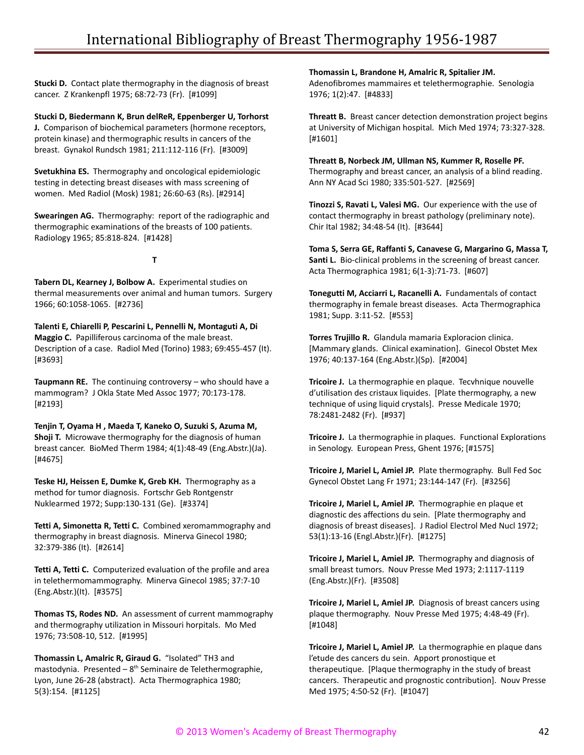**Stucki D.** Contact plate thermography in the diagnosis of breast cancer. Z Krankenpfl 1975; 68:72-73 (Fr). [#1099]

**Stucki D, Biedermann K, Brun delReR, Eppenberger U, Torhorst J.** Comparison of biochemical parameters (hormone receptors, protein kinase) and thermographic results in cancers of the breast. Gynakol Rundsch 1981; 211:112-116 (Fr). [#3009]

**Svetukhina ES.** Thermography and oncological epidemiologic testing in detecting breast diseases with mass screening of women. Med Radiol (Mosk) 1981; 26:60-63 (Rs). [#2914]

**Swearingen AG.** Thermography: report of the radiographic and thermographic examinations of the breasts of 100 patients. Radiology 1965; 85:818-824. [#1428]

**T**

**Tabern DL, Kearney J, Bolbow A.** Experimental studies on thermal measurements over animal and human tumors. Surgery 1966; 60:1058-1065. [#2736]

**Talenti E, Chiarelli P, Pescarini L, Pennelli N, Montaguti A, Di Maggio C.** Papilliferous carcinoma of the male breast. Description of a case. Radiol Med (Torino) 1983; 69:455-457 (It). [#3693]

**Taupmann RE.** The continuing controversy – who should have a mammogram? J Okla State Med Assoc 1977; 70:173-178. [#2193]

**Tenjin T, Oyama H , Maeda T, Kaneko O, Suzuki S, Azuma M, Shoji T.** Microwave thermography for the diagnosis of human breast cancer. BioMed Therm 1984; 4(1):48-49 (Eng.Abstr.)(Ja). [#4675]

**Teske HJ, Heissen E, Dumke K, Greb KH.** Thermography as a method for tumor diagnosis. Fortschr Geb Rontgenstr Nuklearmed 1972; Supp:130-131 (Ge). [#3374]

**Tetti A, Simonetta R, Tetti C.** Combined xeromammography and thermography in breast diagnosis. Minerva Ginecol 1980; 32:379-386 (It). [#2614]

**Tetti A, Tetti C.** Computerized evaluation of the profile and area in telethermomammography. Minerva Ginecol 1985; 37:7-10 (Eng.Abstr.)(It). [#3575]

**Thomas TS, Rodes ND.** An assessment of current mammography and thermography utilization in Missouri horpitals. Mo Med 1976; 73:508-10, 512. [#1995]

**Thomassin L, Amalric R, Giraud G.** "Isolated" TH3 and mastodynia. Presented – 8th Seminaire de Telethermographie, Lyon, June 26-28 (abstract). Acta Thermographica 1980; 5(3):154. [#1125]

**Thomassin L, Brandone H, Amalric R, Spitalier JM.** Adenofibromes mammaires et telethermographie. Senologia 1976; 1(2):47. [#4833]

**Threatt B.** Breast cancer detection demonstration project begins at University of Michigan hospital. Mich Med 1974; 73:327-328. [#1601]

**Threatt B, Norbeck JM, Ullman NS, Kummer R, Roselle PF.** Thermography and breast cancer, an analysis of a blind reading. Ann NY Acad Sci 1980; 335:501-527. [#2569]

**Tinozzi S, Ravati L, Valesi MG.** Our experience with the use of contact thermography in breast pathology (preliminary note). Chir Ital 1982; 34:48-54 (It). [#3644]

**Toma S, Serra GE, Raffanti S, Canavese G, Margarino G, Massa T, Santi L.** Bio-clinical problems in the screening of breast cancer. Acta Thermographica 1981; 6(1-3):71-73. [#607]

**Tonegutti M, Acciarri L, Racanelli A.** Fundamentals of contact thermography in female breast diseases. Acta Thermographica 1981; Supp. 3:11-52. [#553]

**Torres Trujillo R.** Glandula mamaria Exploracion clinica. [Mammary glands. Clinical examination]. Ginecol Obstet Mex 1976; 40:137-164 (Eng.Abstr.)(Sp). [#2004]

**Tricoire J.** La thermographie en plaque. Tecvhnique nouvelle d'utilisation des cristaux liquides. [Plate thermography, a new technique of using liquid crystals]. Presse Medicale 1970; 78:2481-2482 (Fr). [#937]

**Tricoire J.** La thermographie in plaques. Functional Explorations in Senology. European Press, Ghent 1976; [#1575]

**Tricoire J, Mariel L, Amiel JP.** Plate thermography. Bull Fed Soc Gynecol Obstet Lang Fr 1971; 23:144-147 (Fr). [#3256]

**Tricoire J, Mariel L, Amiel JP.** Thermographie en plaque et diagnostic des affections du sein. [Plate thermography and diagnosis of breast diseases]. J Radiol Electrol Med Nucl 1972; 53(1):13-16 (Engl.Abstr.)(Fr). [#1275]

**Tricoire J, Mariel L, Amiel JP.** Thermography and diagnosis of small breast tumors. Nouv Presse Med 1973; 2:1117-1119 (Eng.Abstr.)(Fr). [#3508]

**Tricoire J, Mariel L, Amiel JP.** Diagnosis of breast cancers using plaque thermography. Nouv Presse Med 1975; 4:48-49 (Fr). [#1048]

**Tricoire J, Mariel L, Amiel JP.** La thermographie en plaque dans l'etude des cancers du sein. Apport pronostique et therapeutique. [Plaque thermography in the study of breast cancers. Therapeutic and prognostic contribution]. Nouv Presse Med 1975; 4:50-52 (Fr). [#1047]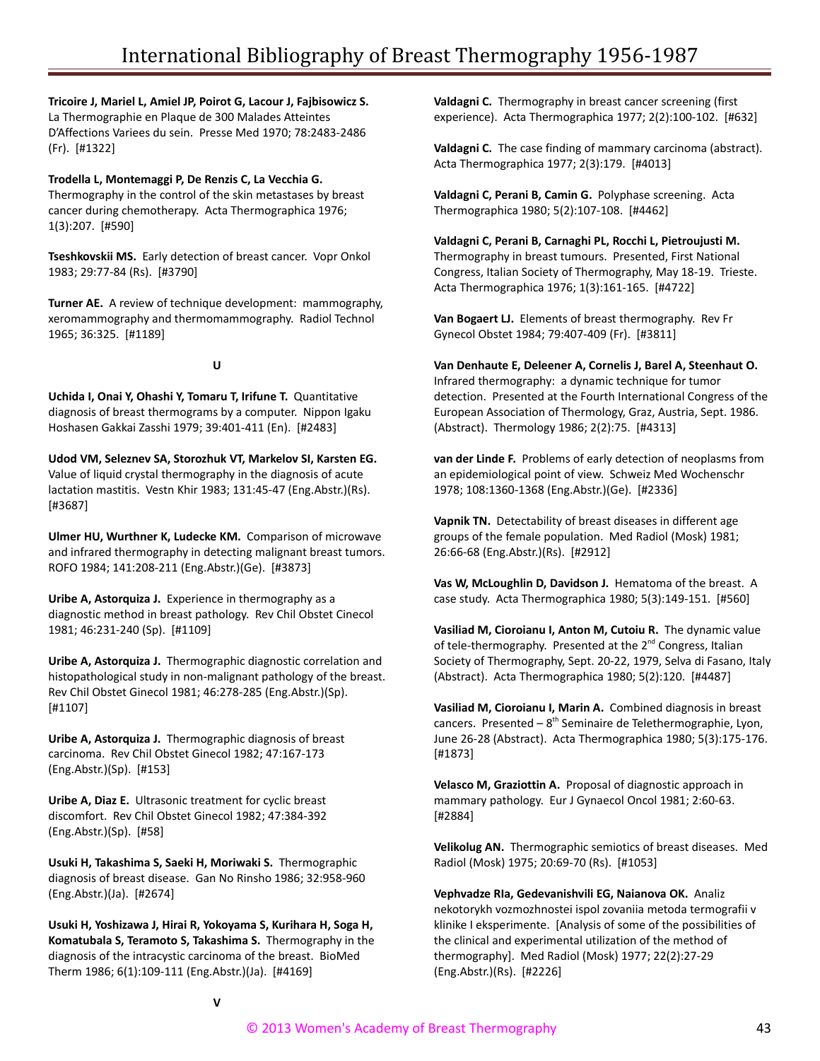**Tricoire J, Mariel L, Amiel JP, Poirot G, Lacour J, Fajbisowicz S.** La Thermographie en Plaque de 300 Malades Atteintes D'Affections Variees du sein. Presse Med 1970; 78:2483-2486 (Fr). [#1322]

**Trodella L, Montemaggi P, De Renzis C, La Vecchia G.** Thermography in the control of the skin metastases by breast cancer during chemotherapy. Acta Thermographica 1976; 1(3):207. [#590]

**Tseshkovskii MS.** Early detection of breast cancer. Vopr Onkol 1983; 29:77-84 (Rs). [#3790]

**Turner AE.** A review of technique development: mammography, xeromammography and thermomammography. Radiol Technol 1965; 36:325. [#1189]

**U**

**Uchida I, Onai Y, Ohashi Y, Tomaru T, Irifune T.** Quantitative diagnosis of breast thermograms by a computer. Nippon Igaku Hoshasen Gakkai Zasshi 1979; 39:401-411 (En). [#2483]

**Udod VM, Seleznev SA, Storozhuk VT, Markelov SI, Karsten EG.** Value of liquid crystal thermography in the diagnosis of acute lactation mastitis. Vestn Khir 1983; 131:45-47 (Eng.Abstr.)(Rs). [#3687]

**Ulmer HU, Wurthner K, Ludecke KM.** Comparison of microwave and infrared thermography in detecting malignant breast tumors. ROFO 1984; 141:208-211 (Eng.Abstr.)(Ge). [#3873]

**Uribe A, Astorquiza J.** Experience in thermography as a diagnostic method in breast pathology. Rev Chil Obstet Cinecol 1981; 46:231-240 (Sp). [#1109]

**Uribe A, Astorquiza J.** Thermographic diagnostic correlation and histopathological study in non-malignant pathology of the breast. Rev Chil Obstet Ginecol 1981; 46:278-285 (Eng.Abstr.)(Sp). [#1107]

**Uribe A, Astorquiza J.** Thermographic diagnosis of breast carcinoma. Rev Chil Obstet Ginecol 1982; 47:167-173 (Eng.Abstr.)(Sp). [#153]

**Uribe A, Diaz E.** Ultrasonic treatment for cyclic breast discomfort. Rev Chil Obstet Ginecol 1982; 47:384-392 (Eng.Abstr.)(Sp). [#58]

**Usuki H, Takashima S, Saeki H, Moriwaki S.** Thermographic diagnosis of breast disease. Gan No Rinsho 1986; 32:958-960 (Eng.Abstr.)(Ja). [#2674]

**Usuki H, Yoshizawa J, Hirai R, Yokoyama S, Kurihara H, Soga H, Komatubala S, Teramoto S, Takashima S.** Thermography in the diagnosis of the intracystic carcinoma of the breast. BioMed Therm 1986; 6(1):109-111 (Eng.Abstr.)(Ja). [#4169]

**V**

**Valdagni C.** Thermography in breast cancer screening (first experience). Acta Thermographica 1977; 2(2):100-102. [#632]

**Valdagni C.** The case finding of mammary carcinoma (abstract). Acta Thermographica 1977; 2(3):179. [#4013]

**Valdagni C, Perani B, Camin G.** Polyphase screening. Acta Thermographica 1980; 5(2):107-108. [#4462]

**Valdagni C, Perani B, Carnaghi PL, Rocchi L, Pietroujusti M.** Thermography in breast tumours. Presented, First National Congress, Italian Society of Thermography, May 18-19. Trieste. Acta Thermographica 1976; 1(3):161-165. [#4722]

**Van Bogaert LJ.** Elements of breast thermography. Rev Fr Gynecol Obstet 1984; 79:407-409 (Fr). [#3811]

**Van Denhaute E, Deleener A, Cornelis J, Barel A, Steenhaut O.** Infrared thermography: a dynamic technique for tumor detection. Presented at the Fourth International Congress of the European Association of Thermology, Graz, Austria, Sept. 1986. (Abstract). Thermology 1986; 2(2):75. [#4313]

**van der Linde F.** Problems of early detection of neoplasms from an epidemiological point of view. Schweiz Med Wochenschr 1978; 108:1360-1368 (Eng.Abstr.)(Ge). [#2336]

**Vapnik TN.** Detectability of breast diseases in different age groups of the female population. Med Radiol (Mosk) 1981; 26:66-68 (Eng.Abstr.)(Rs). [#2912]

**Vas W, McLoughlin D, Davidson J.** Hematoma of the breast. A case study. Acta Thermographica 1980; 5(3):149-151. [#560]

**Vasiliad M, Cioroianu I, Anton M, Cutoiu R.** The dynamic value of tele-thermography. Presented at the 2nd Congress, Italian Society of Thermography, Sept. 20-22, 1979, Selva di Fasano, Italy (Abstract). Acta Thermographica 1980; 5(2):120. [#4487]

**Vasiliad M, Cioroianu I, Marin A.** Combined diagnosis in breast cancers. Presented – 8th Seminaire de Telethermographie, Lyon, June 26-28 (Abstract). Acta Thermographica 1980; 5(3):175-176. [#1873]

**Velasco M, Graziottin A.** Proposal of diagnostic approach in mammary pathology. Eur J Gynaecol Oncol 1981; 2:60-63. [#2884]

**Velikolug AN.** Thermographic semiotics of breast diseases. Med Radiol (Mosk) 1975; 20:69-70 (Rs). [#1053]

**Vephvadze RIa, Gedevanishvili EG, Naianova OK.** Analiz nekotorykh vozmozhnostei ispol zovaniia metoda termografii v klinike I eksperimente. [Analysis of some of the possibilities of the clinical and experimental utilization of the method of thermography]. Med Radiol (Mosk) 1977; 22(2):27-29 (Eng.Abstr.)(Rs). [#2226]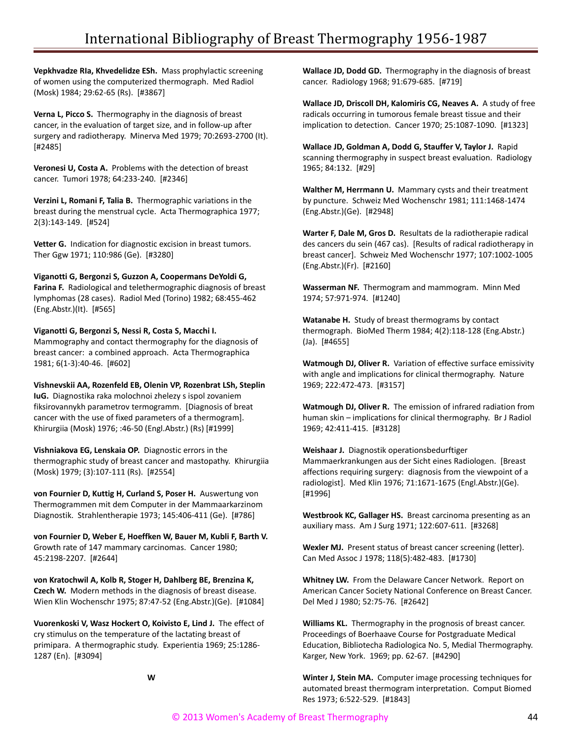**Vepkhvadze RIa, Khvedelidze ESh.** Mass prophylactic screening of women using the computerized thermograph. Med Radiol (Mosk) 1984; 29:62-65 (Rs). [#3867]

**Verna L, Picco S.** Thermography in the diagnosis of breast cancer, in the evaluation of target size, and in follow-up after surgery and radiotherapy. Minerva Med 1979; 70:2693-2700 (It). [#2485]

**Veronesi U, Costa A.** Problems with the detection of breast cancer. Tumori 1978; 64:233-240. [#2346]

**Verzini L, Romani F, Talia B.** Thermographic variations in the breast during the menstrual cycle. Acta Thermographica 1977; 2(3):143-149. [#524]

**Vetter G.** Indication for diagnostic excision in breast tumors. Ther Ggw 1971; 110:986 (Ge). [#3280]

**Viganotti G, Bergonzi S, Guzzon A, Coopermans DeYoldi G, Farina F.** Radiological and telethermographic diagnosis of breast lymphomas (28 cases). Radiol Med (Torino) 1982; 68:455-462 (Eng.Abstr.)(It). [#565]

**Viganotti G, Bergonzi S, Nessi R, Costa S, Macchi I.** Mammography and contact thermography for the diagnosis of breast cancer: a combined approach. Acta Thermographica 1981; 6(1-3):40-46. [#602]

**Vishnevskii AA, Rozenfeld EB, Olenin VP, Rozenbrat LSh, Steplin IuG.** Diagnostika raka molochnoi zhelezy s ispol zovaniem fiksirovannykh parametrov termogramm. [Diagnosis of breat cancer with the use of fixed parameters of a thermogram]. Khirurgiia (Mosk) 1976; :46-50 (Engl.Abstr.) (Rs) [#1999]

**Vishniakova EG, Lenskaia OP.** Diagnostic errors in the thermographic study of breast cancer and mastopathy. Khirurgiia (Mosk) 1979; (3):107-111 (Rs). [#2554]

**von Fournier D, Kuttig H, Curland S, Poser H.** Auswertung von Thermogrammen mit dem Computer in der Mammaarkarzinom Diagnostik. Strahlentherapie 1973; 145:406-411 (Ge). [#786]

**von Fournier D, Weber E, Hoeffken W, Bauer M, Kubli F, Barth V.** Growth rate of 147 mammary carcinomas. Cancer 1980; 45:2198-2207. [#2644]

**von Kratochwil A, Kolb R, Stoger H, Dahlberg BE, Brenzina K, Czech W.** Modern methods in the diagnosis of breast disease. Wien Klin Wochenschr 1975; 87:47-52 (Eng.Abstr.)(Ge). [#1084]

**Vuorenkoski V, Wasz Hockert O, Koivisto E, Lind J.** The effect of cry stimulus on the temperature of the lactating breast of primipara. A thermographic study. Experientia 1969; 25:1286-1287 (En). [#3094]

## W

**Wallace JD, Dodd GD.** Thermography in the diagnosis of breast cancer. Radiology 1968; 91:679-685. [#719]

**Wallace JD, Driscoll DH, Kalomiris CG, Neaves A.** A study of free radicals occurring in tumorous female breast tissue and their implication to detection. Cancer 1970; 25:1087-1090. [#1323]

**Wallace JD, Goldman A, Dodd G, Stauffer V, Taylor J.** Rapid scanning thermography in suspect breast evaluation. Radiology 1965; 84:132. [#29]

**Walther M, Herrmann U.** Mammary cysts and their treatment by puncture. Schweiz Med Wochenschr 1981; 111:1468-1474 (Eng.Abstr.)(Ge). [#2948]

**Warter F, Dale M, Gros D.** Resultats de la radiotherapie radical des cancers du sein (467 cas). [Results of radical radiotherapy in breast cancer]. Schweiz Med Wochenschr 1977; 107:1002-1005 (Eng.Abstr.)(Fr). [#2160]

**Wasserman NF.** Thermogram and mammogram. Minn Med 1974; 57:971-974. [#1240]

**Watanabe H.** Study of breast thermograms by contact thermograph. BioMed Therm 1984; 4(2):118-128 (Eng.Abstr.) (Ja). [#4655]

**Watmough DJ, Oliver R.** Variation of effective surface emissivity with angle and implications for clinical thermography. Nature 1969; 222:472-473. [#3157]

**Watmough DJ, Oliver R.** The emission of infrared radiation from human skin – implications for clinical thermography. Br J Radiol 1969; 42:411-415. [#3128]

**Weishaar J.** Diagnostik operationsbedurftiger Mammaerkrankungen aus der Sicht eines Radiologen. [Breast affections requiring surgery: diagnosis from the viewpoint of a radiologist]. Med Klin 1976; 71:1671-1675 (Engl.Abstr.)(Ge). [#1996]

**Westbrook KC, Gallager HS.** Breast carcinoma presenting as an auxiliary mass. Am J Surg 1971; 122:607-611. [#3268]

**Wexler MJ.** Present status of breast cancer screening (letter). Can Med Assoc J 1978; 118(5):482-483. [#1730]

**Whitney LW.** From the Delaware Cancer Network. Report on American Cancer Society National Conference on Breast Cancer. Del Med J 1980; 52:75-76. [#2642]

**Williams KL.** Thermography in the prognosis of breast cancer. Proceedings of Boerhaave Course for Postgraduate Medical Education, Bibliotecha Radiologica No. 5, Medial Thermography. Karger, New York. 1969; pp. 62-67. [#4290]

**Winter J, Stein MA.** Computer image processing techniques for automated breast thermogram interpretation. Comput Biomed Res 1973; 6:522-529. [#1843]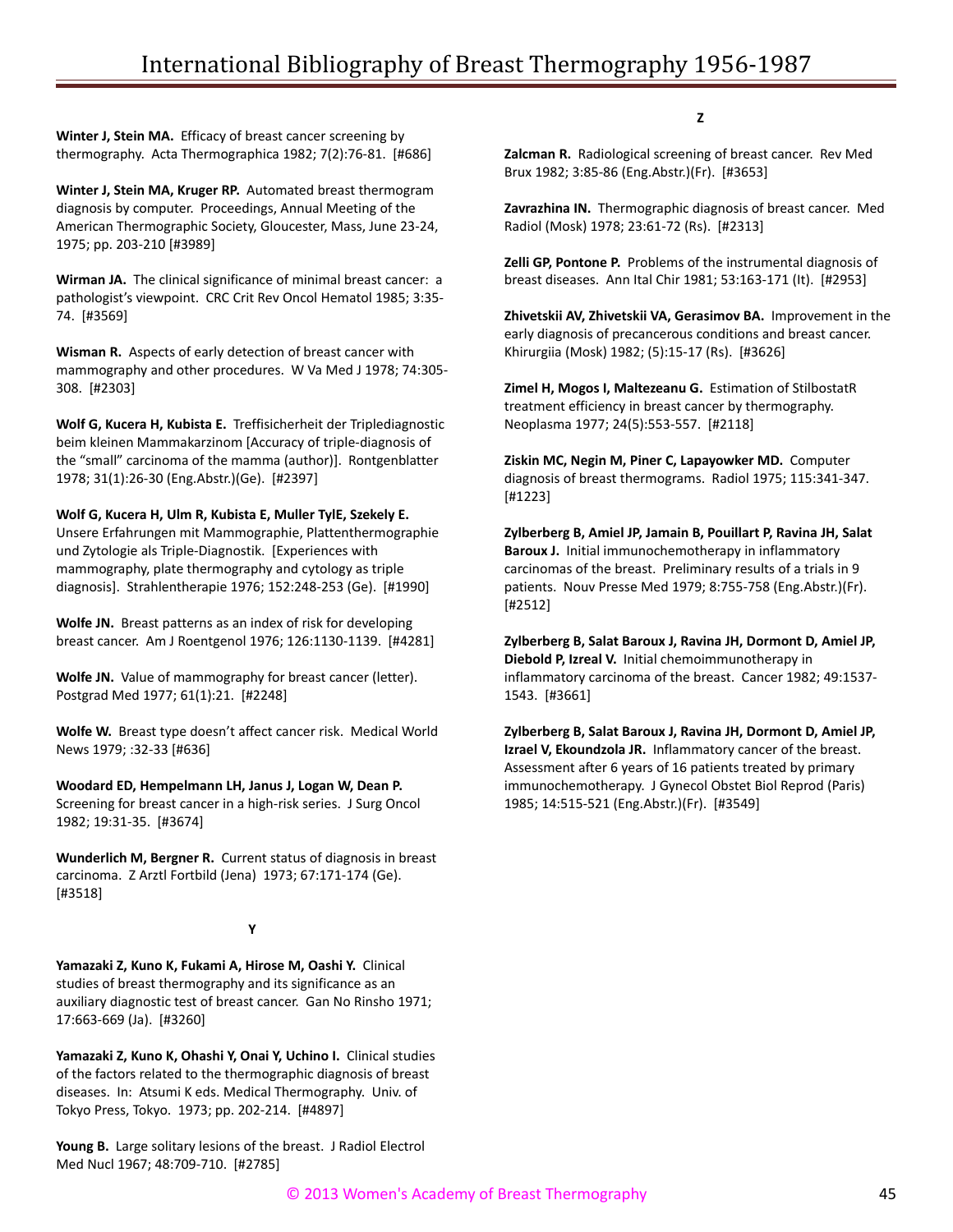**Winter J, Stein MA.** Efficacy of breast cancer screening by thermography. Acta Thermographica 1982; 7(2):76-81. [#686]

**Winter J, Stein MA, Kruger RP.** Automated breast thermogram diagnosis by computer. Proceedings, Annual Meeting of the American Thermographic Society, Gloucester, Mass, June 23-24, 1975; pp. 203-210 [#3989]

**Wirman JA.** The clinical significance of minimal breast cancer: a pathologist's viewpoint. CRC Crit Rev Oncol Hematol 1985; 3:35-74. [#3569]

**Wisman R.** Aspects of early detection of breast cancer with mammography and other procedures. W Va Med J 1978; 74:305-308. [#2303]

**Wolf G, Kucera H, Kubista E.** Treffisicherheit der Triplediagnostic beim kleinen Mammakarzinom [Accuracy of triple-diagnosis of the "small" carcinoma of the mamma (author)]. Rontgenblatter 1978; 31(1):26-30 (Eng.Abstr.)(Ge). [#2397]

**Wolf G, Kucera H, Ulm R, Kubista E, Muller TylE, Szekely E.** Unsere Erfahrungen mit Mammographie, Plattenthermographie und Zytologie als Triple-Diagnostik. [Experiences with mammography, plate thermography and cytology as triple diagnosis]. Strahlentherapie 1976; 152:248-253 (Ge). [#1990]

**Wolfe JN.** Breast patterns as an index of risk for developing breast cancer. Am J Roentgenol 1976; 126:1130-1139. [#4281]

**Wolfe JN.** Value of mammography for breast cancer (letter). Postgrad Med 1977; 61(1):21. [#2248]

**Wolfe W.** Breast type doesn't affect cancer risk. Medical World News 1979; :32-33 [#636]

**Woodard ED, Hempelmann LH, Janus J, Logan W, Dean P.** Screening for breast cancer in a high-risk series. J Surg Oncol 1982; 19:31-35. [#3674]

**Wunderlich M, Bergner R.** Current status of diagnosis in breast carcinoma. Z Arztl Fortbild (Jena) 1973; 67:171-174 (Ge). [#3518]

### Y

**Yamazaki Z, Kuno K, Fukami A, Hirose M, Oashi Y.** Clinical studies of breast thermography and its significance as an auxiliary diagnostic test of breast cancer. Gan No Rinsho 1971; 17:663-669 (Ja). [#3260]

**Yamazaki Z, Kuno K, Ohashi Y, Onai Y, Uchino I.** Clinical studies of the factors related to the thermographic diagnosis of breast diseases. In: Atsumi K eds. Medical Thermography. Univ. of Tokyo Press, Tokyo. 1973; pp. 202-214. [#4897]

**Young B.** Large solitary lesions of the breast. J Radiol Electrol Med Nucl 1967; 48:709-710. [#2785]

### Z

**Zalcman R.** Radiological screening of breast cancer. Rev Med Brux 1982; 3:85-86 (Eng.Abstr.)(Fr). [#3653]

**Zavrazhina IN.** Thermographic diagnosis of breast cancer. Med Radiol (Mosk) 1978; 23:61-72 (Rs). [#2313]

**Zelli GP, Pontone P.** Problems of the instrumental diagnosis of breast diseases. Ann Ital Chir 1981; 53:163-171 (It). [#2953]

**Zhivetskii AV, Zhivetskii VA, Gerasimov BA.** Improvement in the early diagnosis of precancerous conditions and breast cancer. Khirurgiia (Mosk) 1982; (5):15-17 (Rs). [#3626]

**Zimel H, Mogos I, Maltezeanu G.** Estimation of StilbostatR treatment efficiency in breast cancer by thermography. Neoplasma 1977; 24(5):553-557. [#2118]

**Ziskin MC, Negin M, Piner C, Lapayowker MD.** Computer diagnosis of breast thermograms. Radiol 1975; 115:341-347. [#1223]

**Zylberberg B, Amiel JP, Jamain B, Pouillart P, Ravina JH, Salat Baroux J.** Initial immunochemotherapy in inflammatory carcinomas of the breast. Preliminary results of a trials in 9 patients. Nouv Presse Med 1979; 8:755-758 (Eng.Abstr.)(Fr). [#2512]

**Zylberberg B, Salat Baroux J, Ravina JH, Dormont D, Amiel JP, Diebold P, Izreal V.** Initial chemoimmunotherapy in inflammatory carcinoma of the breast. Cancer 1982; 49:1537-1543. [#3661]

**Zylberberg B, Salat Baroux J, Ravina JH, Dormont D, Amiel JP, Izrael V, Ekoundzola JR.** Inflammatory cancer of the breast. Assessment after 6 years of 16 patients treated by primary immunochemotherapy. J Gynecol Obstet Biol Reprod (Paris) 1985; 14:515-521 (Eng.Abstr.)(Fr). [#3549]